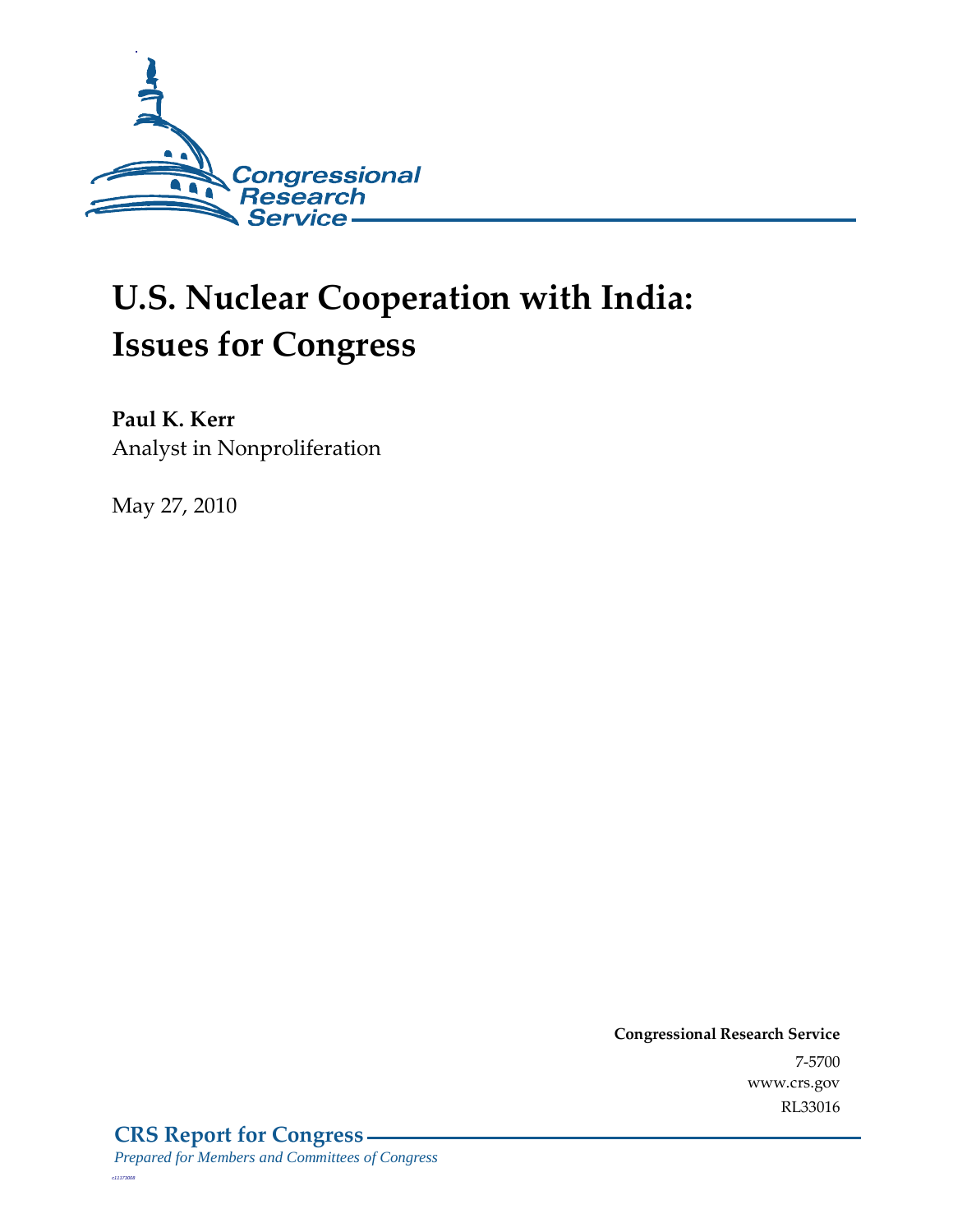Congressional Research Service

# U.S. Nuclear Cooperation with India: Issues for Congress

**Paul K. Kerr**
Analyst in Nonproliferation

May 27, 2010

**Congressional Research Service**
7-5700
www.crs.gov
RL33016

**CRS Report for Congress**
*Prepared for Members and Committees of Congress*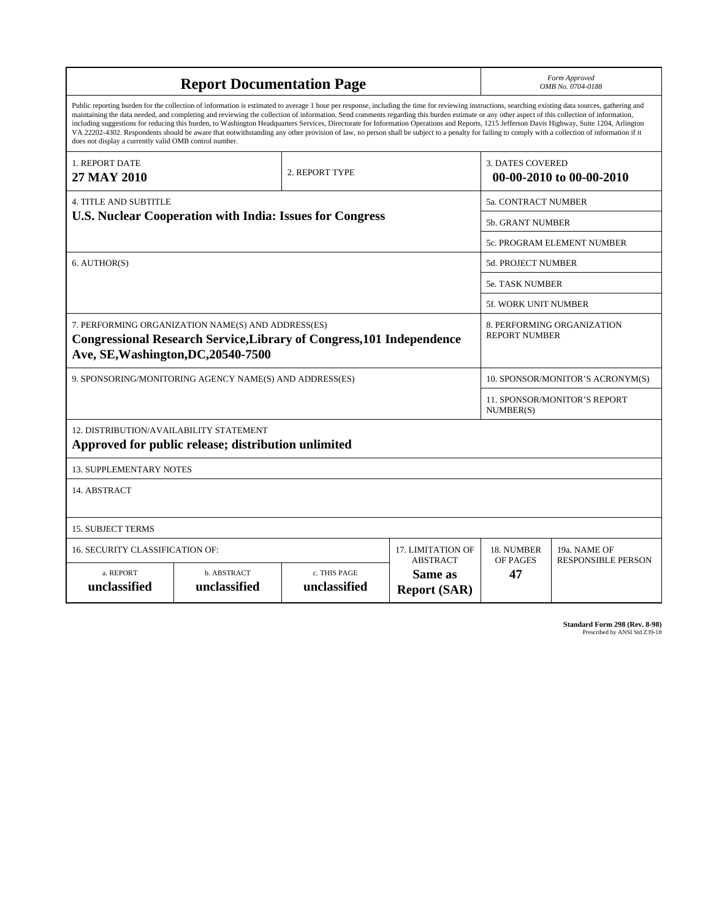# Report Documentation Page

*Form Approved*
*OMB No. 0704-0188*

Public reporting burden for the collection of information is estimated to average 1 hour per response, including the time for reviewing instructions, searching existing data sources, gathering and maintaining the data needed, and completing and reviewing the collection of information. Send comments regarding this burden estimate or any other aspect of this collection of information, including suggestions for reducing this burden, to Washington Headquarters Services, Directorate for Information Operations and Reports, 1215 Jefferson Davis Highway, Suite 1204, Arlington VA 22202-4302. Respondents should be aware that notwithstanding any other provision of law, no person shall be subject to a penalty for failing to comply with a collection of information if it does not display a currently valid OMB control number.

| 1. REPORT DATE | 2. REPORT TYPE | 3. DATES COVERED |
|---|---|---|
| **27 MAY 2010** | | **00-00-2010 to 00-00-2010** |

| 4. TITLE AND SUBTITLE | |
|---|---|
| **U.S. Nuclear Cooperation with India: Issues for Congress** | 5a. CONTRACT NUMBER |
| | 5b. GRANT NUMBER |
| | 5c. PROGRAM ELEMENT NUMBER |
| 6. AUTHOR(S) | 5d. PROJECT NUMBER |
| | 5e. TASK NUMBER |
| | 5f. WORK UNIT NUMBER |
| 7. PERFORMING ORGANIZATION NAME(S) AND ADDRESS(ES) **Congressional Research Service,Library of Congress,101 Independence Ave, SE,Washington,DC,20540-7500** | 8. PERFORMING ORGANIZATION REPORT NUMBER |
| 9. SPONSORING/MONITORING AGENCY NAME(S) AND ADDRESS(ES) | 10. SPONSOR/MONITOR'S ACRONYM(S) |
| | 11. SPONSOR/MONITOR'S REPORT NUMBER(S) |

12. DISTRIBUTION/AVAILABILITY STATEMENT
**Approved for public release; distribution unlimited**

13. SUPPLEMENTARY NOTES

14. ABSTRACT

15. SUBJECT TERMS

| 16. SECURITY CLASSIFICATION OF: | | | 17. LIMITATION OF ABSTRACT | 18. NUMBER OF PAGES | 19a. NAME OF RESPONSIBLE PERSON |
|---|---|---|---|---|---|
| a. REPORT | b. ABSTRACT | c. THIS PAGE | | | |
| **unclassified** | **unclassified** | **unclassified** | **Same as Report (SAR)** | **47** | |

**Standard Form 298 (Rev. 8-98)**
Prescribed by ANSI Std Z39-18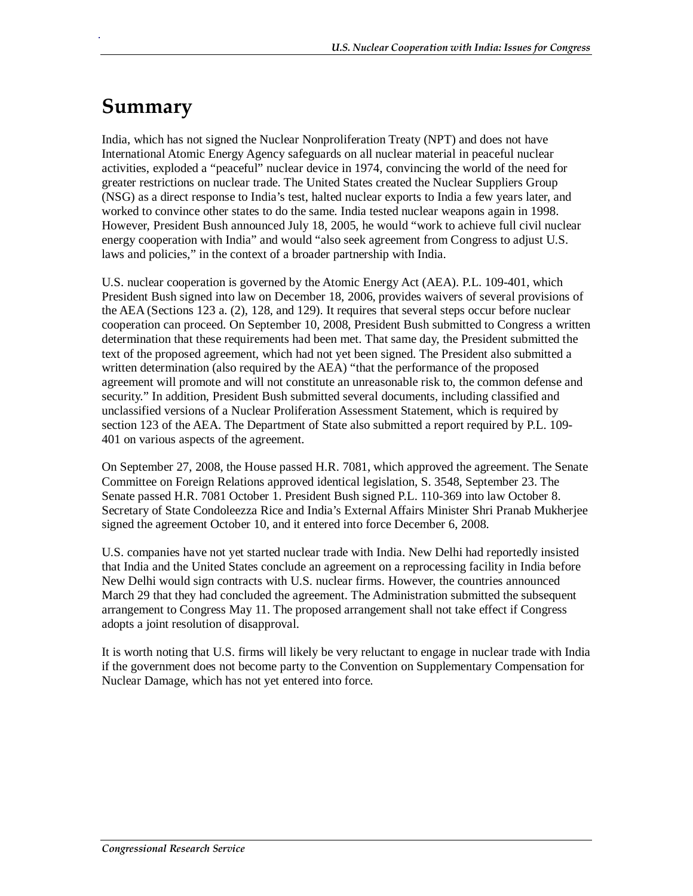# Summary

India, which has not signed the Nuclear Nonproliferation Treaty (NPT) and does not have International Atomic Energy Agency safeguards on all nuclear material in peaceful nuclear activities, exploded a "peaceful" nuclear device in 1974, convincing the world of the need for greater restrictions on nuclear trade. The United States created the Nuclear Suppliers Group (NSG) as a direct response to India's test, halted nuclear exports to India a few years later, and worked to convince other states to do the same. India tested nuclear weapons again in 1998. However, President Bush announced July 18, 2005, he would "work to achieve full civil nuclear energy cooperation with India" and would "also seek agreement from Congress to adjust U.S. laws and policies," in the context of a broader partnership with India.

U.S. nuclear cooperation is governed by the Atomic Energy Act (AEA). P.L. 109-401, which President Bush signed into law on December 18, 2006, provides waivers of several provisions of the AEA (Sections 123 a. (2), 128, and 129). It requires that several steps occur before nuclear cooperation can proceed. On September 10, 2008, President Bush submitted to Congress a written determination that these requirements had been met. That same day, the President submitted the text of the proposed agreement, which had not yet been signed. The President also submitted a written determination (also required by the AEA) "that the performance of the proposed agreement will promote and will not constitute an unreasonable risk to, the common defense and security." In addition, President Bush submitted several documents, including classified and unclassified versions of a Nuclear Proliferation Assessment Statement, which is required by section 123 of the AEA. The Department of State also submitted a report required by P.L. 109-401 on various aspects of the agreement.

On September 27, 2008, the House passed H.R. 7081, which approved the agreement. The Senate Committee on Foreign Relations approved identical legislation, S. 3548, September 23. The Senate passed H.R. 7081 October 1. President Bush signed P.L. 110-369 into law October 8. Secretary of State Condoleezza Rice and India's External Affairs Minister Shri Pranab Mukherjee signed the agreement October 10, and it entered into force December 6, 2008.

U.S. companies have not yet started nuclear trade with India. New Delhi had reportedly insisted that India and the United States conclude an agreement on a reprocessing facility in India before New Delhi would sign contracts with U.S. nuclear firms. However, the countries announced March 29 that they had concluded the agreement. The Administration submitted the subsequent arrangement to Congress May 11. The proposed arrangement shall not take effect if Congress adopts a joint resolution of disapproval.

It is worth noting that U.S. firms will likely be very reluctant to engage in nuclear trade with India if the government does not become party to the Convention on Supplementary Compensation for Nuclear Damage, which has not yet entered into force.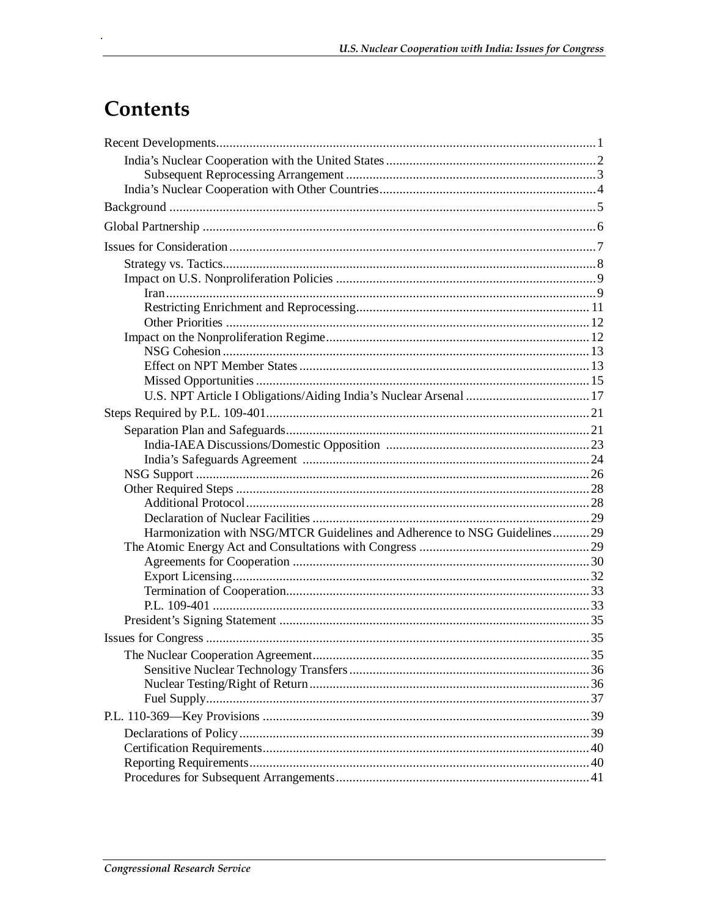# Contents

Recent Developments ..... 1
- India's Nuclear Cooperation with the United States ..... 2
  - Subsequent Reprocessing Arrangement ..... 3
- India's Nuclear Cooperation with Other Countries ..... 4

Background ..... 5

Global Partnership ..... 6

Issues for Consideration ..... 7
- Strategy vs. Tactics ..... 8
- Impact on U.S. Nonproliferation Policies ..... 9
  - Iran ..... 9
  - Restricting Enrichment and Reprocessing ..... 11
  - Other Priorities ..... 12
- Impact on the Nonproliferation Regime ..... 12
  - NSG Cohesion ..... 13
  - Effect on NPT Member States ..... 13
  - Missed Opportunities ..... 15
  - U.S. NPT Article I Obligations/Aiding India's Nuclear Arsenal ..... 17

Steps Required by P.L. 109-401 ..... 21
- Separation Plan and Safeguards ..... 21
  - India-IAEA Discussions/Domestic Opposition ..... 23
  - India's Safeguards Agreement ..... 24
- NSG Support ..... 26
- Other Required Steps ..... 28
  - Additional Protocol ..... 28
  - Declaration of Nuclear Facilities ..... 29
  - Harmonization with NSG/MTCR Guidelines and Adherence to NSG Guidelines ..... 29
- The Atomic Energy Act and Consultations with Congress ..... 29
  - Agreements for Cooperation ..... 30
  - Export Licensing ..... 32
  - Termination of Cooperation ..... 33
  - P.L. 109-401 ..... 33
- President's Signing Statement ..... 35

Issues for Congress ..... 35
- The Nuclear Cooperation Agreement ..... 35
  - Sensitive Nuclear Technology Transfers ..... 36
  - Nuclear Testing/Right of Return ..... 36
  - Fuel Supply ..... 37

P.L. 110-369—Key Provisions ..... 39
- Declarations of Policy ..... 39
- Certification Requirements ..... 40
- Reporting Requirements ..... 40
- Procedures for Subsequent Arrangements ..... 41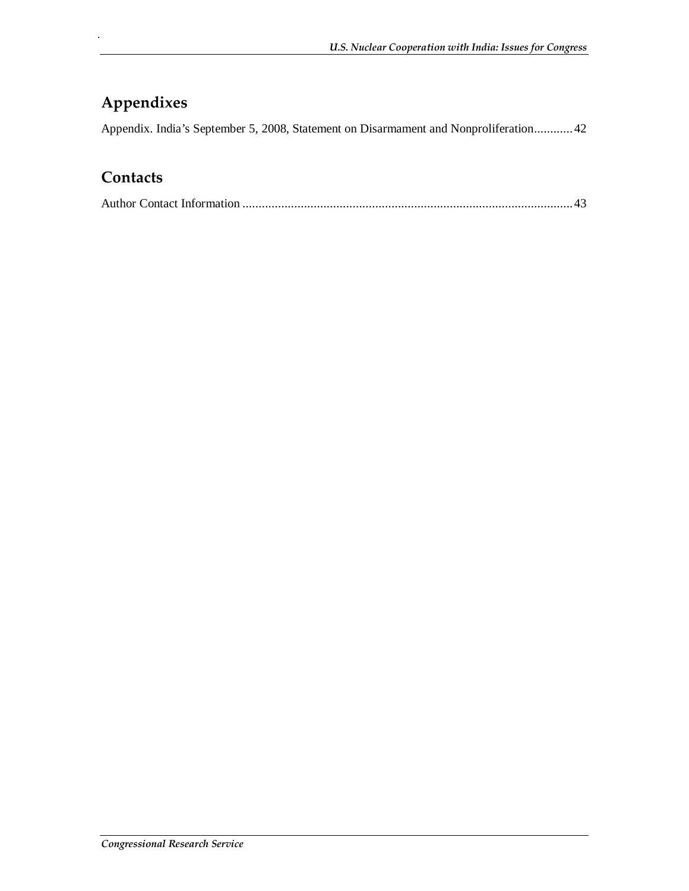## Appendixes

Appendix. India's September 5, 2008, Statement on Disarmament and Nonproliferation............42

## Contacts

Author Contact Information ......................................................................................................43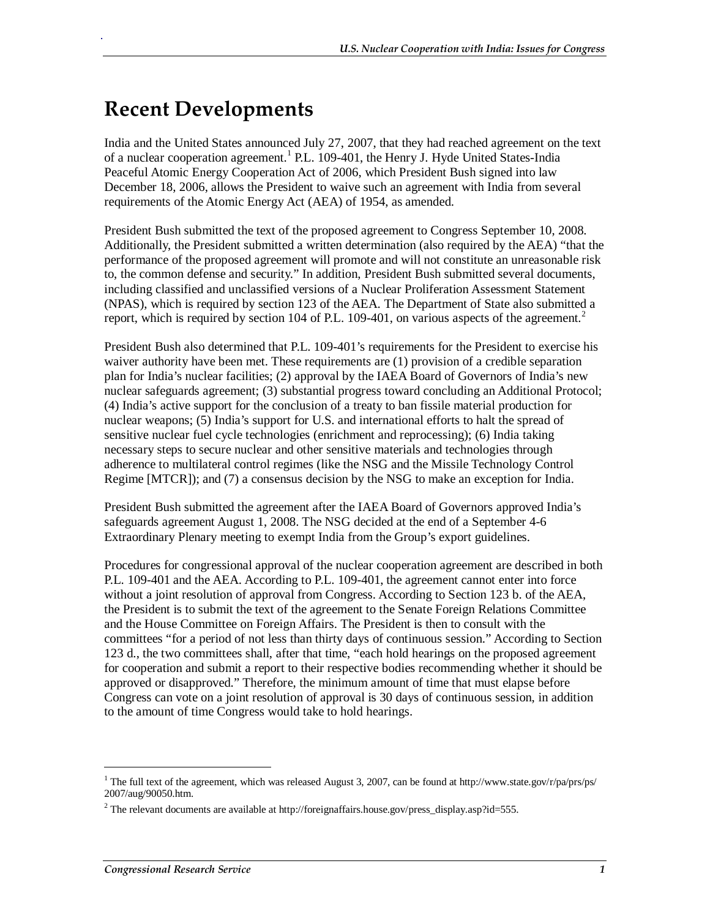# Recent Developments

India and the United States announced July 27, 2007, that they had reached agreement on the text of a nuclear cooperation agreement.[1] P.L. 109-401, the Henry J. Hyde United States-India Peaceful Atomic Energy Cooperation Act of 2006, which President Bush signed into law December 18, 2006, allows the President to waive such an agreement with India from several requirements of the Atomic Energy Act (AEA) of 1954, as amended.

President Bush submitted the text of the proposed agreement to Congress September 10, 2008. Additionally, the President submitted a written determination (also required by the AEA) "that the performance of the proposed agreement will promote and will not constitute an unreasonable risk to, the common defense and security." In addition, President Bush submitted several documents, including classified and unclassified versions of a Nuclear Proliferation Assessment Statement (NPAS), which is required by section 123 of the AEA. The Department of State also submitted a report, which is required by section 104 of P.L. 109-401, on various aspects of the agreement.[2]

President Bush also determined that P.L. 109-401's requirements for the President to exercise his waiver authority have been met. These requirements are (1) provision of a credible separation plan for India's nuclear facilities; (2) approval by the IAEA Board of Governors of India's new nuclear safeguards agreement; (3) substantial progress toward concluding an Additional Protocol; (4) India's active support for the conclusion of a treaty to ban fissile material production for nuclear weapons; (5) India's support for U.S. and international efforts to halt the spread of sensitive nuclear fuel cycle technologies (enrichment and reprocessing); (6) India taking necessary steps to secure nuclear and other sensitive materials and technologies through adherence to multilateral control regimes (like the NSG and the Missile Technology Control Regime [MTCR]); and (7) a consensus decision by the NSG to make an exception for India.

President Bush submitted the agreement after the IAEA Board of Governors approved India's safeguards agreement August 1, 2008. The NSG decided at the end of a September 4-6 Extraordinary Plenary meeting to exempt India from the Group's export guidelines.

Procedures for congressional approval of the nuclear cooperation agreement are described in both P.L. 109-401 and the AEA. According to P.L. 109-401, the agreement cannot enter into force without a joint resolution of approval from Congress. According to Section 123 b. of the AEA, the President is to submit the text of the agreement to the Senate Foreign Relations Committee and the House Committee on Foreign Affairs. The President is then to consult with the committees "for a period of not less than thirty days of continuous session." According to Section 123 d., the two committees shall, after that time, "each hold hearings on the proposed agreement for cooperation and submit a report to their respective bodies recommending whether it should be approved or disapproved." Therefore, the minimum amount of time that must elapse before Congress can vote on a joint resolution of approval is 30 days of continuous session, in addition to the amount of time Congress would take to hold hearings.

---

[1] The full text of the agreement, which was released August 3, 2007, can be found at http://www.state.gov/r/pa/prs/ps/2007/aug/90050.htm.

[2] The relevant documents are available at http://foreignaffairs.house.gov/press_display.asp?id=555.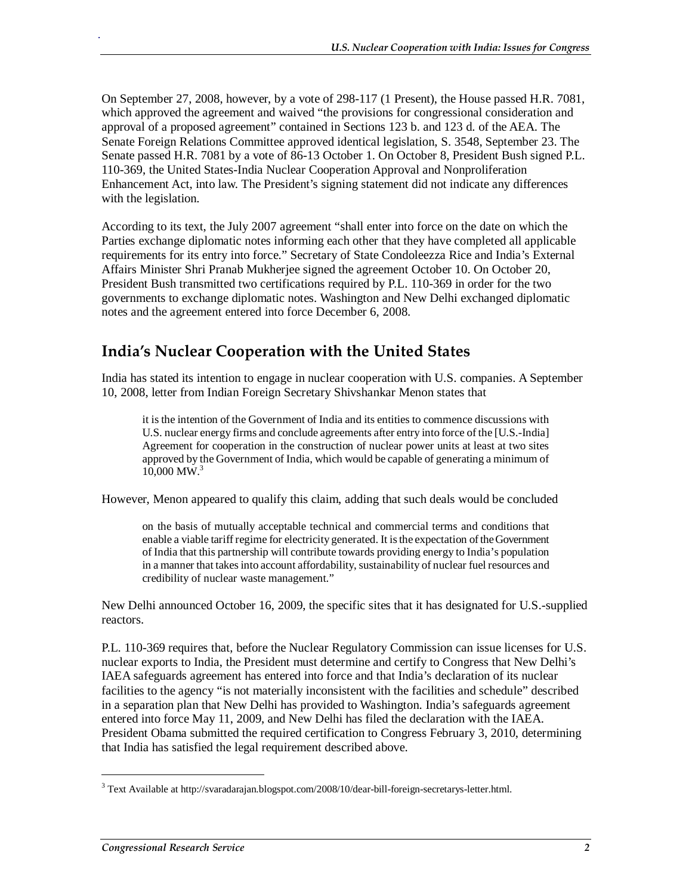On September 27, 2008, however, by a vote of 298-117 (1 Present), the House passed H.R. 7081, which approved the agreement and waived "the provisions for congressional consideration and approval of a proposed agreement" contained in Sections 123 b. and 123 d. of the AEA. The Senate Foreign Relations Committee approved identical legislation, S. 3548, September 23. The Senate passed H.R. 7081 by a vote of 86-13 October 1. On October 8, President Bush signed P.L. 110-369, the United States-India Nuclear Cooperation Approval and Nonproliferation Enhancement Act, into law. The President's signing statement did not indicate any differences with the legislation.

According to its text, the July 2007 agreement "shall enter into force on the date on which the Parties exchange diplomatic notes informing each other that they have completed all applicable requirements for its entry into force." Secretary of State Condoleezza Rice and India's External Affairs Minister Shri Pranab Mukherjee signed the agreement October 10. On October 20, President Bush transmitted two certifications required by P.L. 110-369 in order for the two governments to exchange diplomatic notes. Washington and New Delhi exchanged diplomatic notes and the agreement entered into force December 6, 2008.

## India's Nuclear Cooperation with the United States

India has stated its intention to engage in nuclear cooperation with U.S. companies. A September 10, 2008, letter from Indian Foreign Secretary Shivshankar Menon states that

> it is the intention of the Government of India and its entities to commence discussions with U.S. nuclear energy firms and conclude agreements after entry into force of the [U.S.-India] Agreement for cooperation in the construction of nuclear power units at least at two sites approved by the Government of India, which would be capable of generating a minimum of 10,000 MW.[3]

However, Menon appeared to qualify this claim, adding that such deals would be concluded

> on the basis of mutually acceptable technical and commercial terms and conditions that enable a viable tariff regime for electricity generated. It is the expectation of the Government of India that this partnership will contribute towards providing energy to India's population in a manner that takes into account affordability, sustainability of nuclear fuel resources and credibility of nuclear waste management."

New Delhi announced October 16, 2009, the specific sites that it has designated for U.S.-supplied reactors.

P.L. 110-369 requires that, before the Nuclear Regulatory Commission can issue licenses for U.S. nuclear exports to India, the President must determine and certify to Congress that New Delhi's IAEA safeguards agreement has entered into force and that India's declaration of its nuclear facilities to the agency "is not materially inconsistent with the facilities and schedule" described in a separation plan that New Delhi has provided to Washington. India's safeguards agreement entered into force May 11, 2009, and New Delhi has filed the declaration with the IAEA. President Obama submitted the required certification to Congress February 3, 2010, determining that India has satisfied the legal requirement described above.

---

[3] Text Available at http://svaradarajan.blogspot.com/2008/10/dear-bill-foreign-secretarys-letter.html.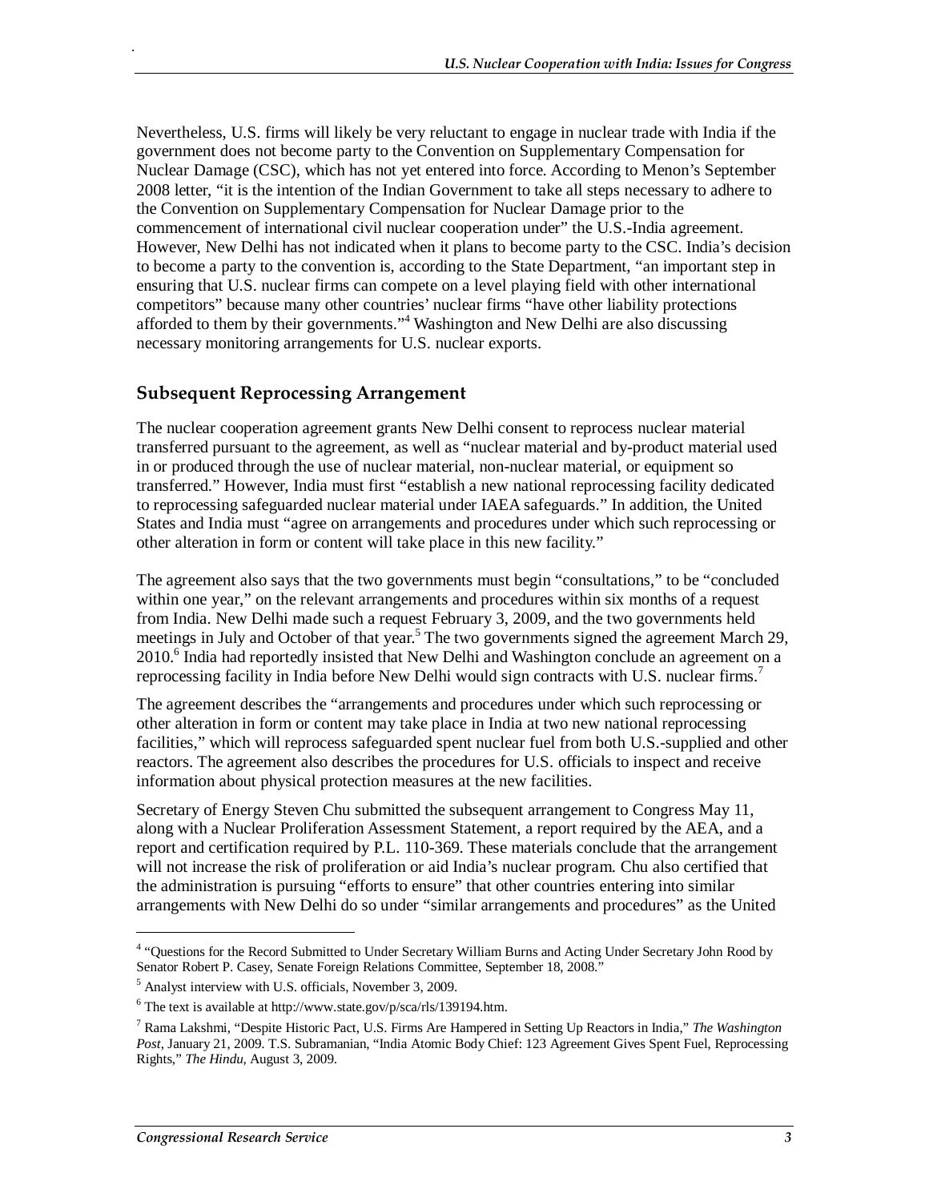Nevertheless, U.S. firms will likely be very reluctant to engage in nuclear trade with India if the government does not become party to the Convention on Supplementary Compensation for Nuclear Damage (CSC), which has not yet entered into force. According to Menon's September 2008 letter, "it is the intention of the Indian Government to take all steps necessary to adhere to the Convention on Supplementary Compensation for Nuclear Damage prior to the commencement of international civil nuclear cooperation under" the U.S.-India agreement. However, New Delhi has not indicated when it plans to become party to the CSC. India's decision to become a party to the convention is, according to the State Department, "an important step in ensuring that U.S. nuclear firms can compete on a level playing field with other international competitors" because many other countries' nuclear firms "have other liability protections afforded to them by their governments."[4] Washington and New Delhi are also discussing necessary monitoring arrangements for U.S. nuclear exports.

## Subsequent Reprocessing Arrangement

The nuclear cooperation agreement grants New Delhi consent to reprocess nuclear material transferred pursuant to the agreement, as well as "nuclear material and by-product material used in or produced through the use of nuclear material, non-nuclear material, or equipment so transferred." However, India must first "establish a new national reprocessing facility dedicated to reprocessing safeguarded nuclear material under IAEA safeguards." In addition, the United States and India must "agree on arrangements and procedures under which such reprocessing or other alteration in form or content will take place in this new facility."

The agreement also says that the two governments must begin "consultations," to be "concluded within one year," on the relevant arrangements and procedures within six months of a request from India. New Delhi made such a request February 3, 2009, and the two governments held meetings in July and October of that year.[5] The two governments signed the agreement March 29, 2010.[6] India had reportedly insisted that New Delhi and Washington conclude an agreement on a reprocessing facility in India before New Delhi would sign contracts with U.S. nuclear firms.[7]

The agreement describes the "arrangements and procedures under which such reprocessing or other alteration in form or content may take place in India at two new national reprocessing facilities," which will reprocess safeguarded spent nuclear fuel from both U.S.-supplied and other reactors. The agreement also describes the procedures for U.S. officials to inspect and receive information about physical protection measures at the new facilities.

Secretary of Energy Steven Chu submitted the subsequent arrangement to Congress May 11, along with a Nuclear Proliferation Assessment Statement, a report required by the AEA, and a report and certification required by P.L. 110-369. These materials conclude that the arrangement will not increase the risk of proliferation or aid India's nuclear program. Chu also certified that the administration is pursuing "efforts to ensure" that other countries entering into similar arrangements with New Delhi do so under "similar arrangements and procedures" as the United

---

[4] "Questions for the Record Submitted to Under Secretary William Burns and Acting Under Secretary John Rood by Senator Robert P. Casey, Senate Foreign Relations Committee, September 18, 2008."

[5] Analyst interview with U.S. officials, November 3, 2009.

[6] The text is available at http://www.state.gov/p/sca/rls/139194.htm.

[7] Rama Lakshmi, "Despite Historic Pact, U.S. Firms Are Hampered in Setting Up Reactors in India," *The Washington Post*, January 21, 2009. T.S. Subramanian, "India Atomic Body Chief: 123 Agreement Gives Spent Fuel, Reprocessing Rights," *The Hindu*, August 3, 2009.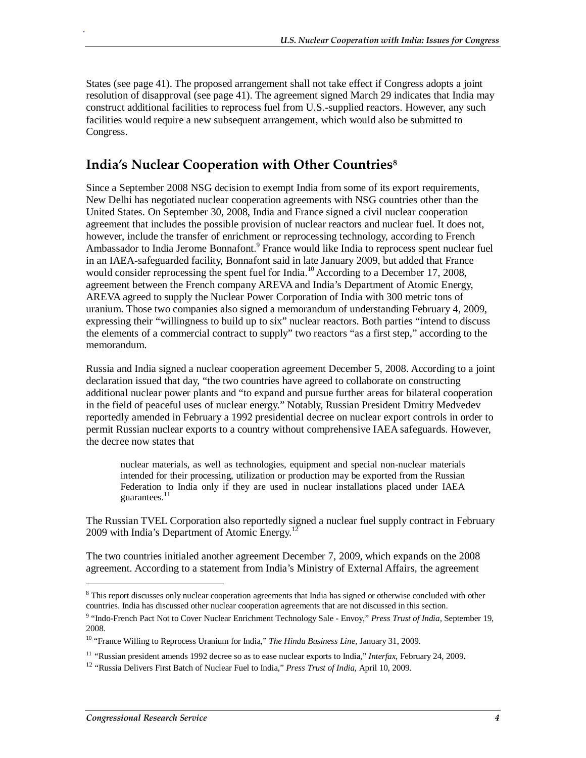States (see page 41). The proposed arrangement shall not take effect if Congress adopts a joint resolution of disapproval (see page 41). The agreement signed March 29 indicates that India may construct additional facilities to reprocess fuel from U.S.-supplied reactors. However, any such facilities would require a new subsequent arrangement, which would also be submitted to Congress.

## India's Nuclear Cooperation with Other Countries[8]

Since a September 2008 NSG decision to exempt India from some of its export requirements, New Delhi has negotiated nuclear cooperation agreements with NSG countries other than the United States. On September 30, 2008, India and France signed a civil nuclear cooperation agreement that includes the possible provision of nuclear reactors and nuclear fuel. It does not, however, include the transfer of enrichment or reprocessing technology, according to French Ambassador to India Jerome Bonnafont.[9] France would like India to reprocess spent nuclear fuel in an IAEA-safeguarded facility, Bonnafont said in late January 2009, but added that France would consider reprocessing the spent fuel for India.[10] According to a December 17, 2008, agreement between the French company AREVA and India's Department of Atomic Energy, AREVA agreed to supply the Nuclear Power Corporation of India with 300 metric tons of uranium. Those two companies also signed a memorandum of understanding February 4, 2009, expressing their "willingness to build up to six" nuclear reactors. Both parties "intend to discuss the elements of a commercial contract to supply" two reactors "as a first step," according to the memorandum.

Russia and India signed a nuclear cooperation agreement December 5, 2008. According to a joint declaration issued that day, "the two countries have agreed to collaborate on constructing additional nuclear power plants and "to expand and pursue further areas for bilateral cooperation in the field of peaceful uses of nuclear energy." Notably, Russian President Dmitry Medvedev reportedly amended in February a 1992 presidential decree on nuclear export controls in order to permit Russian nuclear exports to a country without comprehensive IAEA safeguards. However, the decree now states that

> nuclear materials, as well as technologies, equipment and special non-nuclear materials intended for their processing, utilization or production may be exported from the Russian Federation to India only if they are used in nuclear installations placed under IAEA guarantees.[11]

The Russian TVEL Corporation also reportedly signed a nuclear fuel supply contract in February 2009 with India's Department of Atomic Energy.[12]

The two countries initialed another agreement December 7, 2009, which expands on the 2008 agreement. According to a statement from India's Ministry of External Affairs, the agreement

---

[8] This report discusses only nuclear cooperation agreements that India has signed or otherwise concluded with other countries. India has discussed other nuclear cooperation agreements that are not discussed in this section.

[9] "Indo-French Pact Not to Cover Nuclear Enrichment Technology Sale - Envoy," *Press Trust of India*, September 19, 2008.

[10] "France Willing to Reprocess Uranium for India," *The Hindu Business Line*, January 31, 2009.

[11] "Russian president amends 1992 decree so as to ease nuclear exports to India," *Interfax*, February 24, 2009.

[12] "Russia Delivers First Batch of Nuclear Fuel to India," *Press Trust of India*, April 10, 2009.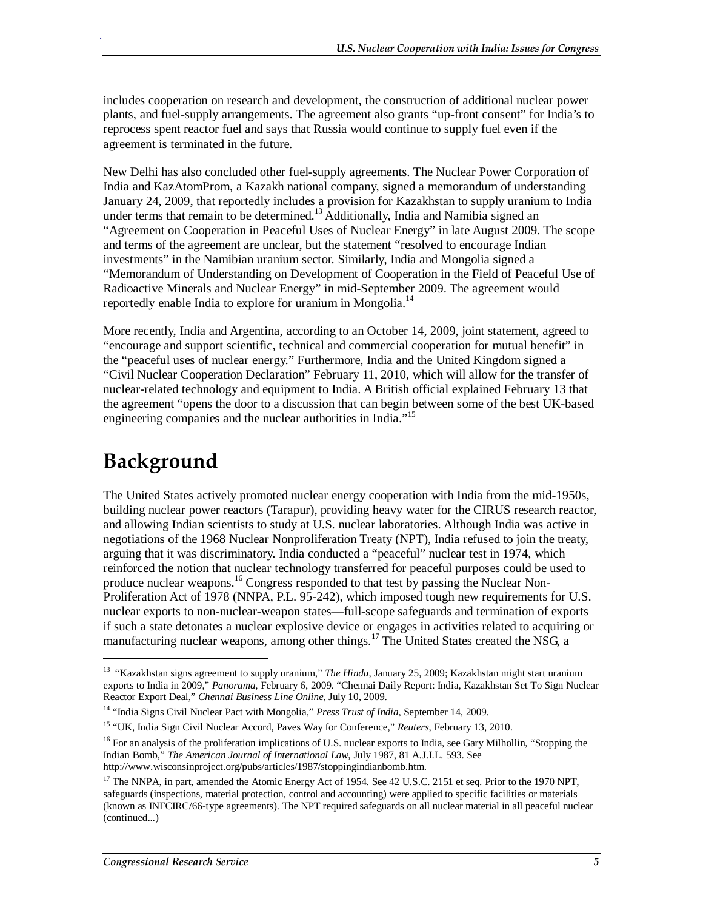includes cooperation on research and development, the construction of additional nuclear power plants, and fuel-supply arrangements. The agreement also grants "up-front consent" for India's to reprocess spent reactor fuel and says that Russia would continue to supply fuel even if the agreement is terminated in the future.

New Delhi has also concluded other fuel-supply agreements. The Nuclear Power Corporation of India and KazAtomProm, a Kazakh national company, signed a memorandum of understanding January 24, 2009, that reportedly includes a provision for Kazakhstan to supply uranium to India under terms that remain to be determined.[13] Additionally, India and Namibia signed an "Agreement on Cooperation in Peaceful Uses of Nuclear Energy" in late August 2009. The scope and terms of the agreement are unclear, but the statement "resolved to encourage Indian investments" in the Namibian uranium sector. Similarly, India and Mongolia signed a "Memorandum of Understanding on Development of Cooperation in the Field of Peaceful Use of Radioactive Minerals and Nuclear Energy" in mid-September 2009. The agreement would reportedly enable India to explore for uranium in Mongolia.[14]

More recently, India and Argentina, according to an October 14, 2009, joint statement, agreed to "encourage and support scientific, technical and commercial cooperation for mutual benefit" in the "peaceful uses of nuclear energy." Furthermore, India and the United Kingdom signed a "Civil Nuclear Cooperation Declaration" February 11, 2010, which will allow for the transfer of nuclear-related technology and equipment to India. A British official explained February 13 that the agreement "opens the door to a discussion that can begin between some of the best UK-based engineering companies and the nuclear authorities in India."[15]

# Background

The United States actively promoted nuclear energy cooperation with India from the mid-1950s, building nuclear power reactors (Tarapur), providing heavy water for the CIRUS research reactor, and allowing Indian scientists to study at U.S. nuclear laboratories. Although India was active in negotiations of the 1968 Nuclear Nonproliferation Treaty (NPT), India refused to join the treaty, arguing that it was discriminatory. India conducted a "peaceful" nuclear test in 1974, which reinforced the notion that nuclear technology transferred for peaceful purposes could be used to produce nuclear weapons.[16] Congress responded to that test by passing the Nuclear Non-Proliferation Act of 1978 (NNPA, P.L. 95-242), which imposed tough new requirements for U.S. nuclear exports to non-nuclear-weapon states—full-scope safeguards and termination of exports if such a state detonates a nuclear explosive device or engages in activities related to acquiring or manufacturing nuclear weapons, among other things.[17] The United States created the NSG, a

---

[13] "Kazakhstan signs agreement to supply uranium," *The Hindu*, January 25, 2009; Kazakhstan might start uranium exports to India in 2009," *Panorama*, February 6, 2009. "Chennai Daily Report: India, Kazakhstan Set To Sign Nuclear Reactor Export Deal," *Chennai Business Line Online*, July 10, 2009.

[14] "India Signs Civil Nuclear Pact with Mongolia," *Press Trust of India*, September 14, 2009.

[15] "UK, India Sign Civil Nuclear Accord, Paves Way for Conference," *Reuters*, February 13, 2010.

[16] For an analysis of the proliferation implications of U.S. nuclear exports to India, see Gary Milhollin, "Stopping the Indian Bomb," *The American Journal of International Law*, July 1987, 81 A.J.I.L. 593. See http://www.wisconsinproject.org/pubs/articles/1987/stoppingindianbomb.htm.

[17] The NNPA, in part, amended the Atomic Energy Act of 1954. See 42 U.S.C. 2151 et seq. Prior to the 1970 NPT, safeguards (inspections, material protection, control and accounting) were applied to specific facilities or materials (known as INFCIRC/66-type agreements). The NPT required safeguards on all nuclear material in all peaceful nuclear (continued...)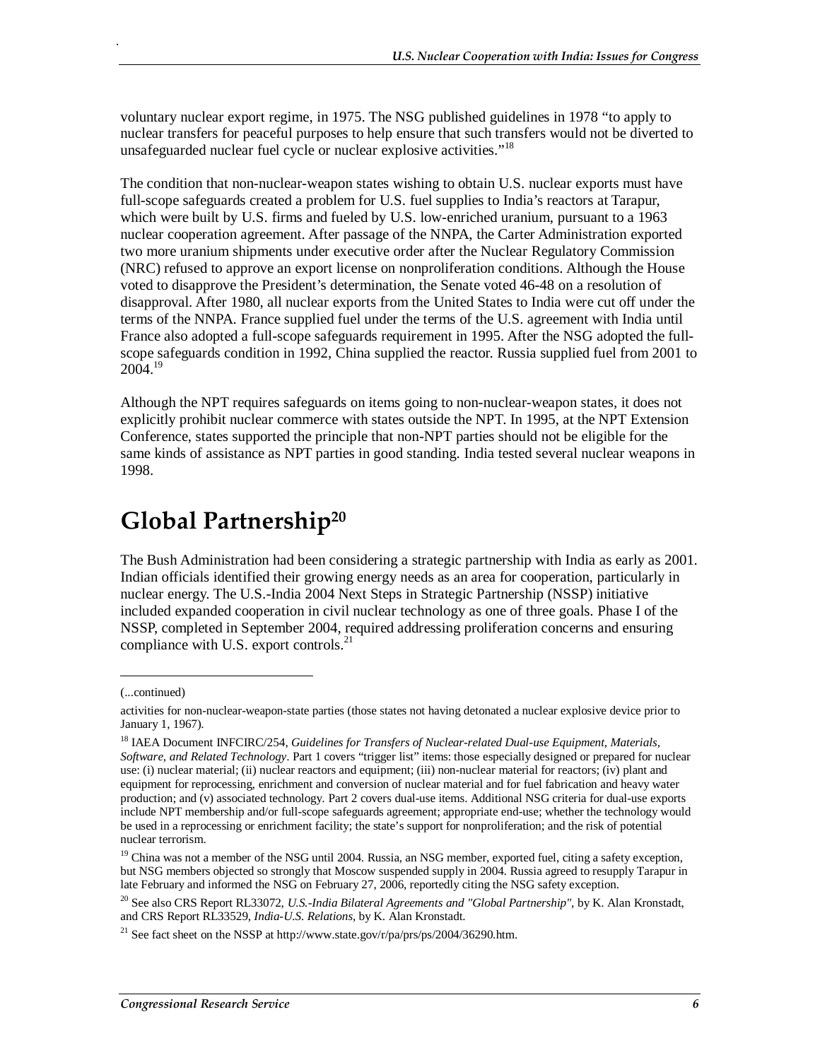voluntary nuclear export regime, in 1975. The NSG published guidelines in 1978 "to apply to nuclear transfers for peaceful purposes to help ensure that such transfers would not be diverted to unsafeguarded nuclear fuel cycle or nuclear explosive activities."[18]

The condition that non-nuclear-weapon states wishing to obtain U.S. nuclear exports must have full-scope safeguards created a problem for U.S. fuel supplies to India's reactors at Tarapur, which were built by U.S. firms and fueled by U.S. low-enriched uranium, pursuant to a 1963 nuclear cooperation agreement. After passage of the NNPA, the Carter Administration exported two more uranium shipments under executive order after the Nuclear Regulatory Commission (NRC) refused to approve an export license on nonproliferation conditions. Although the House voted to disapprove the President's determination, the Senate voted 46-48 on a resolution of disapproval. After 1980, all nuclear exports from the United States to India were cut off under the terms of the NNPA. France supplied fuel under the terms of the U.S. agreement with India until France also adopted a full-scope safeguards requirement in 1995. After the NSG adopted the full-scope safeguards condition in 1992, China supplied the reactor. Russia supplied fuel from 2001 to 2004.[19]

Although the NPT requires safeguards on items going to non-nuclear-weapon states, it does not explicitly prohibit nuclear commerce with states outside the NPT. In 1995, at the NPT Extension Conference, states supported the principle that non-NPT parties should not be eligible for the same kinds of assistance as NPT parties in good standing. India tested several nuclear weapons in 1998.

## Global Partnership[20]

The Bush Administration had been considering a strategic partnership with India as early as 2001. Indian officials identified their growing energy needs as an area for cooperation, particularly in nuclear energy. The U.S.-India 2004 Next Steps in Strategic Partnership (NSSP) initiative included expanded cooperation in civil nuclear technology as one of three goals. Phase I of the NSSP, completed in September 2004, required addressing proliferation concerns and ensuring compliance with U.S. export controls.[21]

---

(...continued)

activities for non-nuclear-weapon-state parties (those states not having detonated a nuclear explosive device prior to January 1, 1967).

[18] IAEA Document INFCIRC/254, *Guidelines for Transfers of Nuclear-related Dual-use Equipment, Materials, Software, and Related Technology*. Part 1 covers "trigger list" items: those especially designed or prepared for nuclear use: (i) nuclear material; (ii) nuclear reactors and equipment; (iii) non-nuclear material for reactors; (iv) plant and equipment for reprocessing, enrichment and conversion of nuclear material and for fuel fabrication and heavy water production; and (v) associated technology. Part 2 covers dual-use items. Additional NSG criteria for dual-use exports include NPT membership and/or full-scope safeguards agreement; appropriate end-use; whether the technology would be used in a reprocessing or enrichment facility; the state's support for nonproliferation; and the risk of potential nuclear terrorism.

[19] China was not a member of the NSG until 2004. Russia, an NSG member, exported fuel, citing a safety exception, but NSG members objected so strongly that Moscow suspended supply in 2004. Russia agreed to resupply Tarapur in late February and informed the NSG on February 27, 2006, reportedly citing the NSG safety exception.

[20] See also CRS Report RL33072, *U.S.-India Bilateral Agreements and "Global Partnership"*, by K. Alan Kronstadt, and CRS Report RL33529, *India-U.S. Relations*, by K. Alan Kronstadt.

[21] See fact sheet on the NSSP at http://www.state.gov/r/pa/prs/ps/2004/36290.htm.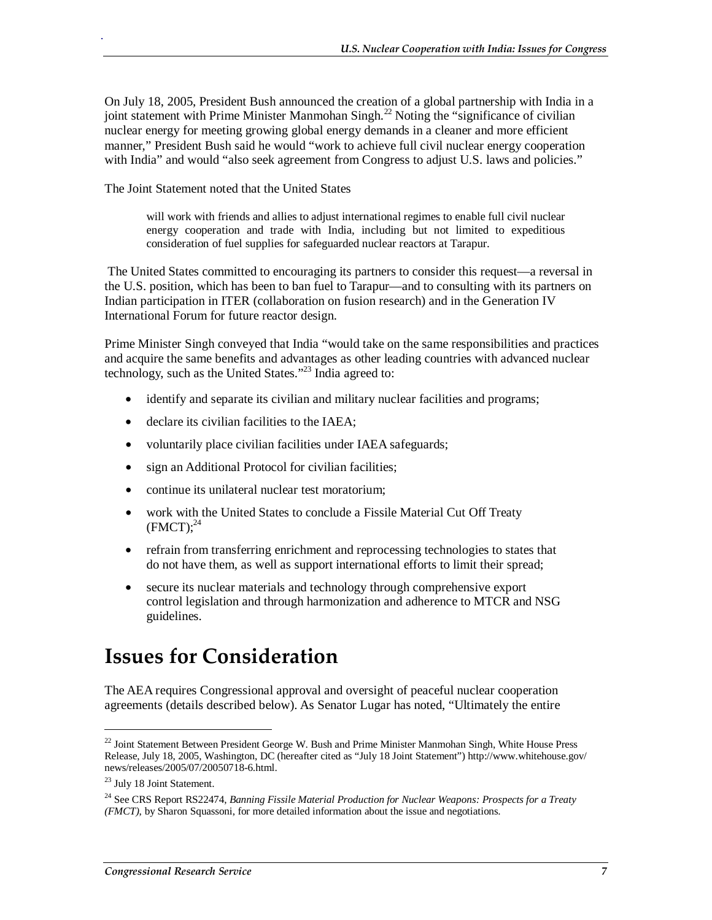On July 18, 2005, President Bush announced the creation of a global partnership with India in a joint statement with Prime Minister Manmohan Singh.[22] Noting the "significance of civilian nuclear energy for meeting growing global energy demands in a cleaner and more efficient manner," President Bush said he would "work to achieve full civil nuclear energy cooperation with India" and would "also seek agreement from Congress to adjust U.S. laws and policies."

The Joint Statement noted that the United States

> will work with friends and allies to adjust international regimes to enable full civil nuclear energy cooperation and trade with India, including but not limited to expeditious consideration of fuel supplies for safeguarded nuclear reactors at Tarapur.

The United States committed to encouraging its partners to consider this request—a reversal in the U.S. position, which has been to ban fuel to Tarapur—and to consulting with its partners on Indian participation in ITER (collaboration on fusion research) and in the Generation IV International Forum for future reactor design.

Prime Minister Singh conveyed that India "would take on the same responsibilities and practices and acquire the same benefits and advantages as other leading countries with advanced nuclear technology, such as the United States."[23] India agreed to:

- identify and separate its civilian and military nuclear facilities and programs;
- declare its civilian facilities to the IAEA;
- voluntarily place civilian facilities under IAEA safeguards;
- sign an Additional Protocol for civilian facilities;
- continue its unilateral nuclear test moratorium;
- work with the United States to conclude a Fissile Material Cut Off Treaty (FMCT);[24]
- refrain from transferring enrichment and reprocessing technologies to states that do not have them, as well as support international efforts to limit their spread;
- secure its nuclear materials and technology through comprehensive export control legislation and through harmonization and adherence to MTCR and NSG guidelines.

# Issues for Consideration

The AEA requires Congressional approval and oversight of peaceful nuclear cooperation agreements (details described below). As Senator Lugar has noted, "Ultimately the entire

---

[22] Joint Statement Between President George W. Bush and Prime Minister Manmohan Singh, White House Press Release, July 18, 2005, Washington, DC (hereafter cited as "July 18 Joint Statement") http://www.whitehouse.gov/news/releases/2005/07/20050718-6.html.

[23] July 18 Joint Statement.

[24] See CRS Report RS22474, *Banning Fissile Material Production for Nuclear Weapons: Prospects for a Treaty (FMCT)*, by Sharon Squassoni, for more detailed information about the issue and negotiations.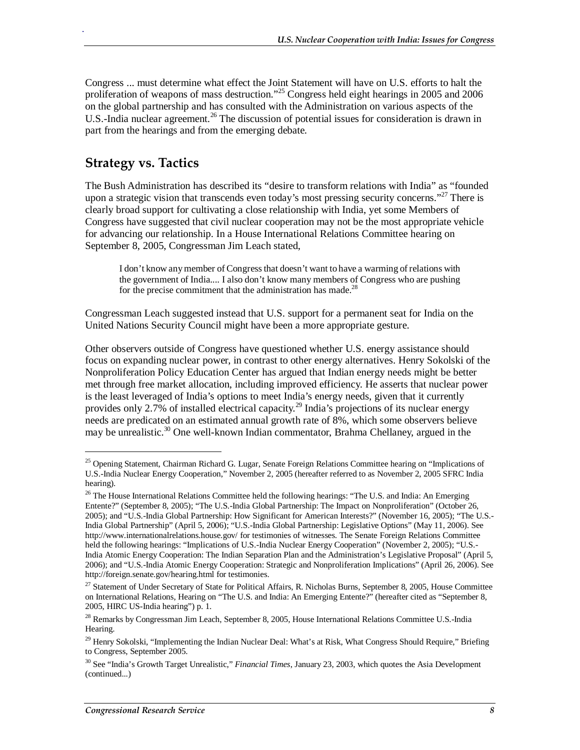Congress ... must determine what effect the Joint Statement will have on U.S. efforts to halt the proliferation of weapons of mass destruction."[25] Congress held eight hearings in 2005 and 2006 on the global partnership and has consulted with the Administration on various aspects of the U.S.-India nuclear agreement.[26] The discussion of potential issues for consideration is drawn in part from the hearings and from the emerging debate.

## Strategy vs. Tactics

The Bush Administration has described its "desire to transform relations with India" as "founded upon a strategic vision that transcends even today's most pressing security concerns."[27] There is clearly broad support for cultivating a close relationship with India, yet some Members of Congress have suggested that civil nuclear cooperation may not be the most appropriate vehicle for advancing our relationship. In a House International Relations Committee hearing on September 8, 2005, Congressman Jim Leach stated,

> I don't know any member of Congress that doesn't want to have a warming of relations with the government of India.... I also don't know many members of Congress who are pushing for the precise commitment that the administration has made.[28]

Congressman Leach suggested instead that U.S. support for a permanent seat for India on the United Nations Security Council might have been a more appropriate gesture.

Other observers outside of Congress have questioned whether U.S. energy assistance should focus on expanding nuclear power, in contrast to other energy alternatives. Henry Sokolski of the Nonproliferation Policy Education Center has argued that Indian energy needs might be better met through free market allocation, including improved efficiency. He asserts that nuclear power is the least leveraged of India's options to meet India's energy needs, given that it currently provides only 2.7% of installed electrical capacity.[29] India's projections of its nuclear energy needs are predicated on an estimated annual growth rate of 8%, which some observers believe may be unrealistic.[30] One well-known Indian commentator, Brahma Chellaney, argued in the

---

[25] Opening Statement, Chairman Richard G. Lugar, Senate Foreign Relations Committee hearing on "Implications of U.S.-India Nuclear Energy Cooperation," November 2, 2005 (hereafter referred to as November 2, 2005 SFRC India hearing).

[26] The House International Relations Committee held the following hearings: "The U.S. and India: An Emerging Entente?" (September 8, 2005); "The U.S.-India Global Partnership: The Impact on Nonproliferation" (October 26, 2005); and "U.S.-India Global Partnership: How Significant for American Interests?" (November 16, 2005); "The U.S.-India Global Partnership" (April 5, 2006); "U.S.-India Global Partnership: Legislative Options" (May 11, 2006). See http://www.internationalrelations.house.gov/ for testimonies of witnesses. The Senate Foreign Relations Committee held the following hearings: "Implications of U.S.-India Nuclear Energy Cooperation" (November 2, 2005); "U.S.-India Atomic Energy Cooperation: The Indian Separation Plan and the Administration's Legislative Proposal" (April 5, 2006); and "U.S.-India Atomic Energy Cooperation: Strategic and Nonproliferation Implications" (April 26, 2006). See http://foreign.senate.gov/hearing.html for testimonies.

[27] Statement of Under Secretary of State for Political Affairs, R. Nicholas Burns, September 8, 2005, House Committee on International Relations, Hearing on "The U.S. and India: An Emerging Entente?" (hereafter cited as "September 8, 2005, HIRC US-India hearing") p. 1.

[28] Remarks by Congressman Jim Leach, September 8, 2005, House International Relations Committee U.S.-India Hearing.

[29] Henry Sokolski, "Implementing the Indian Nuclear Deal: What's at Risk, What Congress Should Require," Briefing to Congress, September 2005.

[30] See "India's Growth Target Unrealistic," *Financial Times*, January 23, 2003, which quotes the Asia Development (continued...)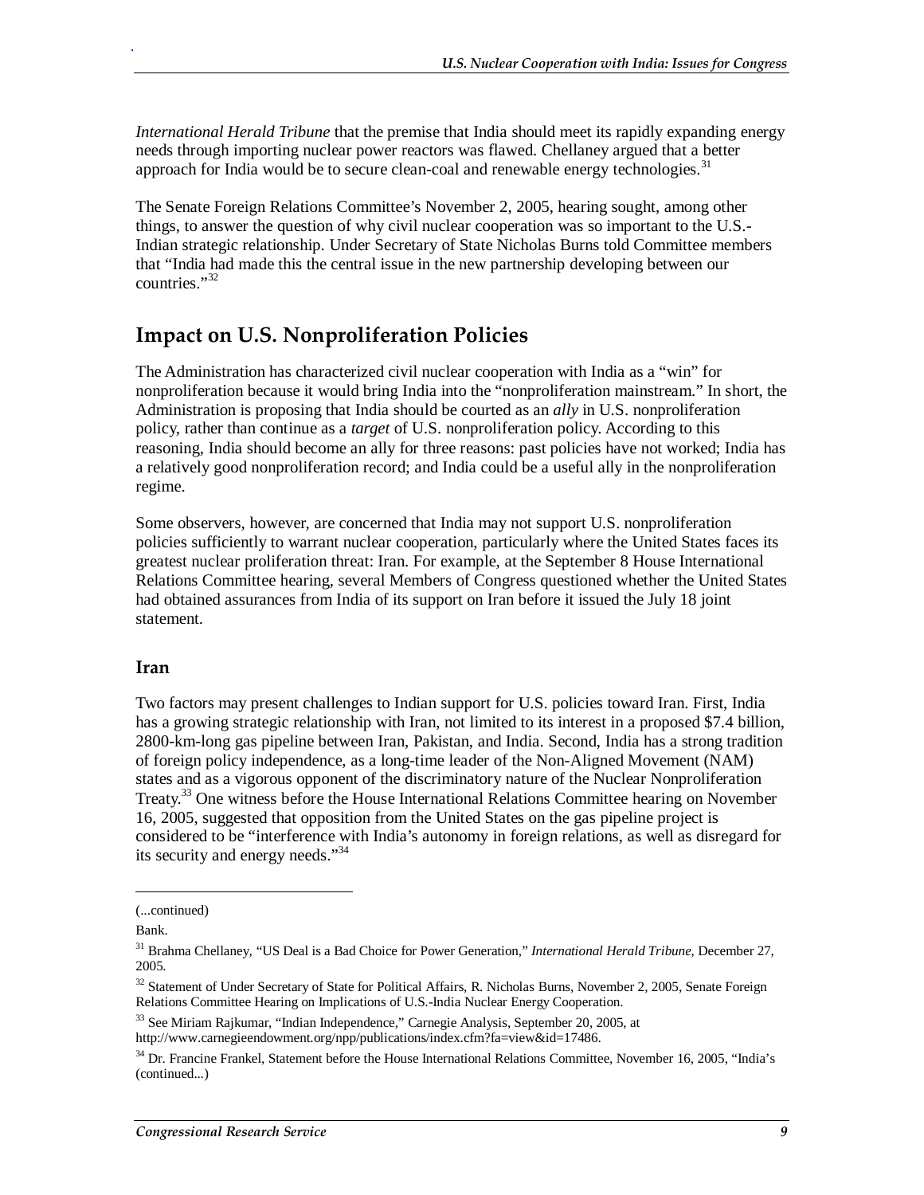*International Herald Tribune* that the premise that India should meet its rapidly expanding energy needs through importing nuclear power reactors was flawed. Chellaney argued that a better approach for India would be to secure clean-coal and renewable energy technologies.[31]

The Senate Foreign Relations Committee's November 2, 2005, hearing sought, among other things, to answer the question of why civil nuclear cooperation was so important to the U.S.-Indian strategic relationship. Under Secretary of State Nicholas Burns told Committee members that "India had made this the central issue in the new partnership developing between our countries."[32]

## Impact on U.S. Nonproliferation Policies

The Administration has characterized civil nuclear cooperation with India as a "win" for nonproliferation because it would bring India into the "nonproliferation mainstream." In short, the Administration is proposing that India should be courted as an *ally* in U.S. nonproliferation policy, rather than continue as a *target* of U.S. nonproliferation policy. According to this reasoning, India should become an ally for three reasons: past policies have not worked; India has a relatively good nonproliferation record; and India could be a useful ally in the nonproliferation regime.

Some observers, however, are concerned that India may not support U.S. nonproliferation policies sufficiently to warrant nuclear cooperation, particularly where the United States faces its greatest nuclear proliferation threat: Iran. For example, at the September 8 House International Relations Committee hearing, several Members of Congress questioned whether the United States had obtained assurances from India of its support on Iran before it issued the July 18 joint statement.

### Iran

Two factors may present challenges to Indian support for U.S. policies toward Iran. First, India has a growing strategic relationship with Iran, not limited to its interest in a proposed $7.4 billion, 2800-km-long gas pipeline between Iran, Pakistan, and India. Second, India has a strong tradition of foreign policy independence, as a long-time leader of the Non-Aligned Movement (NAM) states and as a vigorous opponent of the discriminatory nature of the Nuclear Nonproliferation Treaty.[33] One witness before the House International Relations Committee hearing on November 16, 2005, suggested that opposition from the United States on the gas pipeline project is considered to be "interference with India's autonomy in foreign relations, as well as disregard for its security and energy needs."[34]

---

(...continued)

Bank.

[31] Brahma Chellaney, "US Deal is a Bad Choice for Power Generation," *International Herald Tribune*, December 27, 2005.

[32] Statement of Under Secretary of State for Political Affairs, R. Nicholas Burns, November 2, 2005, Senate Foreign Relations Committee Hearing on Implications of U.S.-India Nuclear Energy Cooperation.

[33] See Miriam Rajkumar, "Indian Independence," Carnegie Analysis, September 20, 2005, at http://www.carnegieendowment.org/npp/publications/index.cfm?fa=view&id=17486.

[34] Dr. Francine Frankel, Statement before the House International Relations Committee, November 16, 2005, "India's (continued...)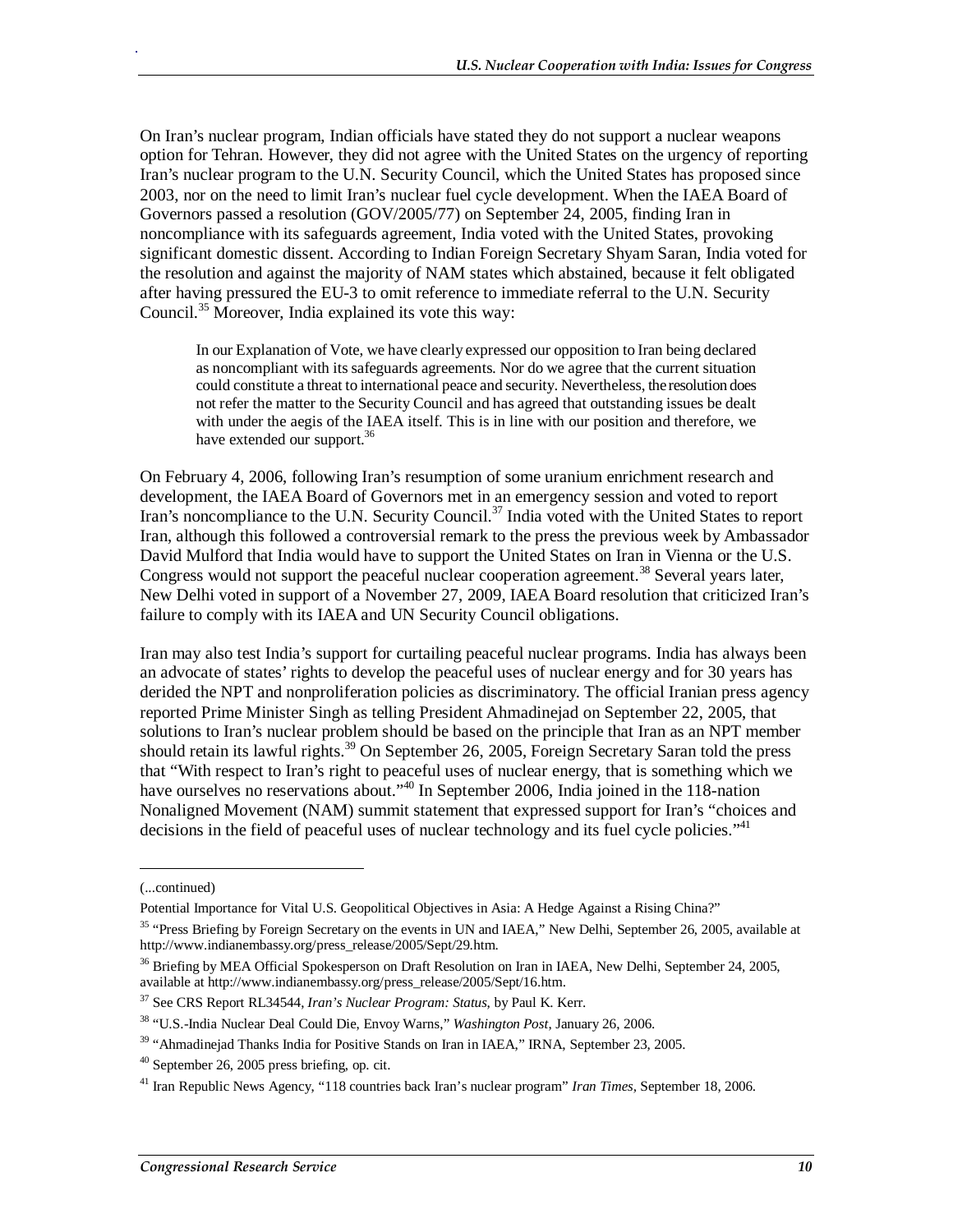On Iran's nuclear program, Indian officials have stated they do not support a nuclear weapons option for Tehran. However, they did not agree with the United States on the urgency of reporting Iran's nuclear program to the U.N. Security Council, which the United States has proposed since 2003, nor on the need to limit Iran's nuclear fuel cycle development. When the IAEA Board of Governors passed a resolution (GOV/2005/77) on September 24, 2005, finding Iran in noncompliance with its safeguards agreement, India voted with the United States, provoking significant domestic dissent. According to Indian Foreign Secretary Shyam Saran, India voted for the resolution and against the majority of NAM states which abstained, because it felt obligated after having pressured the EU-3 to omit reference to immediate referral to the U.N. Security Council.[35] Moreover, India explained its vote this way:

> In our Explanation of Vote, we have clearly expressed our opposition to Iran being declared as noncompliant with its safeguards agreements. Nor do we agree that the current situation could constitute a threat to international peace and security. Nevertheless, the resolution does not refer the matter to the Security Council and has agreed that outstanding issues be dealt with under the aegis of the IAEA itself. This is in line with our position and therefore, we have extended our support.[36]

On February 4, 2006, following Iran's resumption of some uranium enrichment research and development, the IAEA Board of Governors met in an emergency session and voted to report Iran's noncompliance to the U.N. Security Council.[37] India voted with the United States to report Iran, although this followed a controversial remark to the press the previous week by Ambassador David Mulford that India would have to support the United States on Iran in Vienna or the U.S. Congress would not support the peaceful nuclear cooperation agreement.[38] Several years later, New Delhi voted in support of a November 27, 2009, IAEA Board resolution that criticized Iran's failure to comply with its IAEA and UN Security Council obligations.

Iran may also test India's support for curtailing peaceful nuclear programs. India has always been an advocate of states' rights to develop the peaceful uses of nuclear energy and for 30 years has derided the NPT and nonproliferation policies as discriminatory. The official Iranian press agency reported Prime Minister Singh as telling President Ahmadinejad on September 22, 2005, that solutions to Iran's nuclear problem should be based on the principle that Iran as an NPT member should retain its lawful rights.[39] On September 26, 2005, Foreign Secretary Saran told the press that "With respect to Iran's right to peaceful uses of nuclear energy, that is something which we have ourselves no reservations about."[40] In September 2006, India joined in the 118-nation Nonaligned Movement (NAM) summit statement that expressed support for Iran's "choices and decisions in the field of peaceful uses of nuclear technology and its fuel cycle policies."[41]

---

(...continued)

Potential Importance for Vital U.S. Geopolitical Objectives in Asia: A Hedge Against a Rising China?"

[35] "Press Briefing by Foreign Secretary on the events in UN and IAEA," New Delhi, September 26, 2005, available at http://www.indianembassy.org/press_release/2005/Sept/29.htm.

[36] Briefing by MEA Official Spokesperson on Draft Resolution on Iran in IAEA, New Delhi, September 24, 2005, available at http://www.indianembassy.org/press_release/2005/Sept/16.htm.

[37] See CRS Report RL34544, *Iran's Nuclear Program: Status*, by Paul K. Kerr.

[38] "U.S.-India Nuclear Deal Could Die, Envoy Warns," *Washington Post*, January 26, 2006.

[39] "Ahmadinejad Thanks India for Positive Stands on Iran in IAEA," IRNA, September 23, 2005.

[40] September 26, 2005 press briefing, op. cit.

[41] Iran Republic News Agency, "118 countries back Iran's nuclear program" *Iran Times*, September 18, 2006.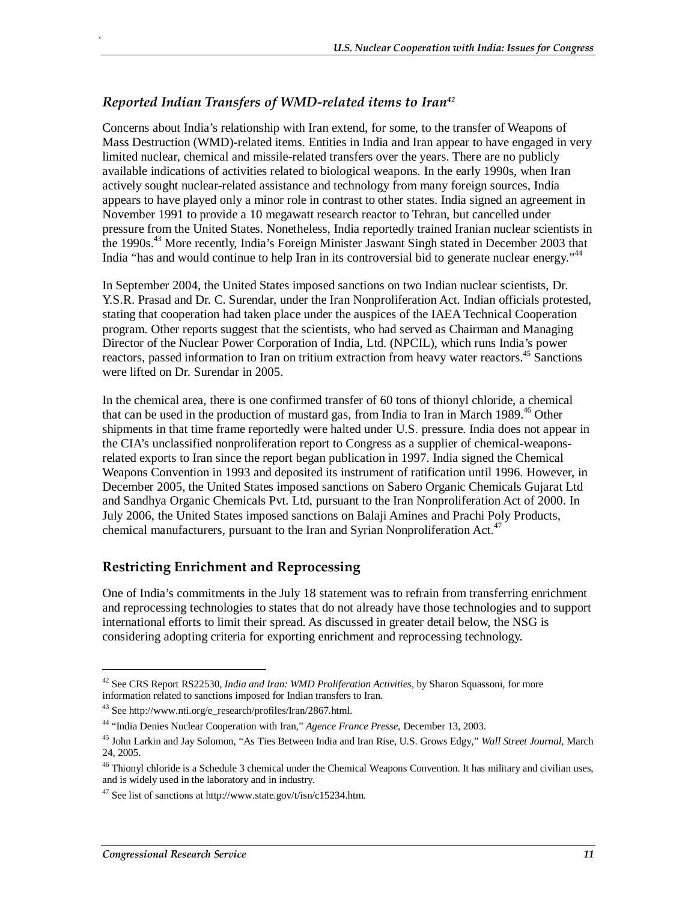### *Reported Indian Transfers of WMD-related items to Iran*[42]

Concerns about India's relationship with Iran extend, for some, to the transfer of Weapons of Mass Destruction (WMD)-related items. Entities in India and Iran appear to have engaged in very limited nuclear, chemical and missile-related transfers over the years. There are no publicly available indications of activities related to biological weapons. In the early 1990s, when Iran actively sought nuclear-related assistance and technology from many foreign sources, India appears to have played only a minor role in contrast to other states. India signed an agreement in November 1991 to provide a 10 megawatt research reactor to Tehran, but cancelled under pressure from the United States. Nonetheless, India reportedly trained Iranian nuclear scientists in the 1990s.[43] More recently, India's Foreign Minister Jaswant Singh stated in December 2003 that India "has and would continue to help Iran in its controversial bid to generate nuclear energy."[44]

In September 2004, the United States imposed sanctions on two Indian nuclear scientists, Dr. Y.S.R. Prasad and Dr. C. Surendar, under the Iran Nonproliferation Act. Indian officials protested, stating that cooperation had taken place under the auspices of the IAEA Technical Cooperation program. Other reports suggest that the scientists, who had served as Chairman and Managing Director of the Nuclear Power Corporation of India, Ltd. (NPCIL), which runs India's power reactors, passed information to Iran on tritium extraction from heavy water reactors.[45] Sanctions were lifted on Dr. Surendar in 2005.

In the chemical area, there is one confirmed transfer of 60 tons of thionyl chloride, a chemical that can be used in the production of mustard gas, from India to Iran in March 1989.[46] Other shipments in that time frame reportedly were halted under U.S. pressure. India does not appear in the CIA's unclassified nonproliferation report to Congress as a supplier of chemical-weapons-related exports to Iran since the report began publication in 1997. India signed the Chemical Weapons Convention in 1993 and deposited its instrument of ratification until 1996. However, in December 2005, the United States imposed sanctions on Sabero Organic Chemicals Gujarat Ltd and Sandhya Organic Chemicals Pvt. Ltd, pursuant to the Iran Nonproliferation Act of 2000. In July 2006, the United States imposed sanctions on Balaji Amines and Prachi Poly Products, chemical manufacturers, pursuant to the Iran and Syrian Nonproliferation Act.[47]

## Restricting Enrichment and Reprocessing

One of India's commitments in the July 18 statement was to refrain from transferring enrichment and reprocessing technologies to states that do not already have those technologies and to support international efforts to limit their spread. As discussed in greater detail below, the NSG is considering adopting criteria for exporting enrichment and reprocessing technology.

---

[42] See CRS Report RS22530, *India and Iran: WMD Proliferation Activities*, by Sharon Squassoni, for more information related to sanctions imposed for Indian transfers to Iran.

[43] See http://www.nti.org/e_research/profiles/Iran/2867.html.

[44] "India Denies Nuclear Cooperation with Iran," *Agence France Presse*, December 13, 2003.

[45] John Larkin and Jay Solomon, "As Ties Between India and Iran Rise, U.S. Grows Edgy," *Wall Street Journal*, March 24, 2005.

[46] Thionyl chloride is a Schedule 3 chemical under the Chemical Weapons Convention. It has military and civilian uses, and is widely used in the laboratory and in industry.

[47] See list of sanctions at http://www.state.gov/t/isn/c15234.htm.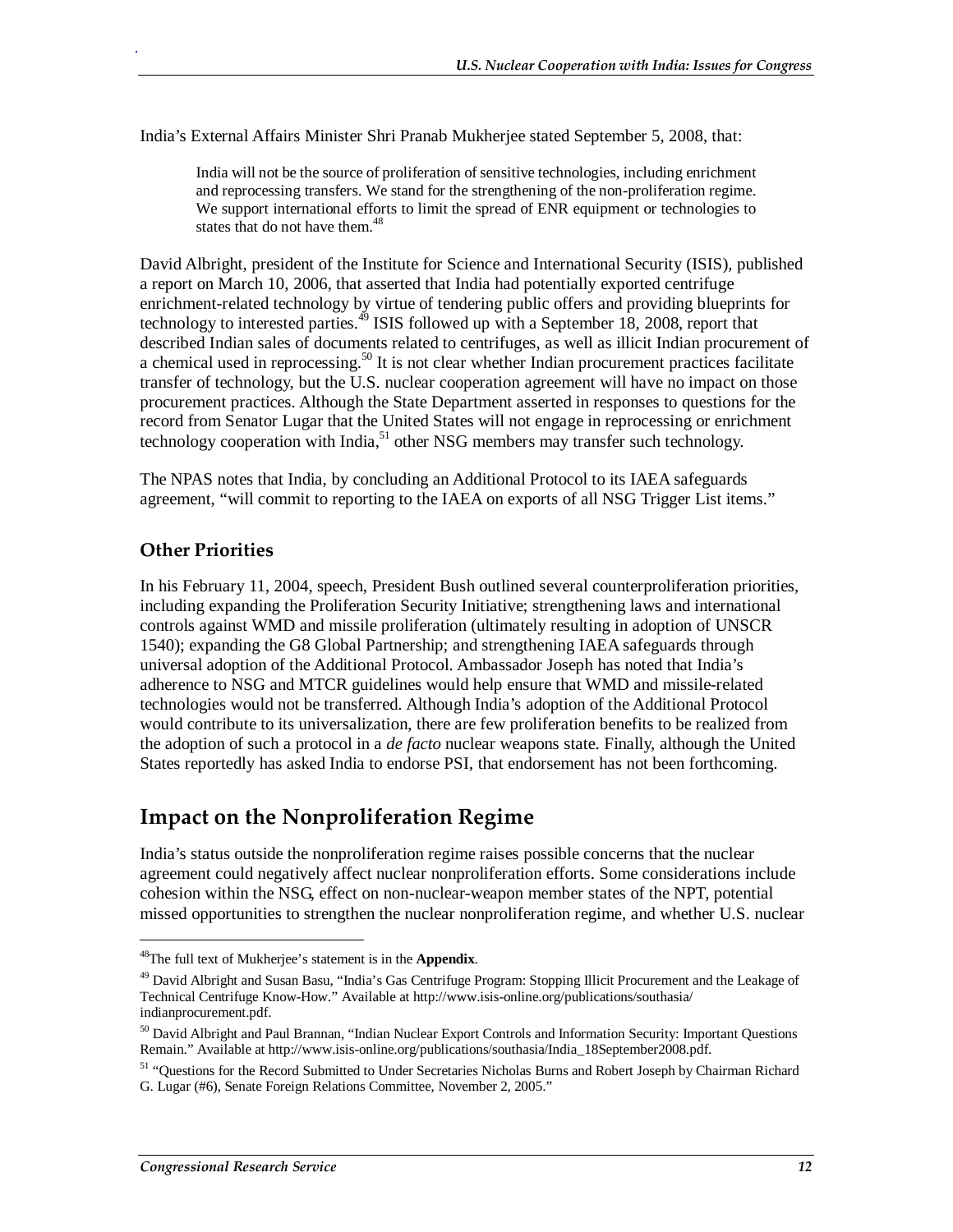India's External Affairs Minister Shri Pranab Mukherjee stated September 5, 2008, that:

> India will not be the source of proliferation of sensitive technologies, including enrichment and reprocessing transfers. We stand for the strengthening of the non-proliferation regime. We support international efforts to limit the spread of ENR equipment or technologies to states that do not have them.[48]

David Albright, president of the Institute for Science and International Security (ISIS), published a report on March 10, 2006, that asserted that India had potentially exported centrifuge enrichment-related technology by virtue of tendering public offers and providing blueprints for technology to interested parties.[49] ISIS followed up with a September 18, 2008, report that described Indian sales of documents related to centrifuges, as well as illicit Indian procurement of a chemical used in reprocessing.[50] It is not clear whether Indian procurement practices facilitate transfer of technology, but the U.S. nuclear cooperation agreement will have no impact on those procurement practices. Although the State Department asserted in responses to questions for the record from Senator Lugar that the United States will not engage in reprocessing or enrichment technology cooperation with India,[51] other NSG members may transfer such technology.

The NPAS notes that India, by concluding an Additional Protocol to its IAEA safeguards agreement, "will commit to reporting to the IAEA on exports of all NSG Trigger List items."

### Other Priorities

In his February 11, 2004, speech, President Bush outlined several counterproliferation priorities, including expanding the Proliferation Security Initiative; strengthening laws and international controls against WMD and missile proliferation (ultimately resulting in adoption of UNSCR 1540); expanding the G8 Global Partnership; and strengthening IAEA safeguards through universal adoption of the Additional Protocol. Ambassador Joseph has noted that India's adherence to NSG and MTCR guidelines would help ensure that WMD and missile-related technologies would not be transferred. Although India's adoption of the Additional Protocol would contribute to its universalization, there are few proliferation benefits to be realized from the adoption of such a protocol in a *de facto* nuclear weapons state. Finally, although the United States reportedly has asked India to endorse PSI, that endorsement has not been forthcoming.

## Impact on the Nonproliferation Regime

India's status outside the nonproliferation regime raises possible concerns that the nuclear agreement could negatively affect nuclear nonproliferation efforts. Some considerations include cohesion within the NSG, effect on non-nuclear-weapon member states of the NPT, potential missed opportunities to strengthen the nuclear nonproliferation regime, and whether U.S. nuclear

---

[48] The full text of Mukherjee's statement is in the **Appendix**.

[49] David Albright and Susan Basu, "India's Gas Centrifuge Program: Stopping Illicit Procurement and the Leakage of Technical Centrifuge Know-How." Available at http://www.isis-online.org/publications/southasia/indianprocurement.pdf.

[50] David Albright and Paul Brannan, "Indian Nuclear Export Controls and Information Security: Important Questions Remain." Available at http://www.isis-online.org/publications/southasia/India_18September2008.pdf.

[51] "Questions for the Record Submitted to Under Secretaries Nicholas Burns and Robert Joseph by Chairman Richard G. Lugar (#6), Senate Foreign Relations Committee, November 2, 2005."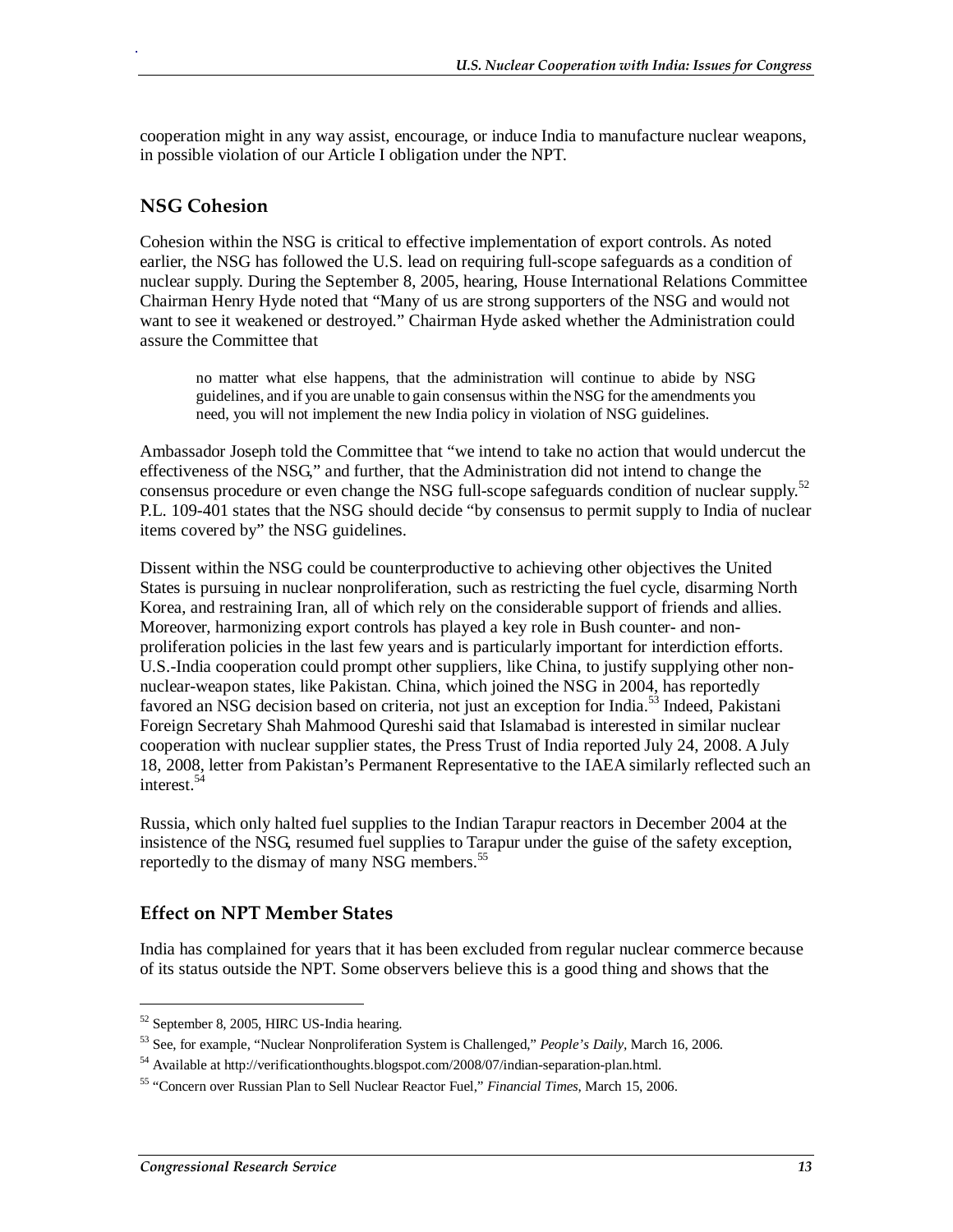cooperation might in any way assist, encourage, or induce India to manufacture nuclear weapons, in possible violation of our Article I obligation under the NPT.

### NSG Cohesion

Cohesion within the NSG is critical to effective implementation of export controls. As noted earlier, the NSG has followed the U.S. lead on requiring full-scope safeguards as a condition of nuclear supply. During the September 8, 2005, hearing, House International Relations Committee Chairman Henry Hyde noted that "Many of us are strong supporters of the NSG and would not want to see it weakened or destroyed." Chairman Hyde asked whether the Administration could assure the Committee that

> no matter what else happens, that the administration will continue to abide by NSG guidelines, and if you are unable to gain consensus within the NSG for the amendments you need, you will not implement the new India policy in violation of NSG guidelines.

Ambassador Joseph told the Committee that "we intend to take no action that would undercut the effectiveness of the NSG," and further, that the Administration did not intend to change the consensus procedure or even change the NSG full-scope safeguards condition of nuclear supply.[52] P.L. 109-401 states that the NSG should decide "by consensus to permit supply to India of nuclear items covered by" the NSG guidelines.

Dissent within the NSG could be counterproductive to achieving other objectives the United States is pursuing in nuclear nonproliferation, such as restricting the fuel cycle, disarming North Korea, and restraining Iran, all of which rely on the considerable support of friends and allies. Moreover, harmonizing export controls has played a key role in Bush counter- and non-proliferation policies in the last few years and is particularly important for interdiction efforts. U.S.-India cooperation could prompt other suppliers, like China, to justify supplying other non-nuclear-weapon states, like Pakistan. China, which joined the NSG in 2004, has reportedly favored an NSG decision based on criteria, not just an exception for India.[53] Indeed, Pakistani Foreign Secretary Shah Mahmood Qureshi said that Islamabad is interested in similar nuclear cooperation with nuclear supplier states, the Press Trust of India reported July 24, 2008. A July 18, 2008, letter from Pakistan's Permanent Representative to the IAEA similarly reflected such an interest.[54]

Russia, which only halted fuel supplies to the Indian Tarapur reactors in December 2004 at the insistence of the NSG, resumed fuel supplies to Tarapur under the guise of the safety exception, reportedly to the dismay of many NSG members.[55]

### Effect on NPT Member States

India has complained for years that it has been excluded from regular nuclear commerce because of its status outside the NPT. Some observers believe this is a good thing and shows that the

---

[52] September 8, 2005, HIRC US-India hearing.

[53] See, for example, "Nuclear Nonproliferation System is Challenged," *People's Daily*, March 16, 2006.

[54] Available at http://verificationthoughts.blogspot.com/2008/07/indian-separation-plan.html.

[55] "Concern over Russian Plan to Sell Nuclear Reactor Fuel," *Financial Times*, March 15, 2006.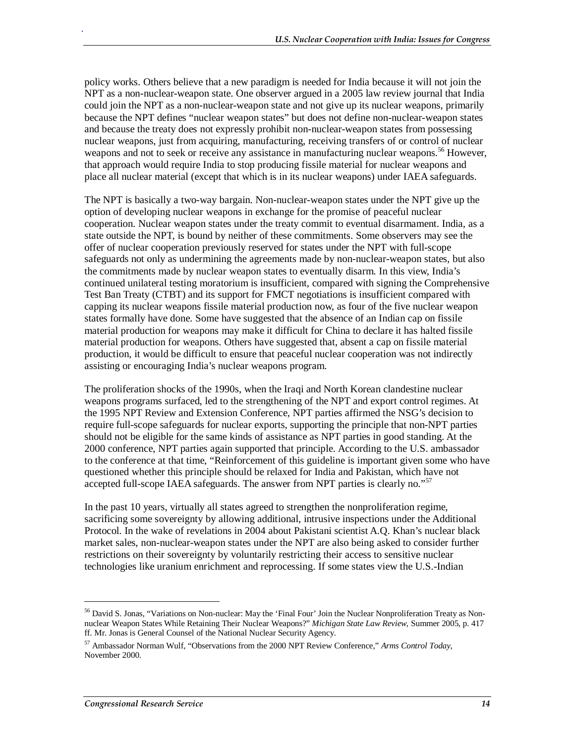policy works. Others believe that a new paradigm is needed for India because it will not join the NPT as a non-nuclear-weapon state. One observer argued in a 2005 law review journal that India could join the NPT as a non-nuclear-weapon state and not give up its nuclear weapons, primarily because the NPT defines "nuclear weapon states" but does not define non-nuclear-weapon states and because the treaty does not expressly prohibit non-nuclear-weapon states from possessing nuclear weapons, just from acquiring, manufacturing, receiving transfers of or control of nuclear weapons and not to seek or receive any assistance in manufacturing nuclear weapons.[56] However, that approach would require India to stop producing fissile material for nuclear weapons and place all nuclear material (except that which is in its nuclear weapons) under IAEA safeguards.

The NPT is basically a two-way bargain. Non-nuclear-weapon states under the NPT give up the option of developing nuclear weapons in exchange for the promise of peaceful nuclear cooperation. Nuclear weapon states under the treaty commit to eventual disarmament. India, as a state outside the NPT, is bound by neither of these commitments. Some observers may see the offer of nuclear cooperation previously reserved for states under the NPT with full-scope safeguards not only as undermining the agreements made by non-nuclear-weapon states, but also the commitments made by nuclear weapon states to eventually disarm. In this view, India's continued unilateral testing moratorium is insufficient, compared with signing the Comprehensive Test Ban Treaty (CTBT) and its support for FMCT negotiations is insufficient compared with capping its nuclear weapons fissile material production now, as four of the five nuclear weapon states formally have done. Some have suggested that the absence of an Indian cap on fissile material production for weapons may make it difficult for China to declare it has halted fissile material production for weapons. Others have suggested that, absent a cap on fissile material production, it would be difficult to ensure that peaceful nuclear cooperation was not indirectly assisting or encouraging India's nuclear weapons program.

The proliferation shocks of the 1990s, when the Iraqi and North Korean clandestine nuclear weapons programs surfaced, led to the strengthening of the NPT and export control regimes. At the 1995 NPT Review and Extension Conference, NPT parties affirmed the NSG's decision to require full-scope safeguards for nuclear exports, supporting the principle that non-NPT parties should not be eligible for the same kinds of assistance as NPT parties in good standing. At the 2000 conference, NPT parties again supported that principle. According to the U.S. ambassador to the conference at that time, "Reinforcement of this guideline is important given some who have questioned whether this principle should be relaxed for India and Pakistan, which have not accepted full-scope IAEA safeguards. The answer from NPT parties is clearly no."[57]

In the past 10 years, virtually all states agreed to strengthen the nonproliferation regime, sacrificing some sovereignty by allowing additional, intrusive inspections under the Additional Protocol. In the wake of revelations in 2004 about Pakistani scientist A.Q. Khan's nuclear black market sales, non-nuclear-weapon states under the NPT are also being asked to consider further restrictions on their sovereignty by voluntarily restricting their access to sensitive nuclear technologies like uranium enrichment and reprocessing. If some states view the U.S.-Indian

---

[56] David S. Jonas, "Variations on Non-nuclear: May the 'Final Four' Join the Nuclear Nonproliferation Treaty as Non-nuclear Weapon States While Retaining Their Nuclear Weapons?" *Michigan State Law Review,* Summer 2005, p. 417 ff. Mr. Jonas is General Counsel of the National Nuclear Security Agency.

[57] Ambassador Norman Wulf, "Observations from the 2000 NPT Review Conference," *Arms Control Today,* November 2000.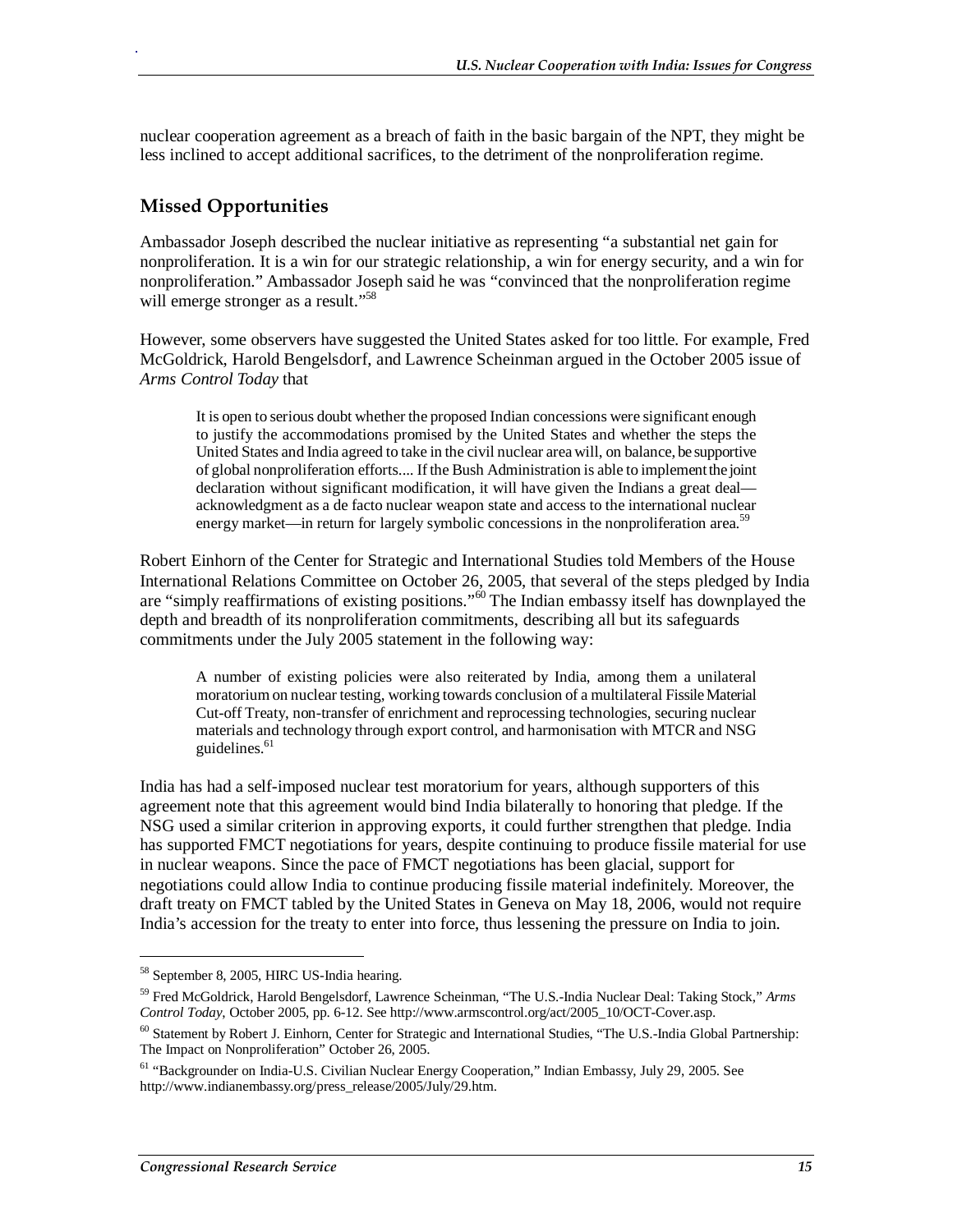nuclear cooperation agreement as a breach of faith in the basic bargain of the NPT, they might be less inclined to accept additional sacrifices, to the detriment of the nonproliferation regime.

## Missed Opportunities

Ambassador Joseph described the nuclear initiative as representing "a substantial net gain for nonproliferation. It is a win for our strategic relationship, a win for energy security, and a win for nonproliferation." Ambassador Joseph said he was "convinced that the nonproliferation regime will emerge stronger as a result."[58]

However, some observers have suggested the United States asked for too little. For example, Fred McGoldrick, Harold Bengelsdorf, and Lawrence Scheinman argued in the October 2005 issue of *Arms Control Today* that

> It is open to serious doubt whether the proposed Indian concessions were significant enough to justify the accommodations promised by the United States and whether the steps the United States and India agreed to take in the civil nuclear area will, on balance, be supportive of global nonproliferation efforts.... If the Bush Administration is able to implement the joint declaration without significant modification, it will have given the Indians a great deal—acknowledgment as a de facto nuclear weapon state and access to the international nuclear energy market—in return for largely symbolic concessions in the nonproliferation area.[59]

Robert Einhorn of the Center for Strategic and International Studies told Members of the House International Relations Committee on October 26, 2005, that several of the steps pledged by India are "simply reaffirmations of existing positions."[60] The Indian embassy itself has downplayed the depth and breadth of its nonproliferation commitments, describing all but its safeguards commitments under the July 2005 statement in the following way:

> A number of existing policies were also reiterated by India, among them a unilateral moratorium on nuclear testing, working towards conclusion of a multilateral Fissile Material Cut-off Treaty, non-transfer of enrichment and reprocessing technologies, securing nuclear materials and technology through export control, and harmonisation with MTCR and NSG guidelines.[61]

India has had a self-imposed nuclear test moratorium for years, although supporters of this agreement note that this agreement would bind India bilaterally to honoring that pledge. If the NSG used a similar criterion in approving exports, it could further strengthen that pledge. India has supported FMCT negotiations for years, despite continuing to produce fissile material for use in nuclear weapons. Since the pace of FMCT negotiations has been glacial, support for negotiations could allow India to continue producing fissile material indefinitely. Moreover, the draft treaty on FMCT tabled by the United States in Geneva on May 18, 2006, would not require India's accession for the treaty to enter into force, thus lessening the pressure on India to join.

---

[58] September 8, 2005, HIRC US-India hearing.

[59] Fred McGoldrick, Harold Bengelsdorf, Lawrence Scheinman, "The U.S.-India Nuclear Deal: Taking Stock," *Arms Control Today*, October 2005, pp. 6-12. See http://www.armscontrol.org/act/2005_10/OCT-Cover.asp.

[60] Statement by Robert J. Einhorn, Center for Strategic and International Studies, "The U.S.-India Global Partnership: The Impact on Nonproliferation" October 26, 2005.

[61] "Backgrounder on India-U.S. Civilian Nuclear Energy Cooperation," Indian Embassy, July 29, 2005. See http://www.indianembassy.org/press_release/2005/July/29.htm.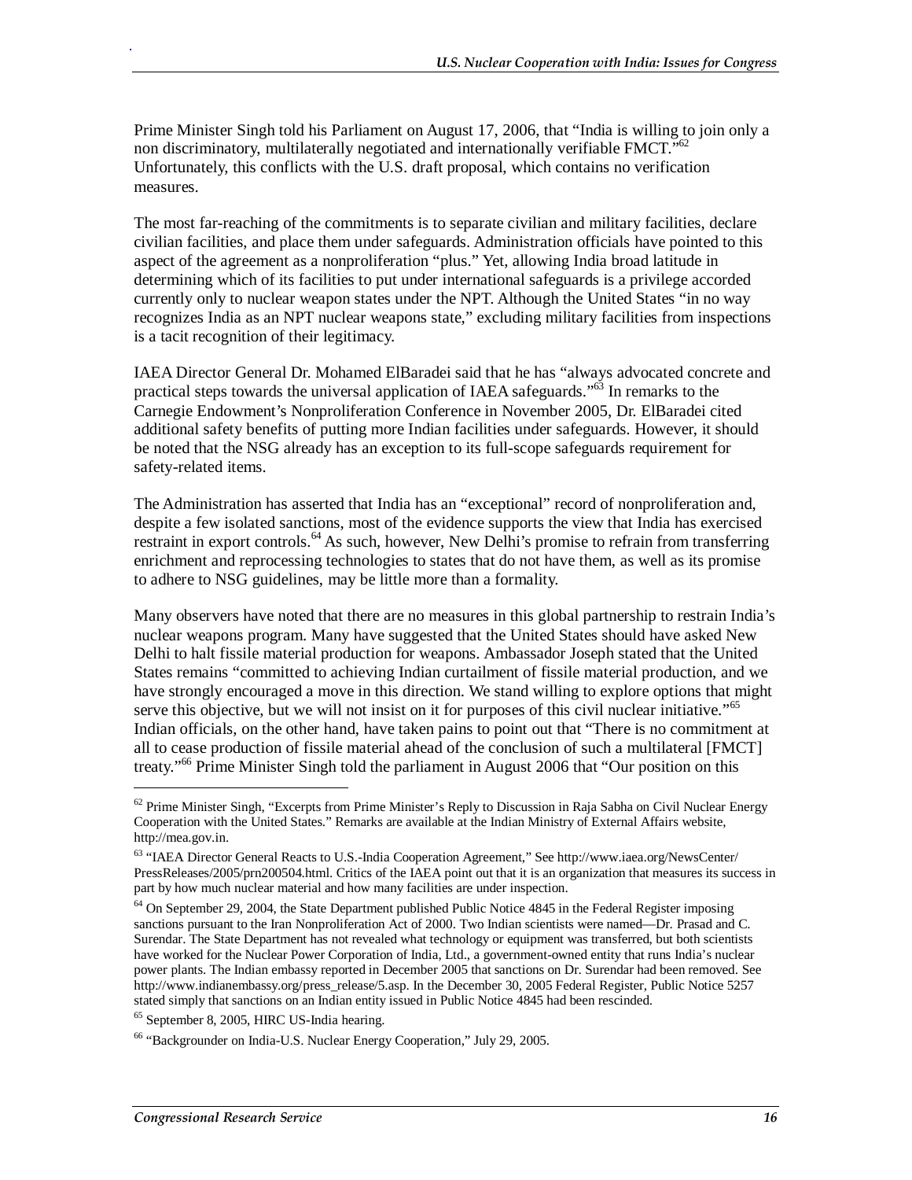Prime Minister Singh told his Parliament on August 17, 2006, that "India is willing to join only a non discriminatory, multilaterally negotiated and internationally verifiable FMCT."[62] Unfortunately, this conflicts with the U.S. draft proposal, which contains no verification measures.

The most far-reaching of the commitments is to separate civilian and military facilities, declare civilian facilities, and place them under safeguards. Administration officials have pointed to this aspect of the agreement as a nonproliferation "plus." Yet, allowing India broad latitude in determining which of its facilities to put under international safeguards is a privilege accorded currently only to nuclear weapon states under the NPT. Although the United States "in no way recognizes India as an NPT nuclear weapons state," excluding military facilities from inspections is a tacit recognition of their legitimacy.

IAEA Director General Dr. Mohamed ElBaradei said that he has "always advocated concrete and practical steps towards the universal application of IAEA safeguards."[63] In remarks to the Carnegie Endowment's Nonproliferation Conference in November 2005, Dr. ElBaradei cited additional safety benefits of putting more Indian facilities under safeguards. However, it should be noted that the NSG already has an exception to its full-scope safeguards requirement for safety-related items.

The Administration has asserted that India has an "exceptional" record of nonproliferation and, despite a few isolated sanctions, most of the evidence supports the view that India has exercised restraint in export controls.[64] As such, however, New Delhi's promise to refrain from transferring enrichment and reprocessing technologies to states that do not have them, as well as its promise to adhere to NSG guidelines, may be little more than a formality.

Many observers have noted that there are no measures in this global partnership to restrain India's nuclear weapons program. Many have suggested that the United States should have asked New Delhi to halt fissile material production for weapons. Ambassador Joseph stated that the United States remains "committed to achieving Indian curtailment of fissile material production, and we have strongly encouraged a move in this direction. We stand willing to explore options that might serve this objective, but we will not insist on it for purposes of this civil nuclear initiative."[65] Indian officials, on the other hand, have taken pains to point out that "There is no commitment at all to cease production of fissile material ahead of the conclusion of such a multilateral [FMCT] treaty."[66] Prime Minister Singh told the parliament in August 2006 that "Our position on this

---

[62] Prime Minister Singh, "Excerpts from Prime Minister's Reply to Discussion in Raja Sabha on Civil Nuclear Energy Cooperation with the United States." Remarks are available at the Indian Ministry of External Affairs website, http://mea.gov.in.

[63] "IAEA Director General Reacts to U.S.-India Cooperation Agreement," See http://www.iaea.org/NewsCenter/PressReleases/2005/prn200504.html. Critics of the IAEA point out that it is an organization that measures its success in part by how much nuclear material and how many facilities are under inspection.

[64] On September 29, 2004, the State Department published Public Notice 4845 in the Federal Register imposing sanctions pursuant to the Iran Nonproliferation Act of 2000. Two Indian scientists were named—Dr. Prasad and C. Surendar. The State Department has not revealed what technology or equipment was transferred, but both scientists have worked for the Nuclear Power Corporation of India, Ltd., a government-owned entity that runs India's nuclear power plants. The Indian embassy reported in December 2005 that sanctions on Dr. Surendar had been removed. See http://www.indianembassy.org/press_release/5.asp. In the December 30, 2005 Federal Register, Public Notice 5257 stated simply that sanctions on an Indian entity issued in Public Notice 4845 had been rescinded.

[65] September 8, 2005, HIRC US-India hearing.

[66] "Backgrounder on India-U.S. Nuclear Energy Cooperation," July 29, 2005.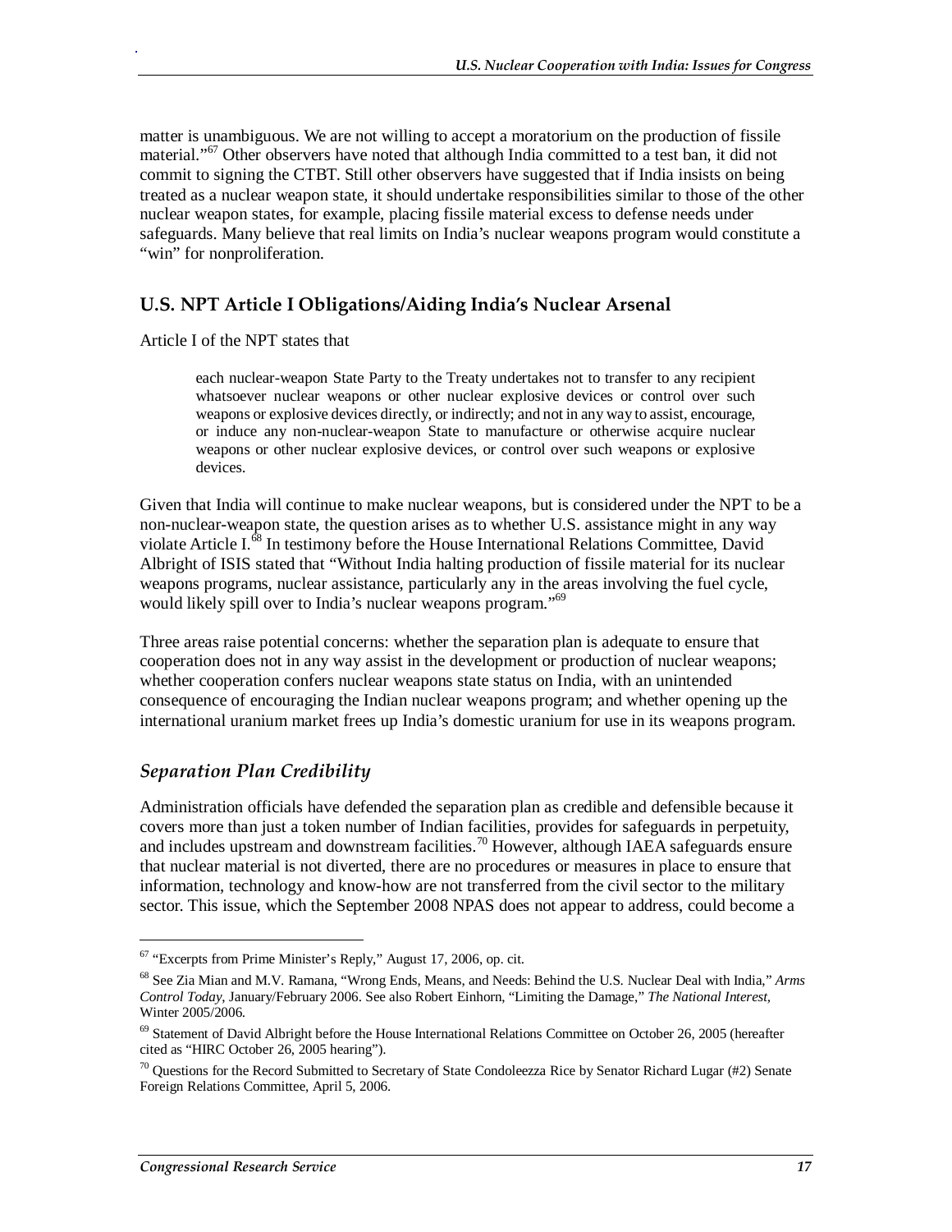matter is unambiguous. We are not willing to accept a moratorium on the production of fissile material."[67] Other observers have noted that although India committed to a test ban, it did not commit to signing the CTBT. Still other observers have suggested that if India insists on being treated as a nuclear weapon state, it should undertake responsibilities similar to those of the other nuclear weapon states, for example, placing fissile material excess to defense needs under safeguards. Many believe that real limits on India's nuclear weapons program would constitute a "win" for nonproliferation.

## U.S. NPT Article I Obligations/Aiding India's Nuclear Arsenal

Article I of the NPT states that

> each nuclear-weapon State Party to the Treaty undertakes not to transfer to any recipient whatsoever nuclear weapons or other nuclear explosive devices or control over such weapons or explosive devices directly, or indirectly; and not in any way to assist, encourage, or induce any non-nuclear-weapon State to manufacture or otherwise acquire nuclear weapons or other nuclear explosive devices, or control over such weapons or explosive devices.

Given that India will continue to make nuclear weapons, but is considered under the NPT to be a non-nuclear-weapon state, the question arises as to whether U.S. assistance might in any way violate Article I.[68] In testimony before the House International Relations Committee, David Albright of ISIS stated that "Without India halting production of fissile material for its nuclear weapons programs, nuclear assistance, particularly any in the areas involving the fuel cycle, would likely spill over to India's nuclear weapons program."[69]

Three areas raise potential concerns: whether the separation plan is adequate to ensure that cooperation does not in any way assist in the development or production of nuclear weapons; whether cooperation confers nuclear weapons state status on India, with an unintended consequence of encouraging the Indian nuclear weapons program; and whether opening up the international uranium market frees up India's domestic uranium for use in its weapons program.

### *Separation Plan Credibility*

Administration officials have defended the separation plan as credible and defensible because it covers more than just a token number of Indian facilities, provides for safeguards in perpetuity, and includes upstream and downstream facilities.[70] However, although IAEA safeguards ensure that nuclear material is not diverted, there are no procedures or measures in place to ensure that information, technology and know-how are not transferred from the civil sector to the military sector. This issue, which the September 2008 NPAS does not appear to address, could become a

---

[67] "Excerpts from Prime Minister's Reply," August 17, 2006, op. cit.

[68] See Zia Mian and M.V. Ramana, "Wrong Ends, Means, and Needs: Behind the U.S. Nuclear Deal with India," *Arms Control Today*, January/February 2006. See also Robert Einhorn, "Limiting the Damage," *The National Interest*, Winter 2005/2006.

[69] Statement of David Albright before the House International Relations Committee on October 26, 2005 (hereafter cited as "HIRC October 26, 2005 hearing").

[70] Questions for the Record Submitted to Secretary of State Condoleezza Rice by Senator Richard Lugar (#2) Senate Foreign Relations Committee, April 5, 2006.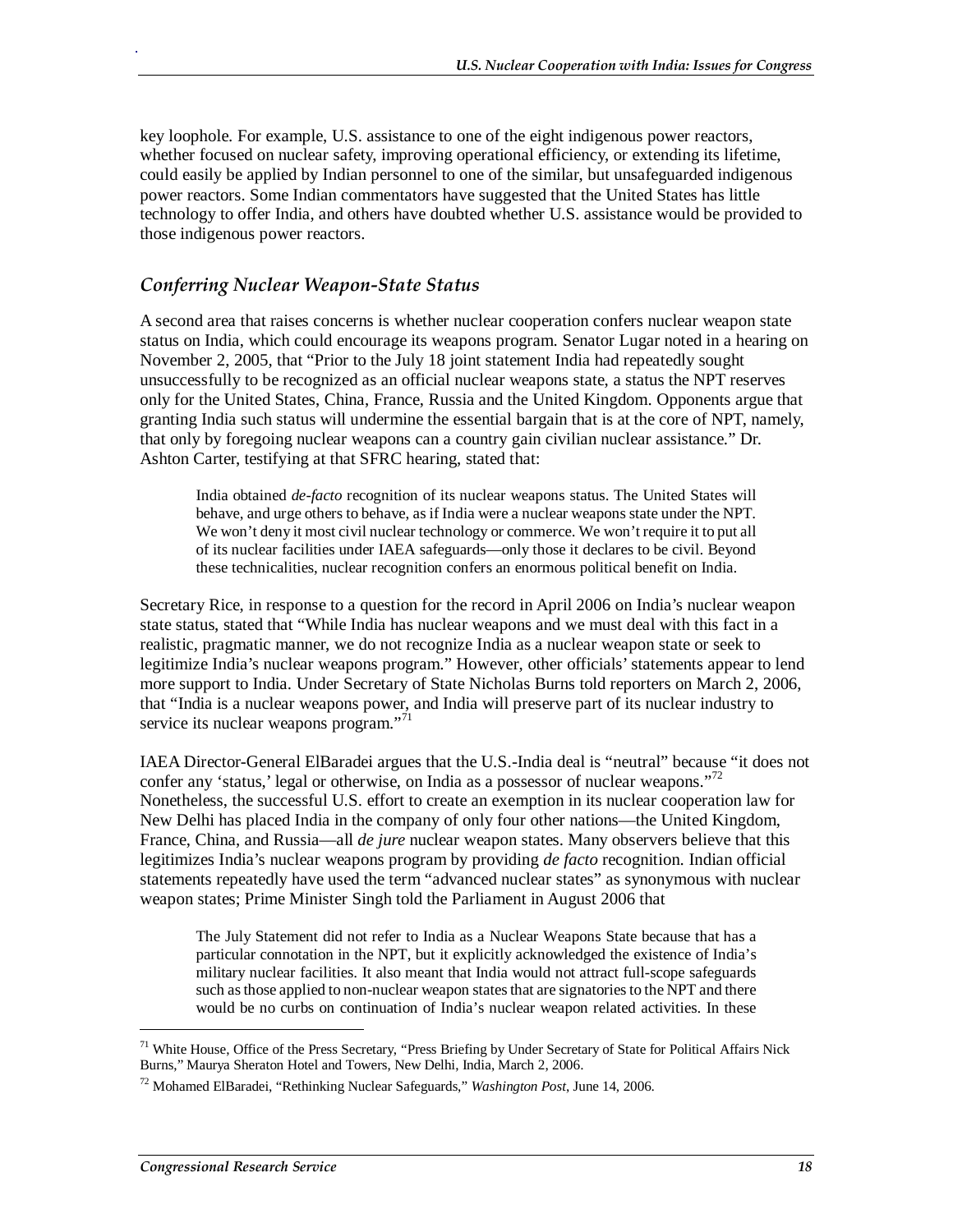key loophole. For example, U.S. assistance to one of the eight indigenous power reactors, whether focused on nuclear safety, improving operational efficiency, or extending its lifetime, could easily be applied by Indian personnel to one of the similar, but unsafeguarded indigenous power reactors. Some Indian commentators have suggested that the United States has little technology to offer India, and others have doubted whether U.S. assistance would be provided to those indigenous power reactors.

### *Conferring Nuclear Weapon-State Status*

A second area that raises concerns is whether nuclear cooperation confers nuclear weapon state status on India, which could encourage its weapons program. Senator Lugar noted in a hearing on November 2, 2005, that "Prior to the July 18 joint statement India had repeatedly sought unsuccessfully to be recognized as an official nuclear weapons state, a status the NPT reserves only for the United States, China, France, Russia and the United Kingdom. Opponents argue that granting India such status will undermine the essential bargain that is at the core of NPT, namely, that only by foregoing nuclear weapons can a country gain civilian nuclear assistance." Dr. Ashton Carter, testifying at that SFRC hearing, stated that:

> India obtained *de-facto* recognition of its nuclear weapons status. The United States will behave, and urge others to behave, as if India were a nuclear weapons state under the NPT. We won't deny it most civil nuclear technology or commerce. We won't require it to put all of its nuclear facilities under IAEA safeguards—only those it declares to be civil. Beyond these technicalities, nuclear recognition confers an enormous political benefit on India.

Secretary Rice, in response to a question for the record in April 2006 on India's nuclear weapon state status, stated that "While India has nuclear weapons and we must deal with this fact in a realistic, pragmatic manner, we do not recognize India as a nuclear weapon state or seek to legitimize India's nuclear weapons program." However, other officials' statements appear to lend more support to India. Under Secretary of State Nicholas Burns told reporters on March 2, 2006, that "India is a nuclear weapons power, and India will preserve part of its nuclear industry to service its nuclear weapons program."[71]

IAEA Director-General ElBaradei argues that the U.S.-India deal is "neutral" because "it does not confer any 'status,' legal or otherwise, on India as a possessor of nuclear weapons."[72] Nonetheless, the successful U.S. effort to create an exemption in its nuclear cooperation law for New Delhi has placed India in the company of only four other nations—the United Kingdom, France, China, and Russia—all *de jure* nuclear weapon states. Many observers believe that this legitimizes India's nuclear weapons program by providing *de facto* recognition. Indian official statements repeatedly have used the term "advanced nuclear states" as synonymous with nuclear weapon states; Prime Minister Singh told the Parliament in August 2006 that

> The July Statement did not refer to India as a Nuclear Weapons State because that has a particular connotation in the NPT, but it explicitly acknowledged the existence of India's military nuclear facilities. It also meant that India would not attract full-scope safeguards such as those applied to non-nuclear weapon states that are signatories to the NPT and there would be no curbs on continuation of India's nuclear weapon related activities. In these

---

[71] White House, Office of the Press Secretary, "Press Briefing by Under Secretary of State for Political Affairs Nick Burns," Maurya Sheraton Hotel and Towers, New Delhi, India, March 2, 2006.

[72] Mohamed ElBaradei, "Rethinking Nuclear Safeguards," *Washington Post*, June 14, 2006.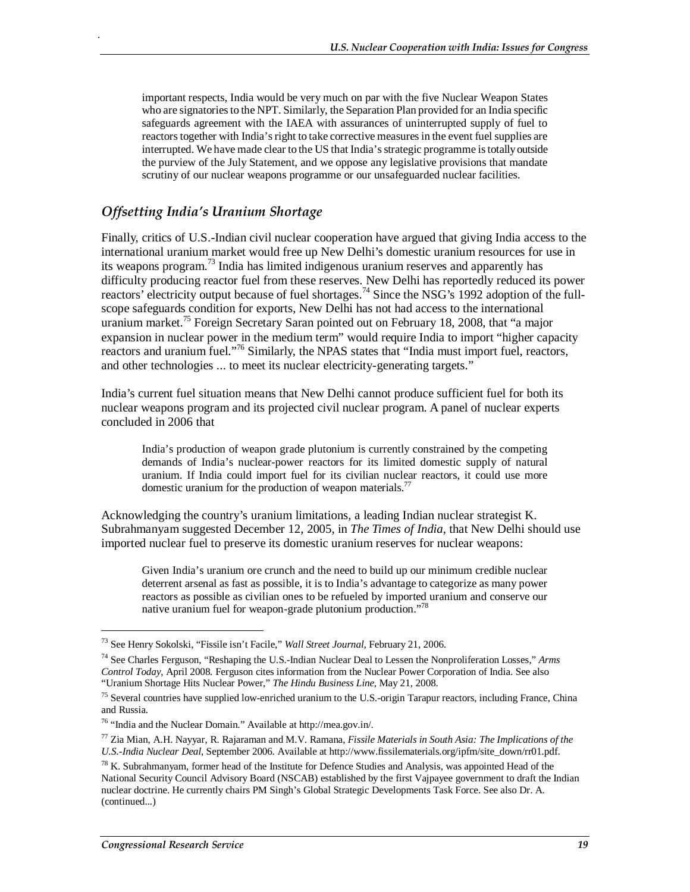> important respects, India would be very much on par with the five Nuclear Weapon States who are signatories to the NPT. Similarly, the Separation Plan provided for an India specific safeguards agreement with the IAEA with assurances of uninterrupted supply of fuel to reactors together with India's right to take corrective measures in the event fuel supplies are interrupted. We have made clear to the US that India's strategic programme is totally outside the purview of the July Statement, and we oppose any legislative provisions that mandate scrutiny of our nuclear weapons programme or our unsafeguarded nuclear facilities.

## *Offsetting India's Uranium Shortage*

Finally, critics of U.S.-Indian civil nuclear cooperation have argued that giving India access to the international uranium market would free up New Delhi's domestic uranium resources for use in its weapons program.[73] India has limited indigenous uranium reserves and apparently has difficulty producing reactor fuel from these reserves. New Delhi has reportedly reduced its power reactors' electricity output because of fuel shortages.[74] Since the NSG's 1992 adoption of the full-scope safeguards condition for exports, New Delhi has not had access to the international uranium market.[75] Foreign Secretary Saran pointed out on February 18, 2008, that "a major expansion in nuclear power in the medium term" would require India to import "higher capacity reactors and uranium fuel."[76] Similarly, the NPAS states that "India must import fuel, reactors, and other technologies ... to meet its nuclear electricity-generating targets."

India's current fuel situation means that New Delhi cannot produce sufficient fuel for both its nuclear weapons program and its projected civil nuclear program. A panel of nuclear experts concluded in 2006 that

> India's production of weapon grade plutonium is currently constrained by the competing demands of India's nuclear-power reactors for its limited domestic supply of natural uranium. If India could import fuel for its civilian nuclear reactors, it could use more domestic uranium for the production of weapon materials.[77]

Acknowledging the country's uranium limitations, a leading Indian nuclear strategist K. Subrahmanyam suggested December 12, 2005, in *The Times of India*, that New Delhi should use imported nuclear fuel to preserve its domestic uranium reserves for nuclear weapons:

> Given India's uranium ore crunch and the need to build up our minimum credible nuclear deterrent arsenal as fast as possible, it is to India's advantage to categorize as many power reactors as possible as civilian ones to be refueled by imported uranium and conserve our native uranium fuel for weapon-grade plutonium production."[78]

---

[73] See Henry Sokolski, "Fissile isn't Facile," *Wall Street Journal*, February 21, 2006.

[74] See Charles Ferguson, "Reshaping the U.S.-Indian Nuclear Deal to Lessen the Nonproliferation Losses," *Arms Control Today*, April 2008. Ferguson cites information from the Nuclear Power Corporation of India. See also "Uranium Shortage Hits Nuclear Power," *The Hindu Business Line*, May 21, 2008.

[75] Several countries have supplied low-enriched uranium to the U.S.-origin Tarapur reactors, including France, China and Russia.

[76] "India and the Nuclear Domain." Available at http://mea.gov.in/.

[77] Zia Mian, A.H. Nayyar, R. Rajaraman and M.V. Ramana, *Fissile Materials in South Asia: The Implications of the U.S.-India Nuclear Deal*, September 2006. Available at http://www.fissilematerials.org/ipfm/site_down/rr01.pdf.

[78] K. Subrahmanyam, former head of the Institute for Defence Studies and Analysis, was appointed Head of the National Security Council Advisory Board (NSCAB) established by the first Vajpayee government to draft the Indian nuclear doctrine. He currently chairs PM Singh's Global Strategic Developments Task Force. See also Dr. A. (continued...)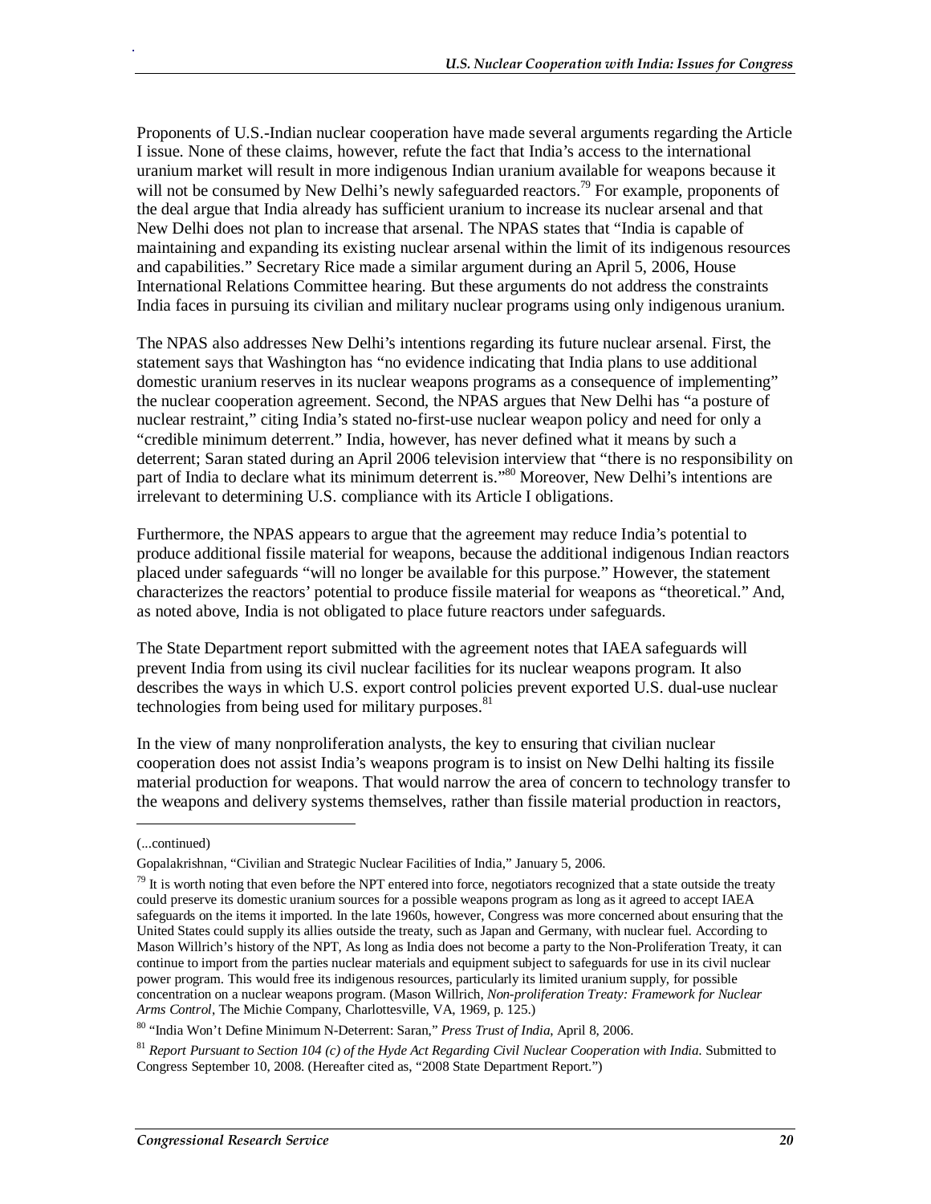Proponents of U.S.-Indian nuclear cooperation have made several arguments regarding the Article I issue. None of these claims, however, refute the fact that India's access to the international uranium market will result in more indigenous Indian uranium available for weapons because it will not be consumed by New Delhi's newly safeguarded reactors.[79] For example, proponents of the deal argue that India already has sufficient uranium to increase its nuclear arsenal and that New Delhi does not plan to increase that arsenal. The NPAS states that "India is capable of maintaining and expanding its existing nuclear arsenal within the limit of its indigenous resources and capabilities." Secretary Rice made a similar argument during an April 5, 2006, House International Relations Committee hearing. But these arguments do not address the constraints India faces in pursuing its civilian and military nuclear programs using only indigenous uranium.

The NPAS also addresses New Delhi's intentions regarding its future nuclear arsenal. First, the statement says that Washington has "no evidence indicating that India plans to use additional domestic uranium reserves in its nuclear weapons programs as a consequence of implementing" the nuclear cooperation agreement. Second, the NPAS argues that New Delhi has "a posture of nuclear restraint," citing India's stated no-first-use nuclear weapon policy and need for only a "credible minimum deterrent." India, however, has never defined what it means by such a deterrent; Saran stated during an April 2006 television interview that "there is no responsibility on part of India to declare what its minimum deterrent is."[80] Moreover, New Delhi's intentions are irrelevant to determining U.S. compliance with its Article I obligations.

Furthermore, the NPAS appears to argue that the agreement may reduce India's potential to produce additional fissile material for weapons, because the additional indigenous Indian reactors placed under safeguards "will no longer be available for this purpose." However, the statement characterizes the reactors' potential to produce fissile material for weapons as "theoretical." And, as noted above, India is not obligated to place future reactors under safeguards.

The State Department report submitted with the agreement notes that IAEA safeguards will prevent India from using its civil nuclear facilities for its nuclear weapons program. It also describes the ways in which U.S. export control policies prevent exported U.S. dual-use nuclear technologies from being used for military purposes.[81]

In the view of many nonproliferation analysts, the key to ensuring that civilian nuclear cooperation does not assist India's weapons program is to insist on New Delhi halting its fissile material production for weapons. That would narrow the area of concern to technology transfer to the weapons and delivery systems themselves, rather than fissile material production in reactors,

---

(...continued)

Gopalakrishnan, "Civilian and Strategic Nuclear Facilities of India," January 5, 2006.

[79] It is worth noting that even before the NPT entered into force, negotiators recognized that a state outside the treaty could preserve its domestic uranium sources for a possible weapons program as long as it agreed to accept IAEA safeguards on the items it imported. In the late 1960s, however, Congress was more concerned about ensuring that the United States could supply its allies outside the treaty, such as Japan and Germany, with nuclear fuel. According to Mason Willrich's history of the NPT, As long as India does not become a party to the Non-Proliferation Treaty, it can continue to import from the parties nuclear materials and equipment subject to safeguards for use in its civil nuclear power program. This would free its indigenous resources, particularly its limited uranium supply, for possible concentration on a nuclear weapons program. (Mason Willrich, *Non-proliferation Treaty: Framework for Nuclear Arms Control*, The Michie Company, Charlottesville, VA, 1969, p. 125.)

[80] "India Won't Define Minimum N-Deterrent: Saran," *Press Trust of India*, April 8, 2006.

[81] *Report Pursuant to Section 104 (c) of the Hyde Act Regarding Civil Nuclear Cooperation with India.* Submitted to Congress September 10, 2008. (Hereafter cited as, "2008 State Department Report.")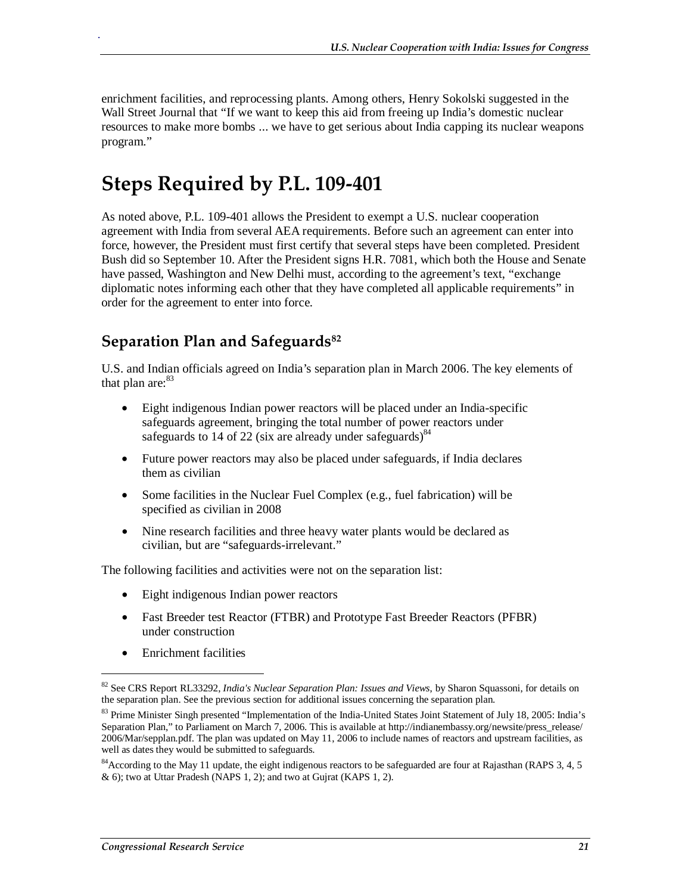enrichment facilities, and reprocessing plants. Among others, Henry Sokolski suggested in the Wall Street Journal that "If we want to keep this aid from freeing up India's domestic nuclear resources to make more bombs ... we have to get serious about India capping its nuclear weapons program."

# Steps Required by P.L. 109-401

As noted above, P.L. 109-401 allows the President to exempt a U.S. nuclear cooperation agreement with India from several AEA requirements. Before such an agreement can enter into force, however, the President must first certify that several steps have been completed. President Bush did so September 10. After the President signs H.R. 7081, which both the House and Senate have passed, Washington and New Delhi must, according to the agreement's text, "exchange diplomatic notes informing each other that they have completed all applicable requirements" in order for the agreement to enter into force.

## Separation Plan and Safeguards[82]

U.S. and Indian officials agreed on India's separation plan in March 2006. The key elements of that plan are:[83]

- Eight indigenous Indian power reactors will be placed under an India-specific safeguards agreement, bringing the total number of power reactors under safeguards to 14 of 22 (six are already under safeguards)[84]
- Future power reactors may also be placed under safeguards, if India declares them as civilian
- Some facilities in the Nuclear Fuel Complex (e.g., fuel fabrication) will be specified as civilian in 2008
- Nine research facilities and three heavy water plants would be declared as civilian, but are "safeguards-irrelevant."

The following facilities and activities were not on the separation list:

- Eight indigenous Indian power reactors
- Fast Breeder test Reactor (FTBR) and Prototype Fast Breeder Reactors (PFBR) under construction
- Enrichment facilities

---

[82] See CRS Report RL33292, *India's Nuclear Separation Plan: Issues and Views*, by Sharon Squassoni, for details on the separation plan. See the previous section for additional issues concerning the separation plan.

[83] Prime Minister Singh presented "Implementation of the India-United States Joint Statement of July 18, 2005: India's Separation Plan," to Parliament on March 7, 2006. This is available at http://indianembassy.org/newsite/press_release/2006/Mar/sepplan.pdf. The plan was updated on May 11, 2006 to include names of reactors and upstream facilities, as well as dates they would be submitted to safeguards.

[84] According to the May 11 update, the eight indigenous reactors to be safeguarded are four at Rajasthan (RAPS 3, 4, 5 & 6); two at Uttar Pradesh (NAPS 1, 2); and two at Gujrat (KAPS 1, 2).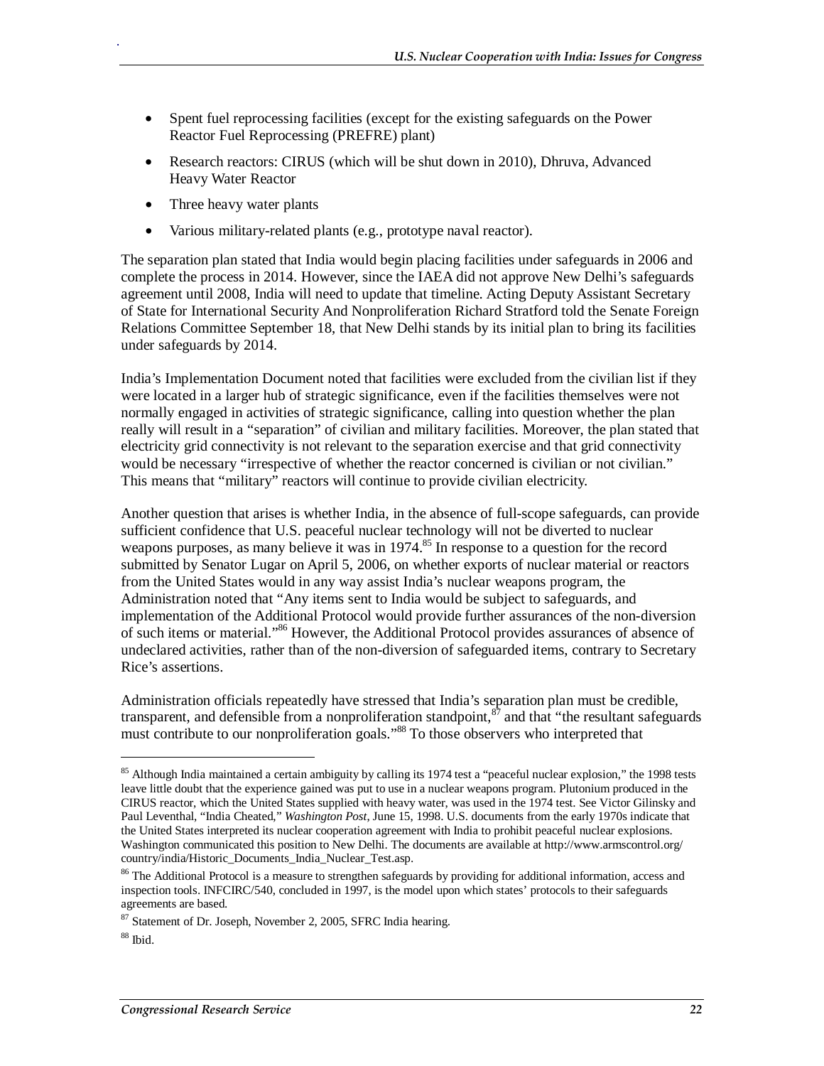- Spent fuel reprocessing facilities (except for the existing safeguards on the Power Reactor Fuel Reprocessing (PREFRE) plant)
- Research reactors: CIRUS (which will be shut down in 2010), Dhruva, Advanced Heavy Water Reactor
- Three heavy water plants
- Various military-related plants (e.g., prototype naval reactor).

The separation plan stated that India would begin placing facilities under safeguards in 2006 and complete the process in 2014. However, since the IAEA did not approve New Delhi's safeguards agreement until 2008, India will need to update that timeline. Acting Deputy Assistant Secretary of State for International Security And Nonproliferation Richard Stratford told the Senate Foreign Relations Committee September 18, that New Delhi stands by its initial plan to bring its facilities under safeguards by 2014.

India's Implementation Document noted that facilities were excluded from the civilian list if they were located in a larger hub of strategic significance, even if the facilities themselves were not normally engaged in activities of strategic significance, calling into question whether the plan really will result in a "separation" of civilian and military facilities. Moreover, the plan stated that electricity grid connectivity is not relevant to the separation exercise and that grid connectivity would be necessary "irrespective of whether the reactor concerned is civilian or not civilian." This means that "military" reactors will continue to provide civilian electricity.

Another question that arises is whether India, in the absence of full-scope safeguards, can provide sufficient confidence that U.S. peaceful nuclear technology will not be diverted to nuclear weapons purposes, as many believe it was in 1974.[85] In response to a question for the record submitted by Senator Lugar on April 5, 2006, on whether exports of nuclear material or reactors from the United States would in any way assist India's nuclear weapons program, the Administration noted that "Any items sent to India would be subject to safeguards, and implementation of the Additional Protocol would provide further assurances of the non-diversion of such items or material."[86] However, the Additional Protocol provides assurances of absence of undeclared activities, rather than of the non-diversion of safeguarded items, contrary to Secretary Rice's assertions.

Administration officials repeatedly have stressed that India's separation plan must be credible, transparent, and defensible from a nonproliferation standpoint,[87] and that "the resultant safeguards must contribute to our nonproliferation goals."[88] To those observers who interpreted that

---

[85] Although India maintained a certain ambiguity by calling its 1974 test a "peaceful nuclear explosion," the 1998 tests leave little doubt that the experience gained was put to use in a nuclear weapons program. Plutonium produced in the CIRUS reactor, which the United States supplied with heavy water, was used in the 1974 test. See Victor Gilinsky and Paul Leventhal, "India Cheated," *Washington Post*, June 15, 1998. U.S. documents from the early 1970s indicate that the United States interpreted its nuclear cooperation agreement with India to prohibit peaceful nuclear explosions. Washington communicated this position to New Delhi. The documents are available at http://www.armscontrol.org/country/india/Historic_Documents_India_Nuclear_Test.asp.

[86] The Additional Protocol is a measure to strengthen safeguards by providing for additional information, access and inspection tools. INFCIRC/540, concluded in 1997, is the model upon which states' protocols to their safeguards agreements are based.

[87] Statement of Dr. Joseph, November 2, 2005, SFRC India hearing.

[88] Ibid.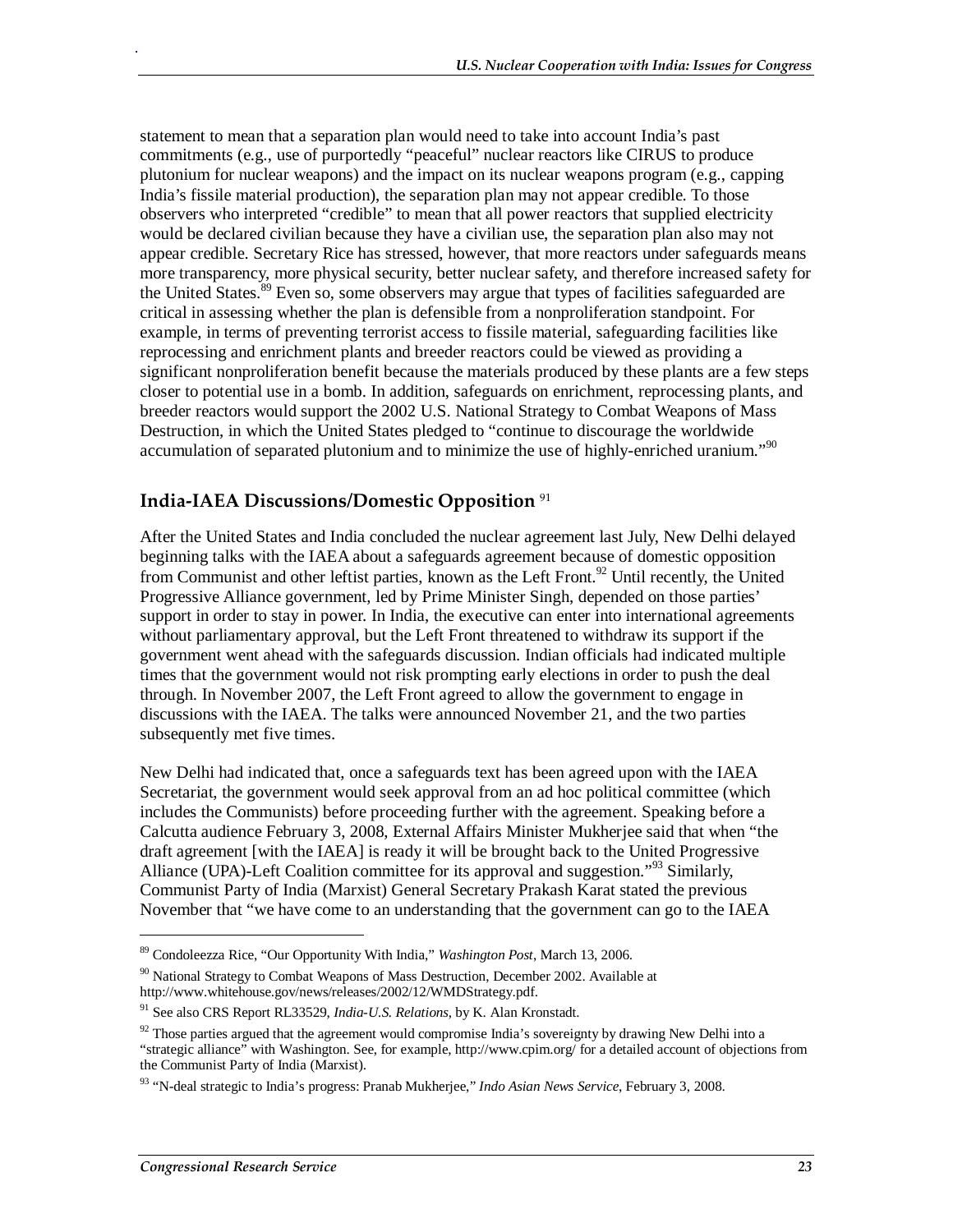statement to mean that a separation plan would need to take into account India's past commitments (e.g., use of purportedly "peaceful" nuclear reactors like CIRUS to produce plutonium for nuclear weapons) and the impact on its nuclear weapons program (e.g., capping India's fissile material production), the separation plan may not appear credible. To those observers who interpreted "credible" to mean that all power reactors that supplied electricity would be declared civilian because they have a civilian use, the separation plan also may not appear credible. Secretary Rice has stressed, however, that more reactors under safeguards means more transparency, more physical security, better nuclear safety, and therefore increased safety for the United States.[89] Even so, some observers may argue that types of facilities safeguarded are critical in assessing whether the plan is defensible from a nonproliferation standpoint. For example, in terms of preventing terrorist access to fissile material, safeguarding facilities like reprocessing and enrichment plants and breeder reactors could be viewed as providing a significant nonproliferation benefit because the materials produced by these plants are a few steps closer to potential use in a bomb. In addition, safeguards on enrichment, reprocessing plants, and breeder reactors would support the 2002 U.S. National Strategy to Combat Weapons of Mass Destruction, in which the United States pledged to "continue to discourage the worldwide accumulation of separated plutonium and to minimize the use of highly-enriched uranium."[90]

## India-IAEA Discussions/Domestic Opposition [91]

After the United States and India concluded the nuclear agreement last July, New Delhi delayed beginning talks with the IAEA about a safeguards agreement because of domestic opposition from Communist and other leftist parties, known as the Left Front.[92] Until recently, the United Progressive Alliance government, led by Prime Minister Singh, depended on those parties' support in order to stay in power. In India, the executive can enter into international agreements without parliamentary approval, but the Left Front threatened to withdraw its support if the government went ahead with the safeguards discussion. Indian officials had indicated multiple times that the government would not risk prompting early elections in order to push the deal through. In November 2007, the Left Front agreed to allow the government to engage in discussions with the IAEA. The talks were announced November 21, and the two parties subsequently met five times.

New Delhi had indicated that, once a safeguards text has been agreed upon with the IAEA Secretariat, the government would seek approval from an ad hoc political committee (which includes the Communists) before proceeding further with the agreement. Speaking before a Calcutta audience February 3, 2008, External Affairs Minister Mukherjee said that when "the draft agreement [with the IAEA] is ready it will be brought back to the United Progressive Alliance (UPA)-Left Coalition committee for its approval and suggestion."[93] Similarly, Communist Party of India (Marxist) General Secretary Prakash Karat stated the previous November that "we have come to an understanding that the government can go to the IAEA

---

[89] Condoleezza Rice, "Our Opportunity With India," *Washington Post*, March 13, 2006.

[90] National Strategy to Combat Weapons of Mass Destruction, December 2002. Available at http://www.whitehouse.gov/news/releases/2002/12/WMDStrategy.pdf.

[91] See also CRS Report RL33529, *India-U.S. Relations*, by K. Alan Kronstadt.

[92] Those parties argued that the agreement would compromise India's sovereignty by drawing New Delhi into a "strategic alliance" with Washington. See, for example, http://www.cpim.org/ for a detailed account of objections from the Communist Party of India (Marxist).

[93] "N-deal strategic to India's progress: Pranab Mukherjee," *Indo Asian News Service*, February 3, 2008.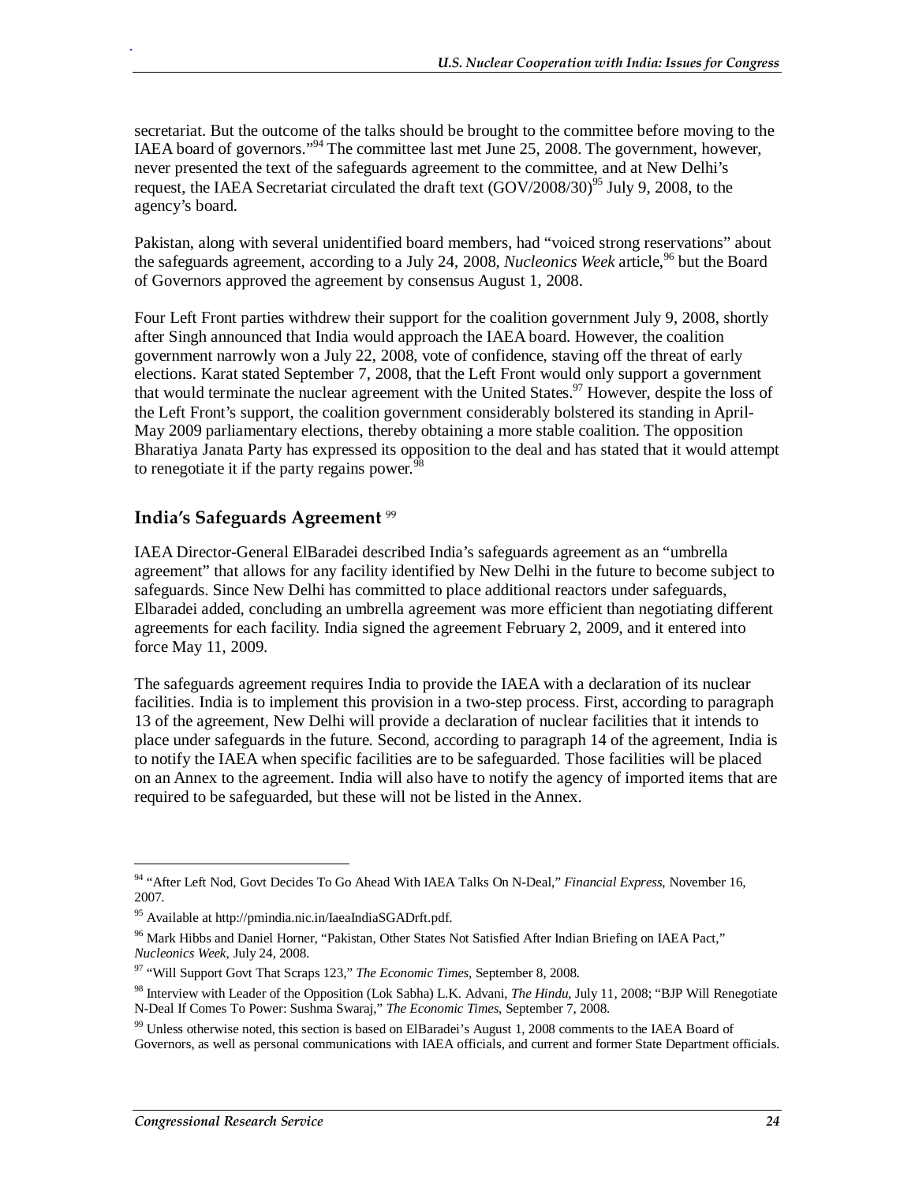secretariat. But the outcome of the talks should be brought to the committee before moving to the IAEA board of governors."[94] The committee last met June 25, 2008. The government, however, never presented the text of the safeguards agreement to the committee, and at New Delhi's request, the IAEA Secretariat circulated the draft text (GOV/2008/30)[95] July 9, 2008, to the agency's board.

Pakistan, along with several unidentified board members, had "voiced strong reservations" about the safeguards agreement, according to a July 24, 2008, *Nucleonics Week* article,[96] but the Board of Governors approved the agreement by consensus August 1, 2008.

Four Left Front parties withdrew their support for the coalition government July 9, 2008, shortly after Singh announced that India would approach the IAEA board. However, the coalition government narrowly won a July 22, 2008, vote of confidence, staving off the threat of early elections. Karat stated September 7, 2008, that the Left Front would only support a government that would terminate the nuclear agreement with the United States.[97] However, despite the loss of the Left Front's support, the coalition government considerably bolstered its standing in April-May 2009 parliamentary elections, thereby obtaining a more stable coalition. The opposition Bharatiya Janata Party has expressed its opposition to the deal and has stated that it would attempt to renegotiate it if the party regains power.[98]

## India's Safeguards Agreement [99]

IAEA Director-General ElBaradei described India's safeguards agreement as an "umbrella agreement" that allows for any facility identified by New Delhi in the future to become subject to safeguards. Since New Delhi has committed to place additional reactors under safeguards, Elbaradei added, concluding an umbrella agreement was more efficient than negotiating different agreements for each facility. India signed the agreement February 2, 2009, and it entered into force May 11, 2009.

The safeguards agreement requires India to provide the IAEA with a declaration of its nuclear facilities. India is to implement this provision in a two-step process. First, according to paragraph 13 of the agreement, New Delhi will provide a declaration of nuclear facilities that it intends to place under safeguards in the future. Second, according to paragraph 14 of the agreement, India is to notify the IAEA when specific facilities are to be safeguarded. Those facilities will be placed on an Annex to the agreement. India will also have to notify the agency of imported items that are required to be safeguarded, but these will not be listed in the Annex.

---

[94] "After Left Nod, Govt Decides To Go Ahead With IAEA Talks On N-Deal," *Financial Express*, November 16, 2007.

[95] Available at http://pmindia.nic.in/IaeaIndiaSGADrft.pdf.

[96] Mark Hibbs and Daniel Horner, "Pakistan, Other States Not Satisfied After Indian Briefing on IAEA Pact," *Nucleonics Week*, July 24, 2008.

[97] "Will Support Govt That Scraps 123," *The Economic Times*, September 8, 2008.

[98] Interview with Leader of the Opposition (Lok Sabha) L.K. Advani, *The Hindu*, July 11, 2008; "BJP Will Renegotiate N-Deal If Comes To Power: Sushma Swaraj," *The Economic Times*, September 7, 2008.

[99] Unless otherwise noted, this section is based on ElBaradei's August 1, 2008 comments to the IAEA Board of Governors, as well as personal communications with IAEA officials, and current and former State Department officials.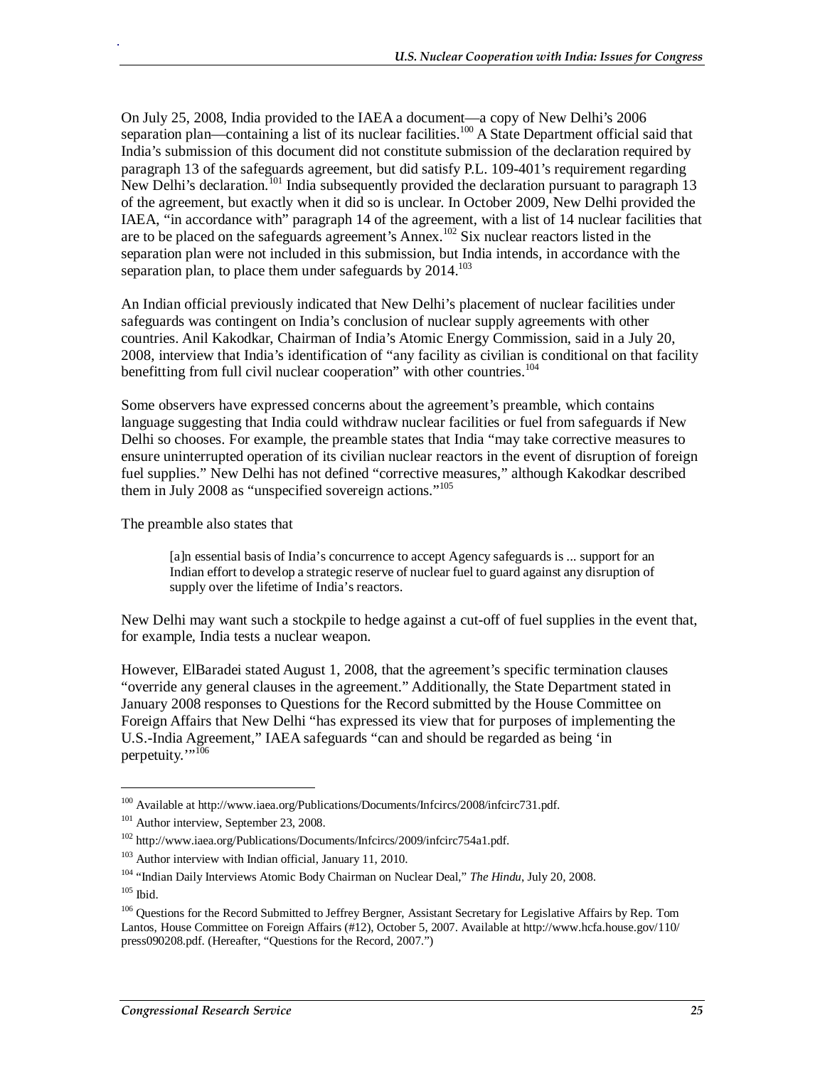On July 25, 2008, India provided to the IAEA a document—a copy of New Delhi's 2006 separation plan—containing a list of its nuclear facilities.[100] A State Department official said that India's submission of this document did not constitute submission of the declaration required by paragraph 13 of the safeguards agreement, but did satisfy P.L. 109-401's requirement regarding New Delhi's declaration.[101] India subsequently provided the declaration pursuant to paragraph 13 of the agreement, but exactly when it did so is unclear. In October 2009, New Delhi provided the IAEA, "in accordance with" paragraph 14 of the agreement, with a list of 14 nuclear facilities that are to be placed on the safeguards agreement's Annex.[102] Six nuclear reactors listed in the separation plan were not included in this submission, but India intends, in accordance with the separation plan, to place them under safeguards by 2014.[103]

An Indian official previously indicated that New Delhi's placement of nuclear facilities under safeguards was contingent on India's conclusion of nuclear supply agreements with other countries. Anil Kakodkar, Chairman of India's Atomic Energy Commission, said in a July 20, 2008, interview that India's identification of "any facility as civilian is conditional on that facility benefitting from full civil nuclear cooperation" with other countries.[104]

Some observers have expressed concerns about the agreement's preamble, which contains language suggesting that India could withdraw nuclear facilities or fuel from safeguards if New Delhi so chooses. For example, the preamble states that India "may take corrective measures to ensure uninterrupted operation of its civilian nuclear reactors in the event of disruption of foreign fuel supplies." New Delhi has not defined "corrective measures," although Kakodkar described them in July 2008 as "unspecified sovereign actions."[105]

The preamble also states that

> [a]n essential basis of India's concurrence to accept Agency safeguards is ... support for an Indian effort to develop a strategic reserve of nuclear fuel to guard against any disruption of supply over the lifetime of India's reactors.

New Delhi may want such a stockpile to hedge against a cut-off of fuel supplies in the event that, for example, India tests a nuclear weapon.

However, ElBaradei stated August 1, 2008, that the agreement's specific termination clauses "override any general clauses in the agreement." Additionally, the State Department stated in January 2008 responses to Questions for the Record submitted by the House Committee on Foreign Affairs that New Delhi "has expressed its view that for purposes of implementing the U.S.-India Agreement," IAEA safeguards "can and should be regarded as being 'in perpetuity.'"[106]

---

[100] Available at http://www.iaea.org/Publications/Documents/Infcircs/2008/infcirc731.pdf.

[101] Author interview, September 23, 2008.

[102] http://www.iaea.org/Publications/Documents/Infcircs/2009/infcirc754a1.pdf.

[103] Author interview with Indian official, January 11, 2010.

[104] "Indian Daily Interviews Atomic Body Chairman on Nuclear Deal," *The Hindu*, July 20, 2008.

[105] Ibid.

[106] Questions for the Record Submitted to Jeffrey Bergner, Assistant Secretary for Legislative Affairs by Rep. Tom Lantos, House Committee on Foreign Affairs (#12), October 5, 2007. Available at http://www.hcfa.house.gov/110/press090208.pdf. (Hereafter, "Questions for the Record, 2007.")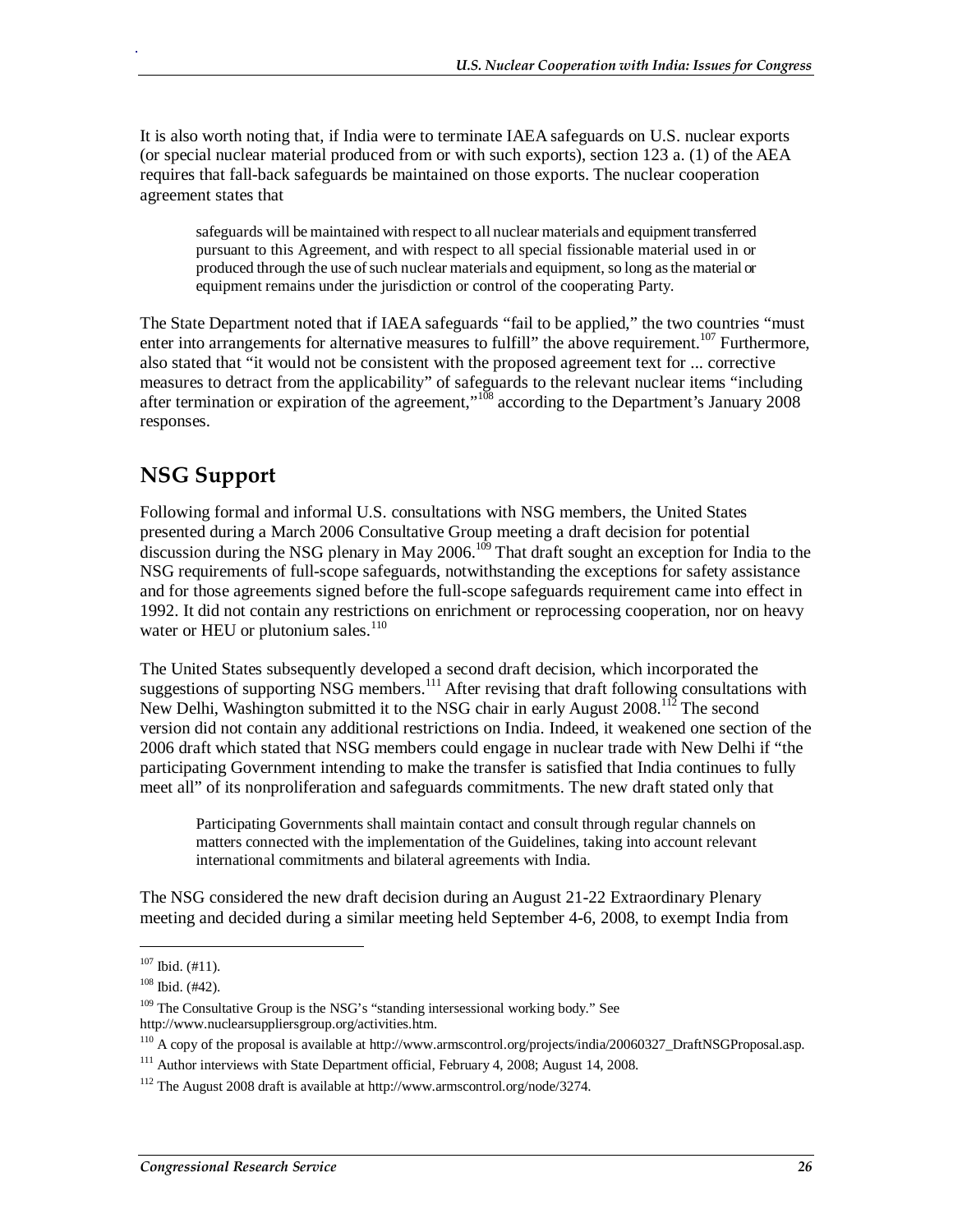It is also worth noting that, if India were to terminate IAEA safeguards on U.S. nuclear exports (or special nuclear material produced from or with such exports), section 123 a. (1) of the AEA requires that fall-back safeguards be maintained on those exports. The nuclear cooperation agreement states that

> safeguards will be maintained with respect to all nuclear materials and equipment transferred pursuant to this Agreement, and with respect to all special fissionable material used in or produced through the use of such nuclear materials and equipment, so long as the material or equipment remains under the jurisdiction or control of the cooperating Party.

The State Department noted that if IAEA safeguards "fail to be applied," the two countries "must enter into arrangements for alternative measures to fulfill" the above requirement.[107] Furthermore, also stated that "it would not be consistent with the proposed agreement text for ... corrective measures to detract from the applicability" of safeguards to the relevant nuclear items "including after termination or expiration of the agreement,"[108] according to the Department's January 2008 responses.

## NSG Support

Following formal and informal U.S. consultations with NSG members, the United States presented during a March 2006 Consultative Group meeting a draft decision for potential discussion during the NSG plenary in May 2006.[109] That draft sought an exception for India to the NSG requirements of full-scope safeguards, notwithstanding the exceptions for safety assistance and for those agreements signed before the full-scope safeguards requirement came into effect in 1992. It did not contain any restrictions on enrichment or reprocessing cooperation, nor on heavy water or HEU or plutonium sales.[110]

The United States subsequently developed a second draft decision, which incorporated the suggestions of supporting NSG members.[111] After revising that draft following consultations with New Delhi, Washington submitted it to the NSG chair in early August 2008.[112] The second version did not contain any additional restrictions on India. Indeed, it weakened one section of the 2006 draft which stated that NSG members could engage in nuclear trade with New Delhi if "the participating Government intending to make the transfer is satisfied that India continues to fully meet all" of its nonproliferation and safeguards commitments. The new draft stated only that

> Participating Governments shall maintain contact and consult through regular channels on matters connected with the implementation of the Guidelines, taking into account relevant international commitments and bilateral agreements with India.

The NSG considered the new draft decision during an August 21-22 Extraordinary Plenary meeting and decided during a similar meeting held September 4-6, 2008, to exempt India from

---

[107] Ibid. (#11).

[108] Ibid. (#42).

[109] The Consultative Group is the NSG's "standing intersessional working body." See http://www.nuclearsuppliersgroup.org/activities.htm.

[110] A copy of the proposal is available at http://www.armscontrol.org/projects/india/20060327_DraftNSGProposal.asp.

[111] Author interviews with State Department official, February 4, 2008; August 14, 2008.

[112] The August 2008 draft is available at http://www.armscontrol.org/node/3274.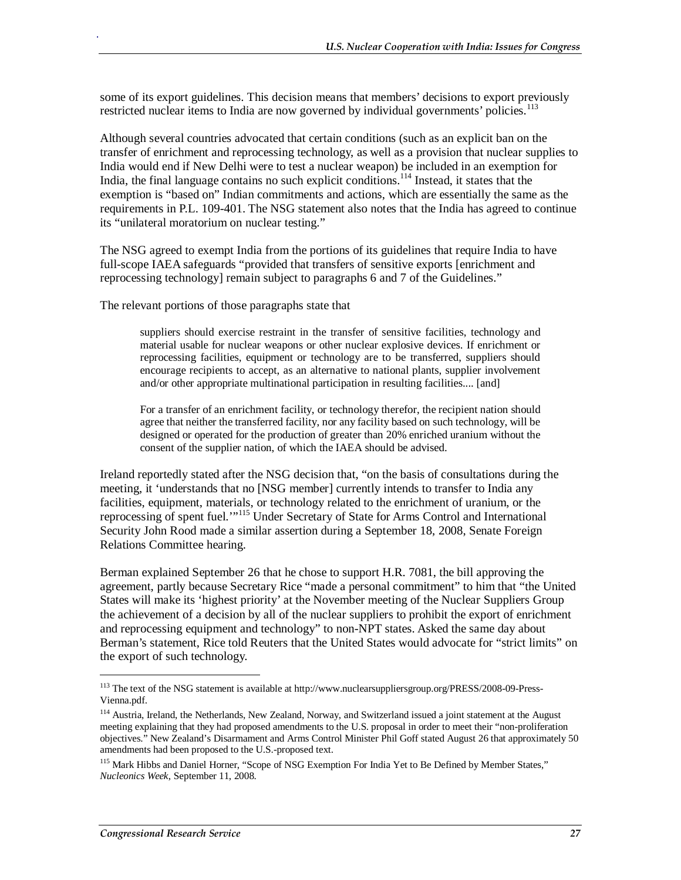some of its export guidelines. This decision means that members' decisions to export previously restricted nuclear items to India are now governed by individual governments' policies.[113]

Although several countries advocated that certain conditions (such as an explicit ban on the transfer of enrichment and reprocessing technology, as well as a provision that nuclear supplies to India would end if New Delhi were to test a nuclear weapon) be included in an exemption for India, the final language contains no such explicit conditions.[114] Instead, it states that the exemption is "based on" Indian commitments and actions, which are essentially the same as the requirements in P.L. 109-401. The NSG statement also notes that the India has agreed to continue its "unilateral moratorium on nuclear testing."

The NSG agreed to exempt India from the portions of its guidelines that require India to have full-scope IAEA safeguards "provided that transfers of sensitive exports [enrichment and reprocessing technology] remain subject to paragraphs 6 and 7 of the Guidelines."

The relevant portions of those paragraphs state that

> suppliers should exercise restraint in the transfer of sensitive facilities, technology and material usable for nuclear weapons or other nuclear explosive devices. If enrichment or reprocessing facilities, equipment or technology are to be transferred, suppliers should encourage recipients to accept, as an alternative to national plants, supplier involvement and/or other appropriate multinational participation in resulting facilities.... [and]
>
> For a transfer of an enrichment facility, or technology therefor, the recipient nation should agree that neither the transferred facility, nor any facility based on such technology, will be designed or operated for the production of greater than 20% enriched uranium without the consent of the supplier nation, of which the IAEA should be advised.

Ireland reportedly stated after the NSG decision that, "on the basis of consultations during the meeting, it 'understands that no [NSG member] currently intends to transfer to India any facilities, equipment, materials, or technology related to the enrichment of uranium, or the reprocessing of spent fuel.'"[115] Under Secretary of State for Arms Control and International Security John Rood made a similar assertion during a September 18, 2008, Senate Foreign Relations Committee hearing.

Berman explained September 26 that he chose to support H.R. 7081, the bill approving the agreement, partly because Secretary Rice "made a personal commitment" to him that "the United States will make its 'highest priority' at the November meeting of the Nuclear Suppliers Group the achievement of a decision by all of the nuclear suppliers to prohibit the export of enrichment and reprocessing equipment and technology" to non-NPT states. Asked the same day about Berman's statement, Rice told Reuters that the United States would advocate for "strict limits" on the export of such technology.

---

[113] The text of the NSG statement is available at http://www.nuclearsuppliersgroup.org/PRESS/2008-09-Press-Vienna.pdf.

[114] Austria, Ireland, the Netherlands, New Zealand, Norway, and Switzerland issued a joint statement at the August meeting explaining that they had proposed amendments to the U.S. proposal in order to meet their "non-proliferation objectives." New Zealand's Disarmament and Arms Control Minister Phil Goff stated August 26 that approximately 50 amendments had been proposed to the U.S.-proposed text.

[115] Mark Hibbs and Daniel Horner, "Scope of NSG Exemption For India Yet to Be Defined by Member States," *Nucleonics Week*, September 11, 2008.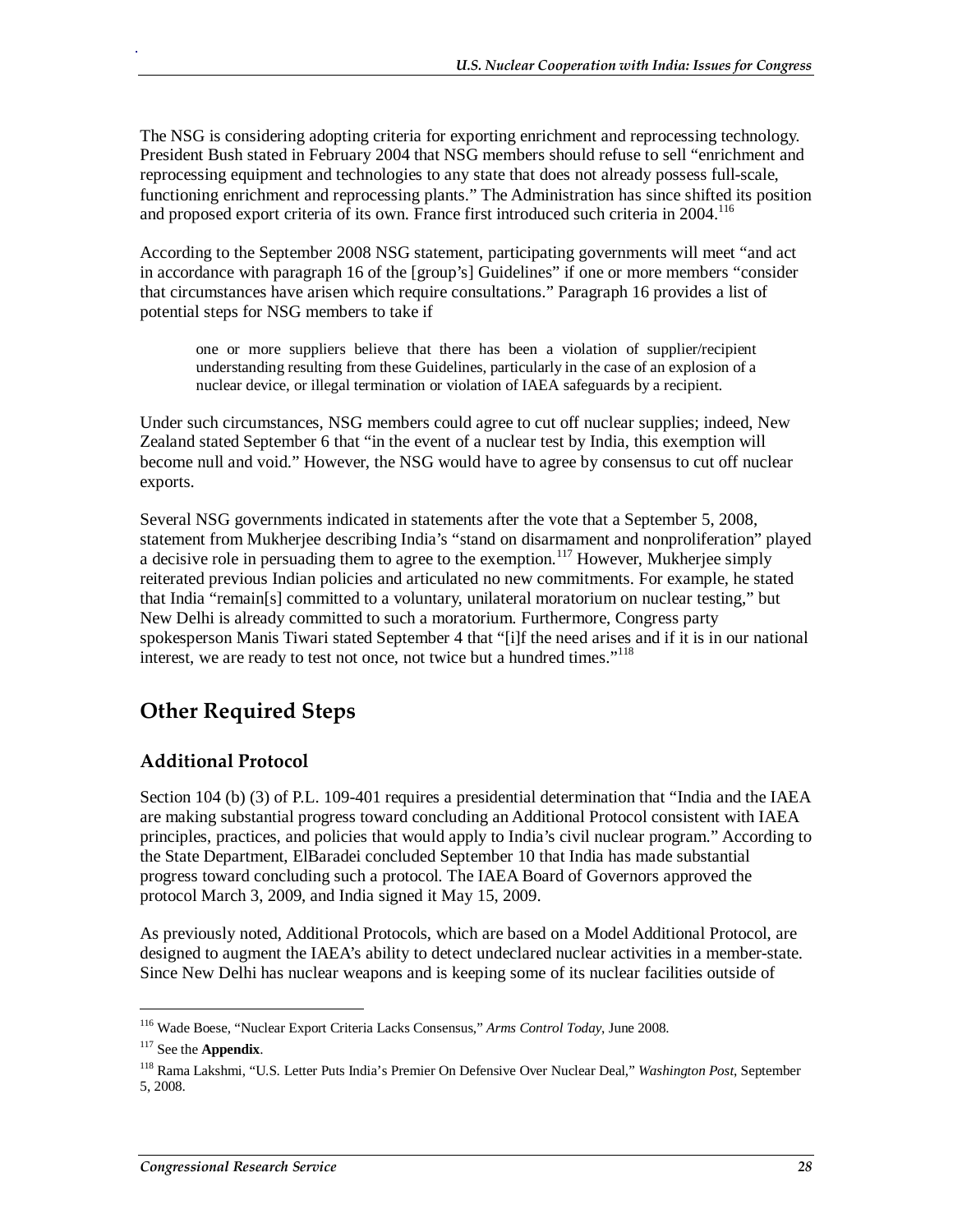The NSG is considering adopting criteria for exporting enrichment and reprocessing technology. President Bush stated in February 2004 that NSG members should refuse to sell "enrichment and reprocessing equipment and technologies to any state that does not already possess full-scale, functioning enrichment and reprocessing plants." The Administration has since shifted its position and proposed export criteria of its own. France first introduced such criteria in 2004.[116]

According to the September 2008 NSG statement, participating governments will meet "and act in accordance with paragraph 16 of the [group's] Guidelines" if one or more members "consider that circumstances have arisen which require consultations." Paragraph 16 provides a list of potential steps for NSG members to take if

> one or more suppliers believe that there has been a violation of supplier/recipient understanding resulting from these Guidelines, particularly in the case of an explosion of a nuclear device, or illegal termination or violation of IAEA safeguards by a recipient.

Under such circumstances, NSG members could agree to cut off nuclear supplies; indeed, New Zealand stated September 6 that "in the event of a nuclear test by India, this exemption will become null and void." However, the NSG would have to agree by consensus to cut off nuclear exports.

Several NSG governments indicated in statements after the vote that a September 5, 2008, statement from Mukherjee describing India's "stand on disarmament and nonproliferation" played a decisive role in persuading them to agree to the exemption.[117] However, Mukherjee simply reiterated previous Indian policies and articulated no new commitments. For example, he stated that India "remain[s] committed to a voluntary, unilateral moratorium on nuclear testing," but New Delhi is already committed to such a moratorium. Furthermore, Congress party spokesperson Manis Tiwari stated September 4 that "[i]f the need arises and if it is in our national interest, we are ready to test not once, not twice but a hundred times."[118]

## Other Required Steps

### Additional Protocol

Section 104 (b) (3) of P.L. 109-401 requires a presidential determination that "India and the IAEA are making substantial progress toward concluding an Additional Protocol consistent with IAEA principles, practices, and policies that would apply to India's civil nuclear program." According to the State Department, ElBaradei concluded September 10 that India has made substantial progress toward concluding such a protocol. The IAEA Board of Governors approved the protocol March 3, 2009, and India signed it May 15, 2009.

As previously noted, Additional Protocols, which are based on a Model Additional Protocol, are designed to augment the IAEA's ability to detect undeclared nuclear activities in a member-state. Since New Delhi has nuclear weapons and is keeping some of its nuclear facilities outside of

---

[116] Wade Boese, "Nuclear Export Criteria Lacks Consensus," *Arms Control Today*, June 2008.

[117] See the **Appendix**.

[118] Rama Lakshmi, "U.S. Letter Puts India's Premier On Defensive Over Nuclear Deal," *Washington Post*, September 5, 2008.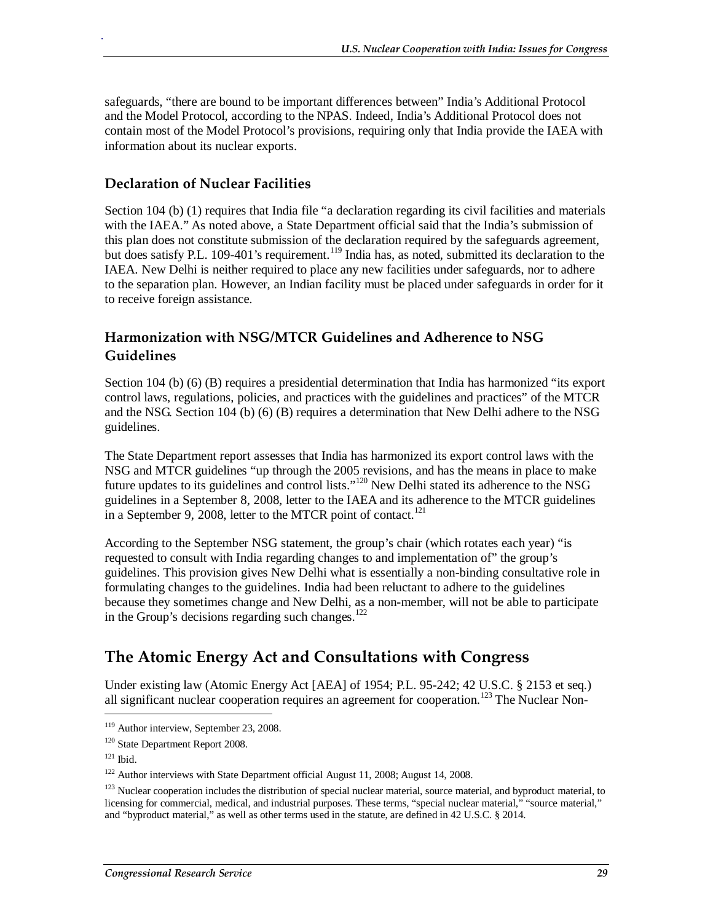safeguards, "there are bound to be important differences between" India's Additional Protocol and the Model Protocol, according to the NPAS. Indeed, India's Additional Protocol does not contain most of the Model Protocol's provisions, requiring only that India provide the IAEA with information about its nuclear exports.

### Declaration of Nuclear Facilities

Section 104 (b) (1) requires that India file "a declaration regarding its civil facilities and materials with the IAEA." As noted above, a State Department official said that the India's submission of this plan does not constitute submission of the declaration required by the safeguards agreement, but does satisfy P.L. 109-401's requirement.[119] India has, as noted, submitted its declaration to the IAEA. New Delhi is neither required to place any new facilities under safeguards, nor to adhere to the separation plan. However, an Indian facility must be placed under safeguards in order for it to receive foreign assistance.

### Harmonization with NSG/MTCR Guidelines and Adherence to NSG Guidelines

Section 104 (b) (6) (B) requires a presidential determination that India has harmonized "its export control laws, regulations, policies, and practices with the guidelines and practices" of the MTCR and the NSG. Section 104 (b) (6) (B) requires a determination that New Delhi adhere to the NSG guidelines.

The State Department report assesses that India has harmonized its export control laws with the NSG and MTCR guidelines "up through the 2005 revisions, and has the means in place to make future updates to its guidelines and control lists."[120] New Delhi stated its adherence to the NSG guidelines in a September 8, 2008, letter to the IAEA and its adherence to the MTCR guidelines in a September 9, 2008, letter to the MTCR point of contact.[121]

According to the September NSG statement, the group's chair (which rotates each year) "is requested to consult with India regarding changes to and implementation of" the group's guidelines. This provision gives New Delhi what is essentially a non-binding consultative role in formulating changes to the guidelines. India had been reluctant to adhere to the guidelines because they sometimes change and New Delhi, as a non-member, will not be able to participate in the Group's decisions regarding such changes.[122]

## The Atomic Energy Act and Consultations with Congress

Under existing law (Atomic Energy Act [AEA] of 1954; P.L. 95-242; 42 U.S.C. § 2153 et seq.) all significant nuclear cooperation requires an agreement for cooperation.[123] The Nuclear Non-

---

[119] Author interview, September 23, 2008.

[120] State Department Report 2008.

[121] Ibid.

[122] Author interviews with State Department official August 11, 2008; August 14, 2008.

[123] Nuclear cooperation includes the distribution of special nuclear material, source material, and byproduct material, to licensing for commercial, medical, and industrial purposes. These terms, "special nuclear material," "source material," and "byproduct material," as well as other terms used in the statute, are defined in 42 U.S.C. § 2014.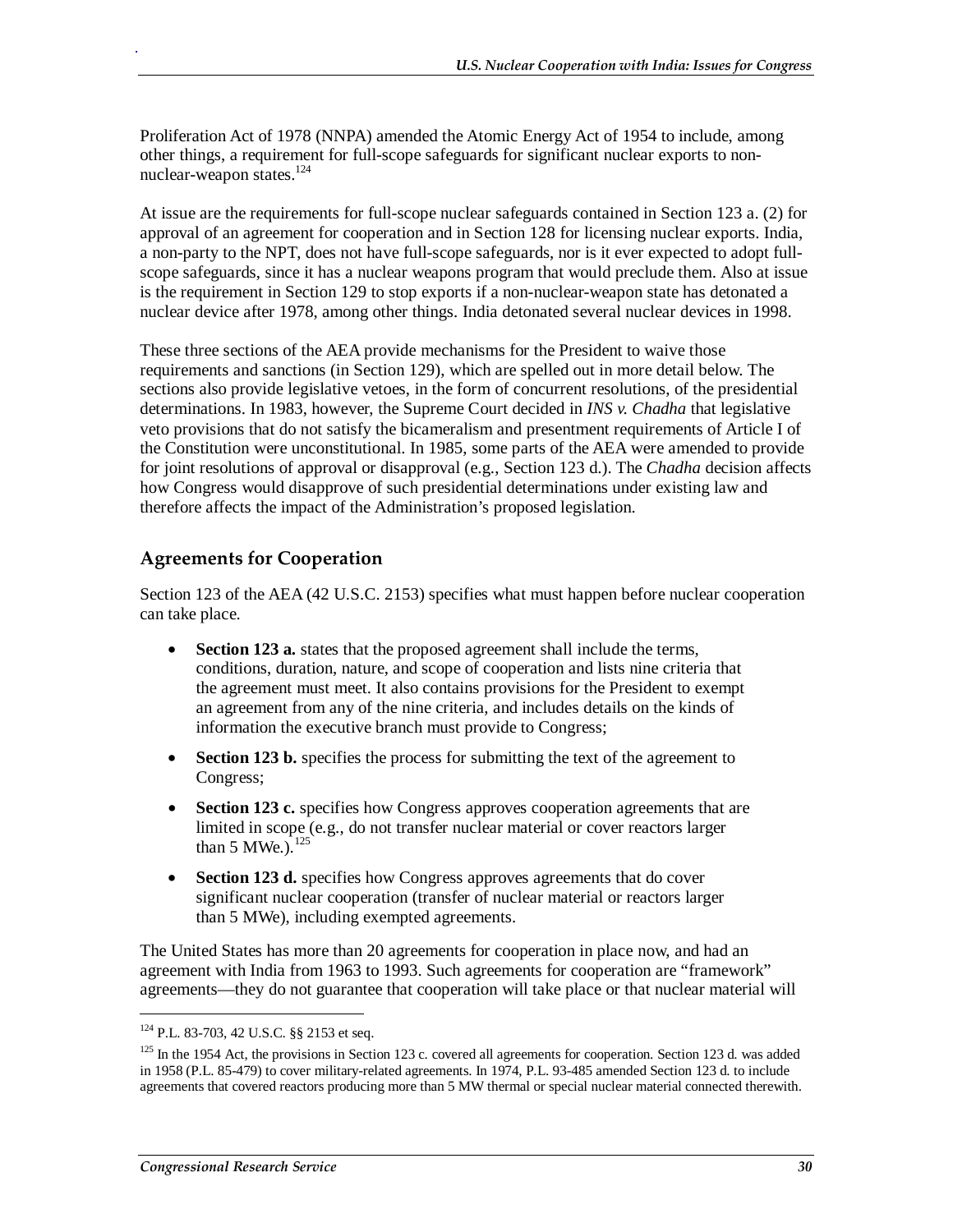Proliferation Act of 1978 (NNPA) amended the Atomic Energy Act of 1954 to include, among other things, a requirement for full-scope safeguards for significant nuclear exports to non-nuclear-weapon states.[124]

At issue are the requirements for full-scope nuclear safeguards contained in Section 123 a. (2) for approval of an agreement for cooperation and in Section 128 for licensing nuclear exports. India, a non-party to the NPT, does not have full-scope safeguards, nor is it ever expected to adopt full-scope safeguards, since it has a nuclear weapons program that would preclude them. Also at issue is the requirement in Section 129 to stop exports if a non-nuclear-weapon state has detonated a nuclear device after 1978, among other things. India detonated several nuclear devices in 1998.

These three sections of the AEA provide mechanisms for the President to waive those requirements and sanctions (in Section 129), which are spelled out in more detail below. The sections also provide legislative vetoes, in the form of concurrent resolutions, of the presidential determinations. In 1983, however, the Supreme Court decided in *INS v. Chadha* that legislative veto provisions that do not satisfy the bicameralism and presentment requirements of Article I of the Constitution were unconstitutional. In 1985, some parts of the AEA were amended to provide for joint resolutions of approval or disapproval (e.g., Section 123 d.). The *Chadha* decision affects how Congress would disapprove of such presidential determinations under existing law and therefore affects the impact of the Administration's proposed legislation.

## Agreements for Cooperation

Section 123 of the AEA (42 U.S.C. 2153) specifies what must happen before nuclear cooperation can take place.

- **Section 123 a.** states that the proposed agreement shall include the terms, conditions, duration, nature, and scope of cooperation and lists nine criteria that the agreement must meet. It also contains provisions for the President to exempt an agreement from any of the nine criteria, and includes details on the kinds of information the executive branch must provide to Congress;
- **Section 123 b.** specifies the process for submitting the text of the agreement to Congress;
- **Section 123 c.** specifies how Congress approves cooperation agreements that are limited in scope (e.g., do not transfer nuclear material or cover reactors larger than 5 MWe.).[125]
- **Section 123 d.** specifies how Congress approves agreements that do cover significant nuclear cooperation (transfer of nuclear material or reactors larger than 5 MWe), including exempted agreements.

The United States has more than 20 agreements for cooperation in place now, and had an agreement with India from 1963 to 1993. Such agreements for cooperation are "framework" agreements—they do not guarantee that cooperation will take place or that nuclear material will

---

[124] P.L. 83-703, 42 U.S.C. §§ 2153 et seq.

[125] In the 1954 Act, the provisions in Section 123 c. covered all agreements for cooperation. Section 123 d. was added in 1958 (P.L. 85-479) to cover military-related agreements. In 1974, P.L. 93-485 amended Section 123 d. to include agreements that covered reactors producing more than 5 MW thermal or special nuclear material connected therewith.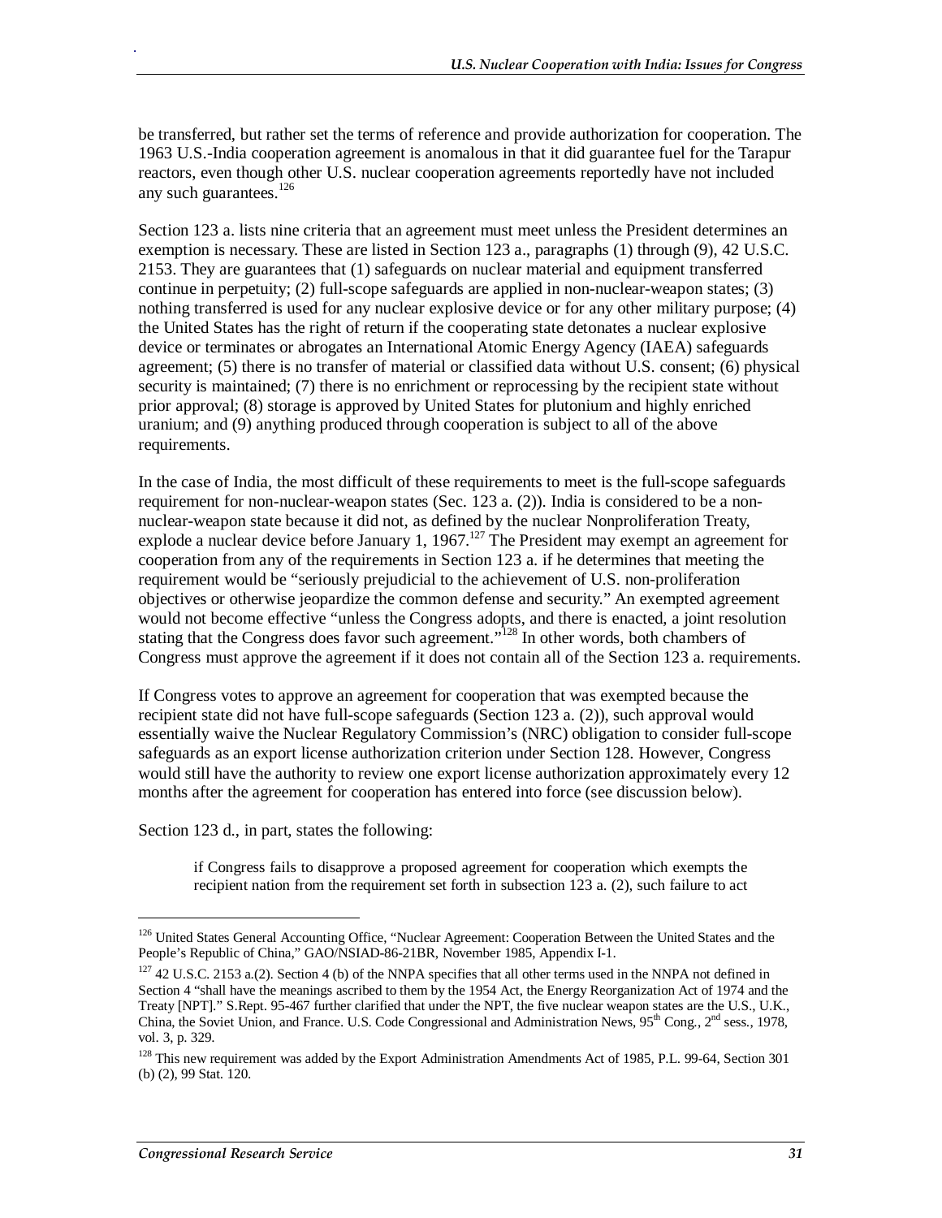be transferred, but rather set the terms of reference and provide authorization for cooperation. The 1963 U.S.-India cooperation agreement is anomalous in that it did guarantee fuel for the Tarapur reactors, even though other U.S. nuclear cooperation agreements reportedly have not included any such guarantees.[126]

Section 123 a. lists nine criteria that an agreement must meet unless the President determines an exemption is necessary. These are listed in Section 123 a., paragraphs (1) through (9), 42 U.S.C. 2153. They are guarantees that (1) safeguards on nuclear material and equipment transferred continue in perpetuity; (2) full-scope safeguards are applied in non-nuclear-weapon states; (3) nothing transferred is used for any nuclear explosive device or for any other military purpose; (4) the United States has the right of return if the cooperating state detonates a nuclear explosive device or terminates or abrogates an International Atomic Energy Agency (IAEA) safeguards agreement; (5) there is no transfer of material or classified data without U.S. consent; (6) physical security is maintained; (7) there is no enrichment or reprocessing by the recipient state without prior approval; (8) storage is approved by United States for plutonium and highly enriched uranium; and (9) anything produced through cooperation is subject to all of the above requirements.

In the case of India, the most difficult of these requirements to meet is the full-scope safeguards requirement for non-nuclear-weapon states (Sec. 123 a. (2)). India is considered to be a non-nuclear-weapon state because it did not, as defined by the nuclear Nonproliferation Treaty, explode a nuclear device before January 1, 1967.[127] The President may exempt an agreement for cooperation from any of the requirements in Section 123 a. if he determines that meeting the requirement would be "seriously prejudicial to the achievement of U.S. non-proliferation objectives or otherwise jeopardize the common defense and security." An exempted agreement would not become effective "unless the Congress adopts, and there is enacted, a joint resolution stating that the Congress does favor such agreement."[128] In other words, both chambers of Congress must approve the agreement if it does not contain all of the Section 123 a. requirements.

If Congress votes to approve an agreement for cooperation that was exempted because the recipient state did not have full-scope safeguards (Section 123 a. (2)), such approval would essentially waive the Nuclear Regulatory Commission's (NRC) obligation to consider full-scope safeguards as an export license authorization criterion under Section 128. However, Congress would still have the authority to review one export license authorization approximately every 12 months after the agreement for cooperation has entered into force (see discussion below).

Section 123 d., in part, states the following:

> if Congress fails to disapprove a proposed agreement for cooperation which exempts the recipient nation from the requirement set forth in subsection 123 a. (2), such failure to act

---

[126] United States General Accounting Office, "Nuclear Agreement: Cooperation Between the United States and the People's Republic of China," GAO/NSIAD-86-21BR, November 1985, Appendix I-1.

[127] 42 U.S.C. 2153 a.(2). Section 4 (b) of the NNPA specifies that all other terms used in the NNPA not defined in Section 4 "shall have the meanings ascribed to them by the 1954 Act, the Energy Reorganization Act of 1974 and the Treaty [NPT]." S.Rept. 95-467 further clarified that under the NPT, the five nuclear weapon states are the U.S., U.K., China, the Soviet Union, and France. U.S. Code Congressional and Administration News, 95th Cong., 2nd sess., 1978, vol. 3, p. 329.

[128] This new requirement was added by the Export Administration Amendments Act of 1985, P.L. 99-64, Section 301 (b) (2), 99 Stat. 120.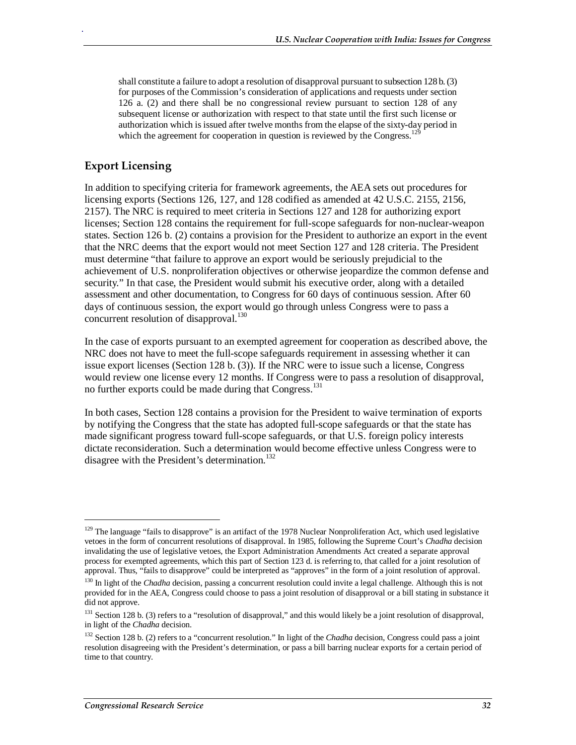> shall constitute a failure to adopt a resolution of disapproval pursuant to subsection 128 b. (3) for purposes of the Commission's consideration of applications and requests under section 126 a. (2) and there shall be no congressional review pursuant to section 128 of any subsequent license or authorization with respect to that state until the first such license or authorization which is issued after twelve months from the elapse of the sixty-day period in which the agreement for cooperation in question is reviewed by the Congress.[129]

## Export Licensing

In addition to specifying criteria for framework agreements, the AEA sets out procedures for licensing exports (Sections 126, 127, and 128 codified as amended at 42 U.S.C. 2155, 2156, 2157). The NRC is required to meet criteria in Sections 127 and 128 for authorizing export licenses; Section 128 contains the requirement for full-scope safeguards for non-nuclear-weapon states. Section 126 b. (2) contains a provision for the President to authorize an export in the event that the NRC deems that the export would not meet Section 127 and 128 criteria. The President must determine "that failure to approve an export would be seriously prejudicial to the achievement of U.S. nonproliferation objectives or otherwise jeopardize the common defense and security." In that case, the President would submit his executive order, along with a detailed assessment and other documentation, to Congress for 60 days of continuous session. After 60 days of continuous session, the export would go through unless Congress were to pass a concurrent resolution of disapproval.[130]

In the case of exports pursuant to an exempted agreement for cooperation as described above, the NRC does not have to meet the full-scope safeguards requirement in assessing whether it can issue export licenses (Section 128 b. (3)). If the NRC were to issue such a license, Congress would review one license every 12 months. If Congress were to pass a resolution of disapproval, no further exports could be made during that Congress.[131]

In both cases, Section 128 contains a provision for the President to waive termination of exports by notifying the Congress that the state has adopted full-scope safeguards or that the state has made significant progress toward full-scope safeguards, or that U.S. foreign policy interests dictate reconsideration. Such a determination would become effective unless Congress were to disagree with the President's determination.[132]

---

[129] The language "fails to disapprove" is an artifact of the 1978 Nuclear Nonproliferation Act, which used legislative vetoes in the form of concurrent resolutions of disapproval. In 1985, following the Supreme Court's *Chadha* decision invalidating the use of legislative vetoes, the Export Administration Amendments Act created a separate approval process for exempted agreements, which this part of Section 123 d. is referring to, that called for a joint resolution of approval. Thus, "fails to disapprove" could be interpreted as "approves" in the form of a joint resolution of approval.

[130] In light of the *Chadha* decision, passing a concurrent resolution could invite a legal challenge. Although this is not provided for in the AEA, Congress could choose to pass a joint resolution of disapproval or a bill stating in substance it did not approve.

[131] Section 128 b. (3) refers to a "resolution of disapproval," and this would likely be a joint resolution of disapproval, in light of the *Chadha* decision.

[132] Section 128 b. (2) refers to a "concurrent resolution." In light of the *Chadha* decision, Congress could pass a joint resolution disagreeing with the President's determination, or pass a bill barring nuclear exports for a certain period of time to that country.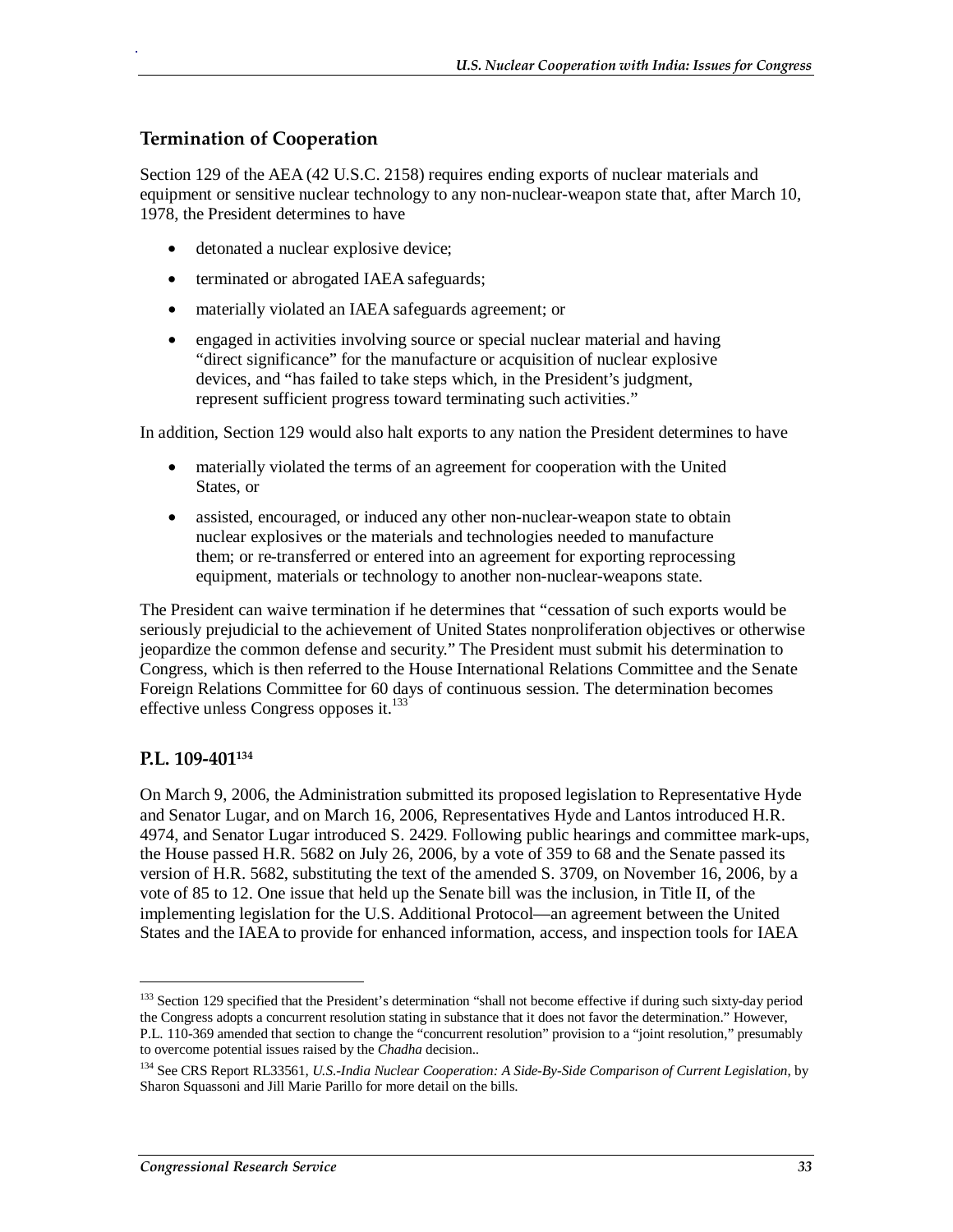## Termination of Cooperation

Section 129 of the AEA (42 U.S.C. 2158) requires ending exports of nuclear materials and equipment or sensitive nuclear technology to any non-nuclear-weapon state that, after March 10, 1978, the President determines to have

- detonated a nuclear explosive device;
- terminated or abrogated IAEA safeguards;
- materially violated an IAEA safeguards agreement; or
- engaged in activities involving source or special nuclear material and having "direct significance" for the manufacture or acquisition of nuclear explosive devices, and "has failed to take steps which, in the President's judgment, represent sufficient progress toward terminating such activities."

In addition, Section 129 would also halt exports to any nation the President determines to have

- materially violated the terms of an agreement for cooperation with the United States, or
- assisted, encouraged, or induced any other non-nuclear-weapon state to obtain nuclear explosives or the materials and technologies needed to manufacture them; or re-transferred or entered into an agreement for exporting reprocessing equipment, materials or technology to another non-nuclear-weapons state.

The President can waive termination if he determines that "cessation of such exports would be seriously prejudicial to the achievement of United States nonproliferation objectives or otherwise jeopardize the common defense and security." The President must submit his determination to Congress, which is then referred to the House International Relations Committee and the Senate Foreign Relations Committee for 60 days of continuous session. The determination becomes effective unless Congress opposes it.[133]

## P.L. 109-401[134]

On March 9, 2006, the Administration submitted its proposed legislation to Representative Hyde and Senator Lugar, and on March 16, 2006, Representatives Hyde and Lantos introduced H.R. 4974, and Senator Lugar introduced S. 2429. Following public hearings and committee mark-ups, the House passed H.R. 5682 on July 26, 2006, by a vote of 359 to 68 and the Senate passed its version of H.R. 5682, substituting the text of the amended S. 3709, on November 16, 2006, by a vote of 85 to 12. One issue that held up the Senate bill was the inclusion, in Title II, of the implementing legislation for the U.S. Additional Protocol—an agreement between the United States and the IAEA to provide for enhanced information, access, and inspection tools for IAEA

---

[133] Section 129 specified that the President's determination "shall not become effective if during such sixty-day period the Congress adopts a concurrent resolution stating in substance that it does not favor the determination." However, P.L. 110-369 amended that section to change the "concurrent resolution" provision to a "joint resolution," presumably to overcome potential issues raised by the *Chadha* decision..

[134] See CRS Report RL33561, *U.S.-India Nuclear Cooperation: A Side-By-Side Comparison of Current Legislation*, by Sharon Squassoni and Jill Marie Parillo for more detail on the bills.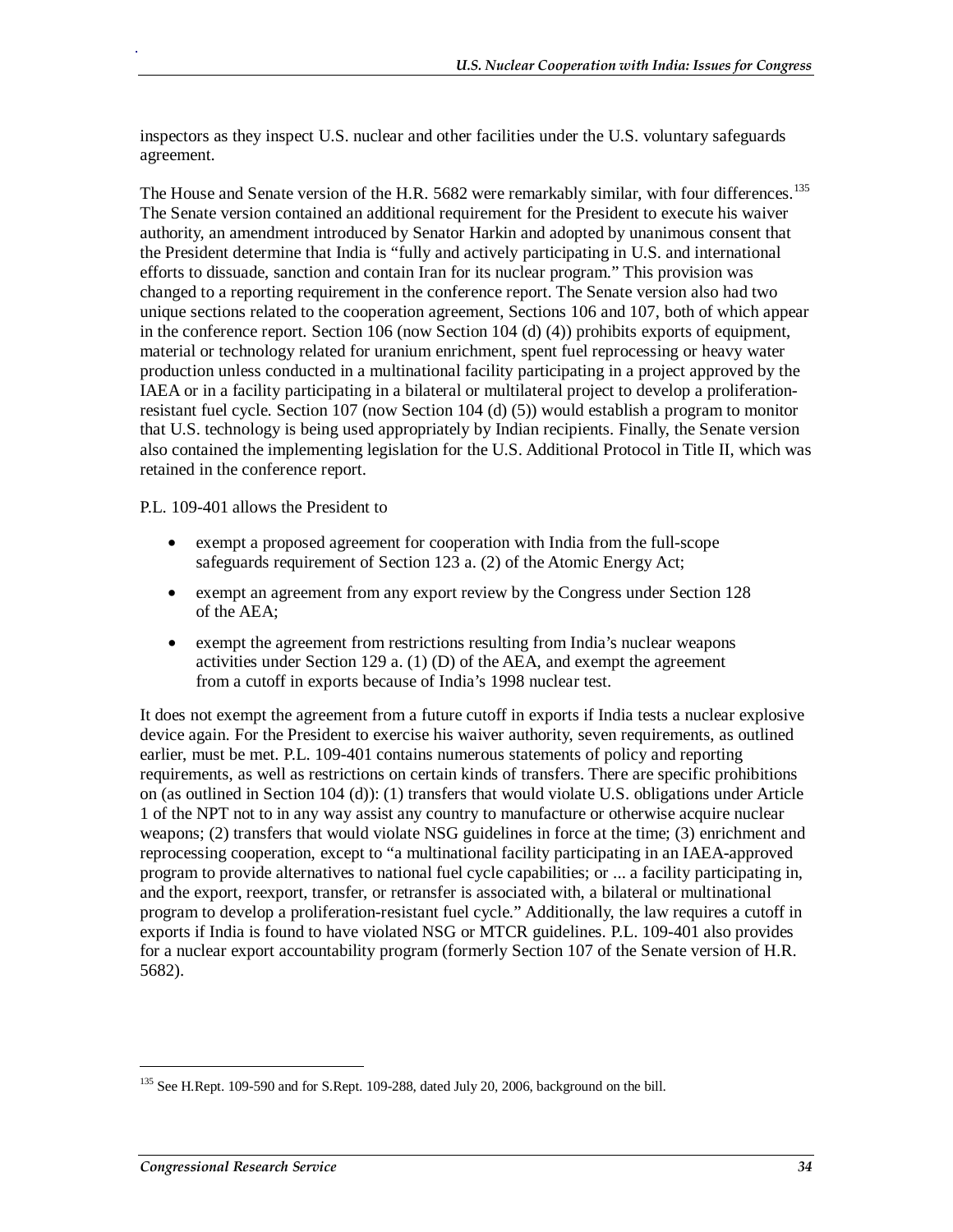inspectors as they inspect U.S. nuclear and other facilities under the U.S. voluntary safeguards agreement.

The House and Senate version of the H.R. 5682 were remarkably similar, with four differences.[135] The Senate version contained an additional requirement for the President to execute his waiver authority, an amendment introduced by Senator Harkin and adopted by unanimous consent that the President determine that India is "fully and actively participating in U.S. and international efforts to dissuade, sanction and contain Iran for its nuclear program." This provision was changed to a reporting requirement in the conference report. The Senate version also had two unique sections related to the cooperation agreement, Sections 106 and 107, both of which appear in the conference report. Section 106 (now Section 104 (d) (4)) prohibits exports of equipment, material or technology related for uranium enrichment, spent fuel reprocessing or heavy water production unless conducted in a multinational facility participating in a project approved by the IAEA or in a facility participating in a bilateral or multilateral project to develop a proliferation-resistant fuel cycle. Section 107 (now Section 104 (d) (5)) would establish a program to monitor that U.S. technology is being used appropriately by Indian recipients. Finally, the Senate version also contained the implementing legislation for the U.S. Additional Protocol in Title II, which was retained in the conference report.

P.L. 109-401 allows the President to

- exempt a proposed agreement for cooperation with India from the full-scope safeguards requirement of Section 123 a. (2) of the Atomic Energy Act;
- exempt an agreement from any export review by the Congress under Section 128 of the AEA;
- exempt the agreement from restrictions resulting from India's nuclear weapons activities under Section 129 a. (1) (D) of the AEA, and exempt the agreement from a cutoff in exports because of India's 1998 nuclear test.

It does not exempt the agreement from a future cutoff in exports if India tests a nuclear explosive device again. For the President to exercise his waiver authority, seven requirements, as outlined earlier, must be met. P.L. 109-401 contains numerous statements of policy and reporting requirements, as well as restrictions on certain kinds of transfers. There are specific prohibitions on (as outlined in Section 104 (d)): (1) transfers that would violate U.S. obligations under Article 1 of the NPT not to in any way assist any country to manufacture or otherwise acquire nuclear weapons; (2) transfers that would violate NSG guidelines in force at the time; (3) enrichment and reprocessing cooperation, except to "a multinational facility participating in an IAEA-approved program to provide alternatives to national fuel cycle capabilities; or ... a facility participating in, and the export, reexport, transfer, or retransfer is associated with, a bilateral or multinational program to develop a proliferation-resistant fuel cycle." Additionally, the law requires a cutoff in exports if India is found to have violated NSG or MTCR guidelines. P.L. 109-401 also provides for a nuclear export accountability program (formerly Section 107 of the Senate version of H.R. 5682).

[135] See H.Rept. 109-590 and for S.Rept. 109-288, dated July 20, 2006, background on the bill.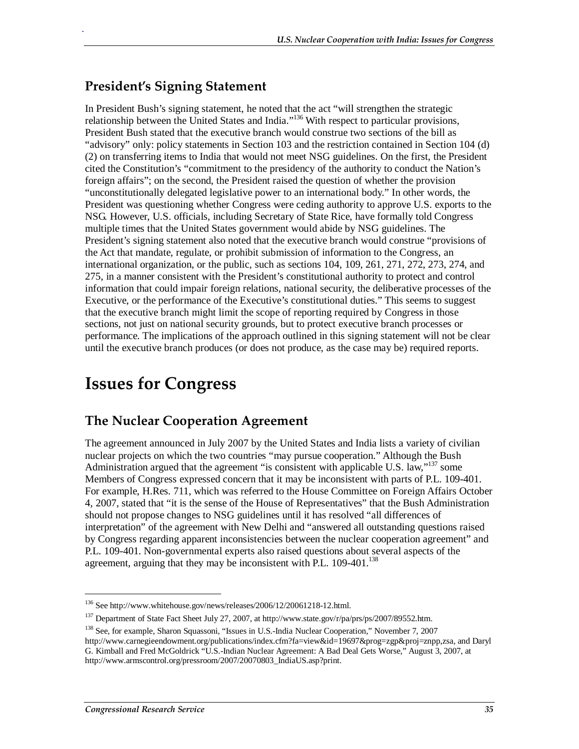## President's Signing Statement

In President Bush's signing statement, he noted that the act "will strengthen the strategic relationship between the United States and India."[136] With respect to particular provisions, President Bush stated that the executive branch would construe two sections of the bill as "advisory" only: policy statements in Section 103 and the restriction contained in Section 104 (d) (2) on transferring items to India that would not meet NSG guidelines. On the first, the President cited the Constitution's "commitment to the presidency of the authority to conduct the Nation's foreign affairs"; on the second, the President raised the question of whether the provision "unconstitutionally delegated legislative power to an international body." In other words, the President was questioning whether Congress were ceding authority to approve U.S. exports to the NSG. However, U.S. officials, including Secretary of State Rice, have formally told Congress multiple times that the United States government would abide by NSG guidelines. The President's signing statement also noted that the executive branch would construe "provisions of the Act that mandate, regulate, or prohibit submission of information to the Congress, an international organization, or the public, such as sections 104, 109, 261, 271, 272, 273, 274, and 275, in a manner consistent with the President's constitutional authority to protect and control information that could impair foreign relations, national security, the deliberative processes of the Executive, or the performance of the Executive's constitutional duties." This seems to suggest that the executive branch might limit the scope of reporting required by Congress in those sections, not just on national security grounds, but to protect executive branch processes or performance. The implications of the approach outlined in this signing statement will not be clear until the executive branch produces (or does not produce, as the case may be) required reports.

# Issues for Congress

## The Nuclear Cooperation Agreement

The agreement announced in July 2007 by the United States and India lists a variety of civilian nuclear projects on which the two countries "may pursue cooperation." Although the Bush Administration argued that the agreement "is consistent with applicable U.S. law,"[137] some Members of Congress expressed concern that it may be inconsistent with parts of P.L. 109-401. For example, H.Res. 711, which was referred to the House Committee on Foreign Affairs October 4, 2007, stated that "it is the sense of the House of Representatives" that the Bush Administration should not propose changes to NSG guidelines until it has resolved "all differences of interpretation" of the agreement with New Delhi and "answered all outstanding questions raised by Congress regarding apparent inconsistencies between the nuclear cooperation agreement" and P.L. 109-401. Non-governmental experts also raised questions about several aspects of the agreement, arguing that they may be inconsistent with P.L. 109-401.[138]

---

[136] See http://www.whitehouse.gov/news/releases/2006/12/20061218-12.html.

[137] Department of State Fact Sheet July 27, 2007, at http://www.state.gov/r/pa/prs/ps/2007/89552.htm.

[138] See, for example, Sharon Squassoni, "Issues in U.S.-India Nuclear Cooperation," November 7, 2007 http://www.carnegieendowment.org/publications/index.cfm?fa=view&id=19697&prog=zgp&proj=znpp,zsa, and Daryl G. Kimball and Fred McGoldrick "U.S.-Indian Nuclear Agreement: A Bad Deal Gets Worse," August 3, 2007, at http://www.armscontrol.org/pressroom/2007/20070803_IndiaUS.asp?print.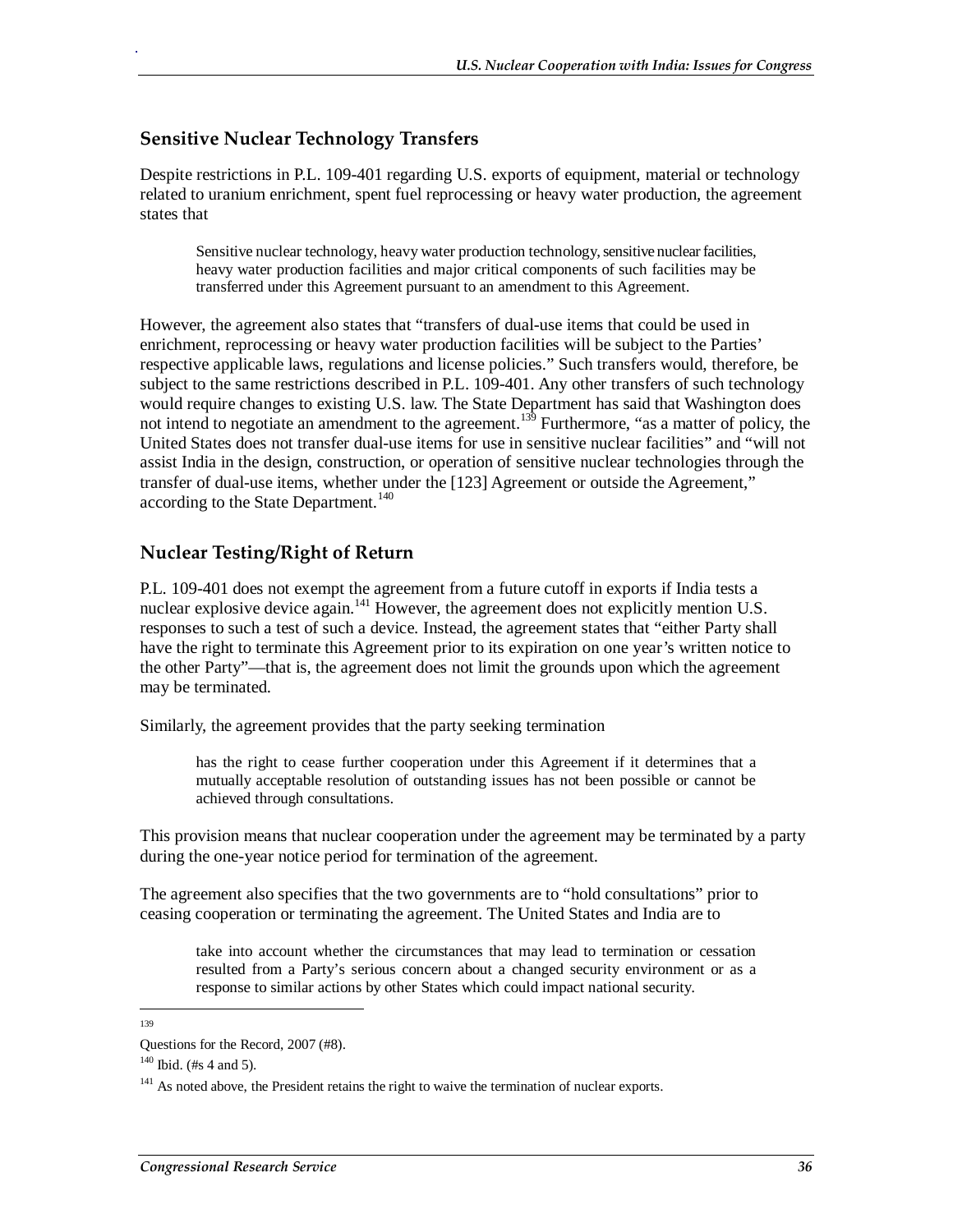## Sensitive Nuclear Technology Transfers

Despite restrictions in P.L. 109-401 regarding U.S. exports of equipment, material or technology related to uranium enrichment, spent fuel reprocessing or heavy water production, the agreement states that

> Sensitive nuclear technology, heavy water production technology, sensitive nuclear facilities, heavy water production facilities and major critical components of such facilities may be transferred under this Agreement pursuant to an amendment to this Agreement.

However, the agreement also states that "transfers of dual-use items that could be used in enrichment, reprocessing or heavy water production facilities will be subject to the Parties' respective applicable laws, regulations and license policies." Such transfers would, therefore, be subject to the same restrictions described in P.L. 109-401. Any other transfers of such technology would require changes to existing U.S. law. The State Department has said that Washington does not intend to negotiate an amendment to the agreement.[139] Furthermore, "as a matter of policy, the United States does not transfer dual-use items for use in sensitive nuclear facilities" and "will not assist India in the design, construction, or operation of sensitive nuclear technologies through the transfer of dual-use items, whether under the [123] Agreement or outside the Agreement," according to the State Department.[140]

## Nuclear Testing/Right of Return

P.L. 109-401 does not exempt the agreement from a future cutoff in exports if India tests a nuclear explosive device again.[141] However, the agreement does not explicitly mention U.S. responses to such a test of such a device. Instead, the agreement states that "either Party shall have the right to terminate this Agreement prior to its expiration on one year's written notice to the other Party"—that is, the agreement does not limit the grounds upon which the agreement may be terminated.

Similarly, the agreement provides that the party seeking termination

> has the right to cease further cooperation under this Agreement if it determines that a mutually acceptable resolution of outstanding issues has not been possible or cannot be achieved through consultations.

This provision means that nuclear cooperation under the agreement may be terminated by a party during the one-year notice period for termination of the agreement.

The agreement also specifies that the two governments are to "hold consultations" prior to ceasing cooperation or terminating the agreement. The United States and India are to

> take into account whether the circumstances that may lead to termination or cessation resulted from a Party's serious concern about a changed security environment or as a response to similar actions by other States which could impact national security.

---

[139] Questions for the Record, 2007 (#8).

[140] Ibid. (#s 4 and 5).

[141] As noted above, the President retains the right to waive the termination of nuclear exports.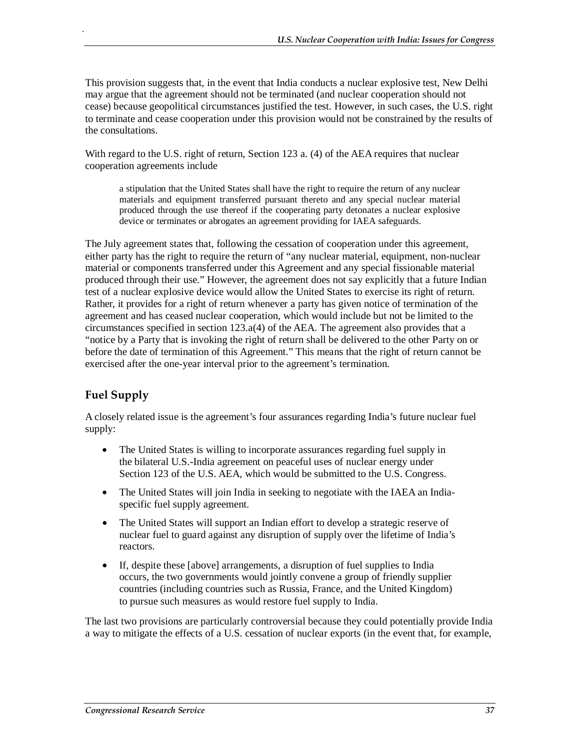This provision suggests that, in the event that India conducts a nuclear explosive test, New Delhi may argue that the agreement should not be terminated (and nuclear cooperation should not cease) because geopolitical circumstances justified the test. However, in such cases, the U.S. right to terminate and cease cooperation under this provision would not be constrained by the results of the consultations.

With regard to the U.S. right of return, Section 123 a. (4) of the AEA requires that nuclear cooperation agreements include

> a stipulation that the United States shall have the right to require the return of any nuclear materials and equipment transferred pursuant thereto and any special nuclear material produced through the use thereof if the cooperating party detonates a nuclear explosive device or terminates or abrogates an agreement providing for IAEA safeguards.

The July agreement states that, following the cessation of cooperation under this agreement, either party has the right to require the return of "any nuclear material, equipment, non-nuclear material or components transferred under this Agreement and any special fissionable material produced through their use." However, the agreement does not say explicitly that a future Indian test of a nuclear explosive device would allow the United States to exercise its right of return. Rather, it provides for a right of return whenever a party has given notice of termination of the agreement and has ceased nuclear cooperation, which would include but not be limited to the circumstances specified in section 123.a(4) of the AEA. The agreement also provides that a "notice by a Party that is invoking the right of return shall be delivered to the other Party on or before the date of termination of this Agreement." This means that the right of return cannot be exercised after the one-year interval prior to the agreement's termination.

### Fuel Supply

A closely related issue is the agreement's four assurances regarding India's future nuclear fuel supply:

- The United States is willing to incorporate assurances regarding fuel supply in the bilateral U.S.-India agreement on peaceful uses of nuclear energy under Section 123 of the U.S. AEA, which would be submitted to the U.S. Congress.
- The United States will join India in seeking to negotiate with the IAEA an India-specific fuel supply agreement.
- The United States will support an Indian effort to develop a strategic reserve of nuclear fuel to guard against any disruption of supply over the lifetime of India's reactors.
- If, despite these [above] arrangements, a disruption of fuel supplies to India occurs, the two governments would jointly convene a group of friendly supplier countries (including countries such as Russia, France, and the United Kingdom) to pursue such measures as would restore fuel supply to India.

The last two provisions are particularly controversial because they could potentially provide India a way to mitigate the effects of a U.S. cessation of nuclear exports (in the event that, for example,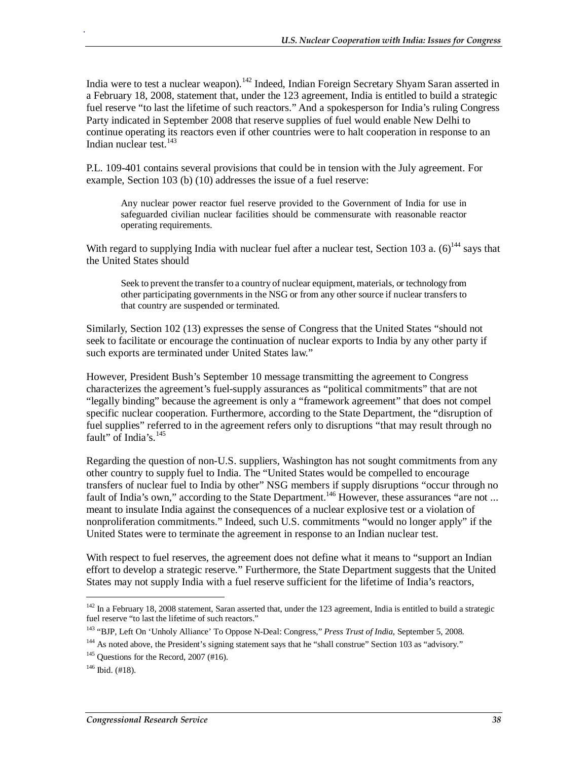India were to test a nuclear weapon).[142] Indeed, Indian Foreign Secretary Shyam Saran asserted in a February 18, 2008, statement that, under the 123 agreement, India is entitled to build a strategic fuel reserve "to last the lifetime of such reactors." And a spokesperson for India's ruling Congress Party indicated in September 2008 that reserve supplies of fuel would enable New Delhi to continue operating its reactors even if other countries were to halt cooperation in response to an Indian nuclear test.[143]

P.L. 109-401 contains several provisions that could be in tension with the July agreement. For example, Section 103 (b) (10) addresses the issue of a fuel reserve:

> Any nuclear power reactor fuel reserve provided to the Government of India for use in safeguarded civilian nuclear facilities should be commensurate with reasonable reactor operating requirements.

With regard to supplying India with nuclear fuel after a nuclear test, Section 103 a. (6)[144] says that the United States should

> Seek to prevent the transfer to a country of nuclear equipment, materials, or technology from other participating governments in the NSG or from any other source if nuclear transfers to that country are suspended or terminated.

Similarly, Section 102 (13) expresses the sense of Congress that the United States "should not seek to facilitate or encourage the continuation of nuclear exports to India by any other party if such exports are terminated under United States law."

However, President Bush's September 10 message transmitting the agreement to Congress characterizes the agreement's fuel-supply assurances as "political commitments" that are not "legally binding" because the agreement is only a "framework agreement" that does not compel specific nuclear cooperation. Furthermore, according to the State Department, the "disruption of fuel supplies" referred to in the agreement refers only to disruptions "that may result through no fault" of India's.[145]

Regarding the question of non-U.S. suppliers, Washington has not sought commitments from any other country to supply fuel to India. The "United States would be compelled to encourage transfers of nuclear fuel to India by other" NSG members if supply disruptions "occur through no fault of India's own," according to the State Department.[146] However, these assurances "are not ... meant to insulate India against the consequences of a nuclear explosive test or a violation of nonproliferation commitments." Indeed, such U.S. commitments "would no longer apply" if the United States were to terminate the agreement in response to an Indian nuclear test.

With respect to fuel reserves, the agreement does not define what it means to "support an Indian effort to develop a strategic reserve." Furthermore, the State Department suggests that the United States may not supply India with a fuel reserve sufficient for the lifetime of India's reactors,

---

[142] In a February 18, 2008 statement, Saran asserted that, under the 123 agreement, India is entitled to build a strategic fuel reserve "to last the lifetime of such reactors."

[143] "BJP, Left On 'Unholy Alliance' To Oppose N-Deal: Congress," *Press Trust of India*, September 5, 2008.

[144] As noted above, the President's signing statement says that he "shall construe" Section 103 as "advisory."

[145] Questions for the Record, 2007 (#16).

[146] Ibid. (#18).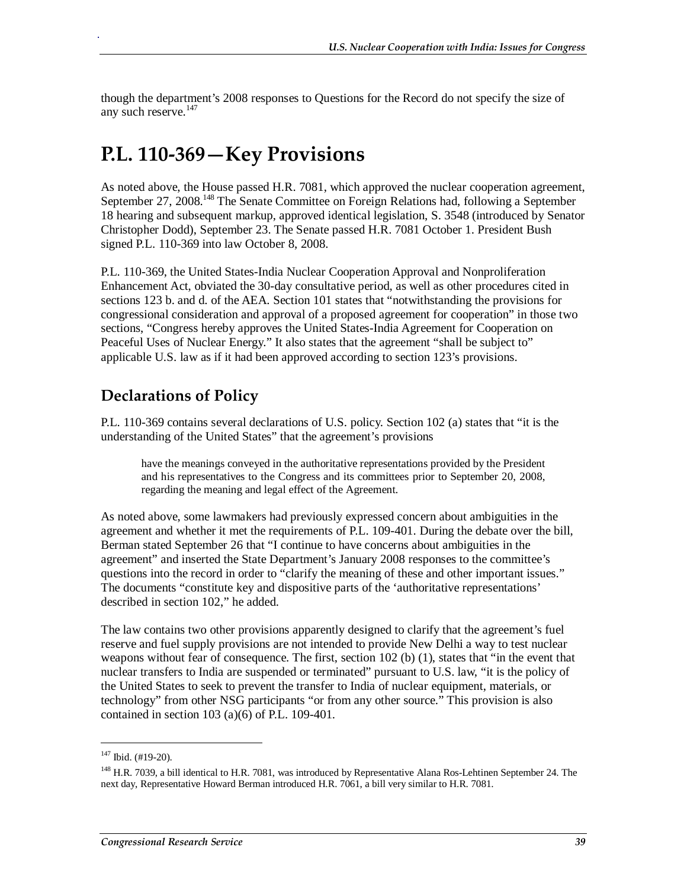though the department's 2008 responses to Questions for the Record do not specify the size of any such reserve.[147]

# P.L. 110-369—Key Provisions

As noted above, the House passed H.R. 7081, which approved the nuclear cooperation agreement, September 27, 2008.[148] The Senate Committee on Foreign Relations had, following a September 18 hearing and subsequent markup, approved identical legislation, S. 3548 (introduced by Senator Christopher Dodd), September 23. The Senate passed H.R. 7081 October 1. President Bush signed P.L. 110-369 into law October 8, 2008.

P.L. 110-369, the United States-India Nuclear Cooperation Approval and Nonproliferation Enhancement Act, obviated the 30-day consultative period, as well as other procedures cited in sections 123 b. and d. of the AEA. Section 101 states that "notwithstanding the provisions for congressional consideration and approval of a proposed agreement for cooperation" in those two sections, "Congress hereby approves the United States-India Agreement for Cooperation on Peaceful Uses of Nuclear Energy." It also states that the agreement "shall be subject to" applicable U.S. law as if it had been approved according to section 123's provisions.

## Declarations of Policy

P.L. 110-369 contains several declarations of U.S. policy. Section 102 (a) states that "it is the understanding of the United States" that the agreement's provisions

> have the meanings conveyed in the authoritative representations provided by the President and his representatives to the Congress and its committees prior to September 20, 2008, regarding the meaning and legal effect of the Agreement.

As noted above, some lawmakers had previously expressed concern about ambiguities in the agreement and whether it met the requirements of P.L. 109-401. During the debate over the bill, Berman stated September 26 that "I continue to have concerns about ambiguities in the agreement" and inserted the State Department's January 2008 responses to the committee's questions into the record in order to "clarify the meaning of these and other important issues." The documents "constitute key and dispositive parts of the 'authoritative representations' described in section 102," he added.

The law contains two other provisions apparently designed to clarify that the agreement's fuel reserve and fuel supply provisions are not intended to provide New Delhi a way to test nuclear weapons without fear of consequence. The first, section 102 (b) (1), states that "in the event that nuclear transfers to India are suspended or terminated" pursuant to U.S. law, "it is the policy of the United States to seek to prevent the transfer to India of nuclear equipment, materials, or technology" from other NSG participants "or from any other source." This provision is also contained in section 103 (a)(6) of P.L. 109-401.

---

[147] Ibid. (#19-20).

[148] H.R. 7039, a bill identical to H.R. 7081, was introduced by Representative Alana Ros-Lehtinen September 24. The next day, Representative Howard Berman introduced H.R. 7061, a bill very similar to H.R. 7081.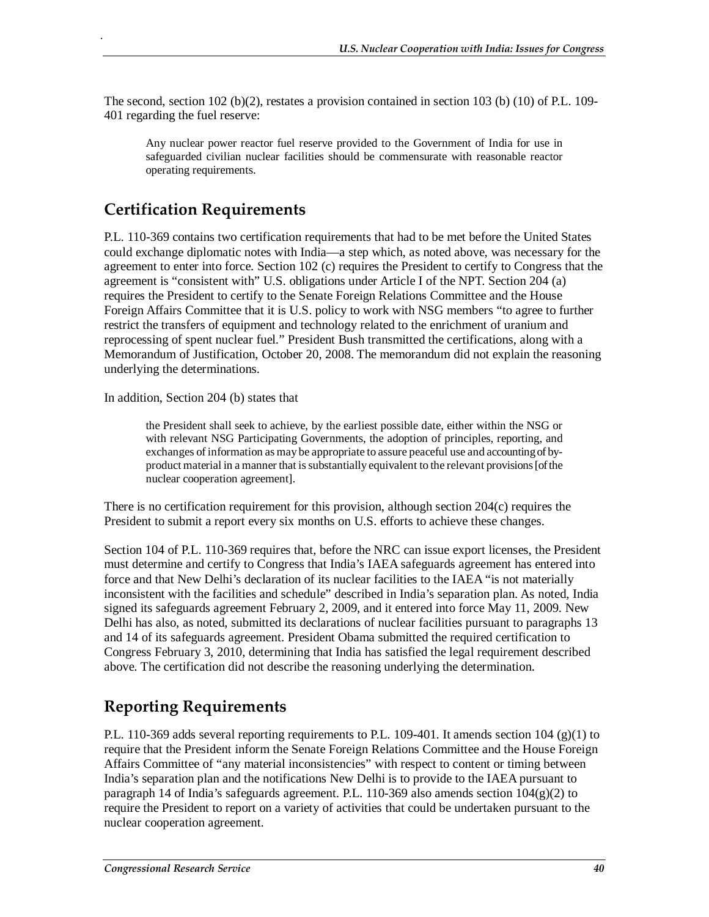The second, section 102 (b)(2), restates a provision contained in section 103 (b) (10) of P.L. 109-401 regarding the fuel reserve:

> Any nuclear power reactor fuel reserve provided to the Government of India for use in safeguarded civilian nuclear facilities should be commensurate with reasonable reactor operating requirements.

## Certification Requirements

P.L. 110-369 contains two certification requirements that had to be met before the United States could exchange diplomatic notes with India—a step which, as noted above, was necessary for the agreement to enter into force. Section 102 (c) requires the President to certify to Congress that the agreement is "consistent with" U.S. obligations under Article I of the NPT. Section 204 (a) requires the President to certify to the Senate Foreign Relations Committee and the House Foreign Affairs Committee that it is U.S. policy to work with NSG members "to agree to further restrict the transfers of equipment and technology related to the enrichment of uranium and reprocessing of spent nuclear fuel." President Bush transmitted the certifications, along with a Memorandum of Justification, October 20, 2008. The memorandum did not explain the reasoning underlying the determinations.

In addition, Section 204 (b) states that

> the President shall seek to achieve, by the earliest possible date, either within the NSG or with relevant NSG Participating Governments, the adoption of principles, reporting, and exchanges of information as may be appropriate to assure peaceful use and accounting of by-product material in a manner that is substantially equivalent to the relevant provisions [of the nuclear cooperation agreement].

There is no certification requirement for this provision, although section 204(c) requires the President to submit a report every six months on U.S. efforts to achieve these changes.

Section 104 of P.L. 110-369 requires that, before the NRC can issue export licenses, the President must determine and certify to Congress that India's IAEA safeguards agreement has entered into force and that New Delhi's declaration of its nuclear facilities to the IAEA "is not materially inconsistent with the facilities and schedule" described in India's separation plan. As noted, India signed its safeguards agreement February 2, 2009, and it entered into force May 11, 2009. New Delhi has also, as noted, submitted its declarations of nuclear facilities pursuant to paragraphs 13 and 14 of its safeguards agreement. President Obama submitted the required certification to Congress February 3, 2010, determining that India has satisfied the legal requirement described above. The certification did not describe the reasoning underlying the determination.

## Reporting Requirements

P.L. 110-369 adds several reporting requirements to P.L. 109-401. It amends section 104 (g)(1) to require that the President inform the Senate Foreign Relations Committee and the House Foreign Affairs Committee of "any material inconsistencies" with respect to content or timing between India's separation plan and the notifications New Delhi is to provide to the IAEA pursuant to paragraph 14 of India's safeguards agreement. P.L. 110-369 also amends section 104(g)(2) to require the President to report on a variety of activities that could be undertaken pursuant to the nuclear cooperation agreement.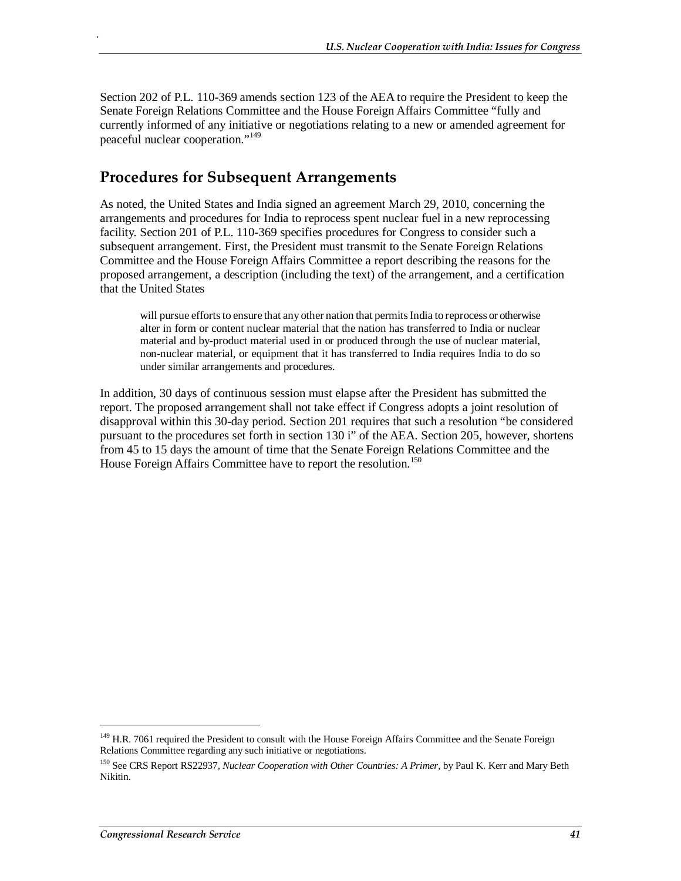Section 202 of P.L. 110-369 amends section 123 of the AEA to require the President to keep the Senate Foreign Relations Committee and the House Foreign Affairs Committee "fully and currently informed of any initiative or negotiations relating to a new or amended agreement for peaceful nuclear cooperation."[149]

## Procedures for Subsequent Arrangements

As noted, the United States and India signed an agreement March 29, 2010, concerning the arrangements and procedures for India to reprocess spent nuclear fuel in a new reprocessing facility. Section 201 of P.L. 110-369 specifies procedures for Congress to consider such a subsequent arrangement. First, the President must transmit to the Senate Foreign Relations Committee and the House Foreign Affairs Committee a report describing the reasons for the proposed arrangement, a description (including the text) of the arrangement, and a certification that the United States

> will pursue efforts to ensure that any other nation that permits India to reprocess or otherwise alter in form or content nuclear material that the nation has transferred to India or nuclear material and by-product material used in or produced through the use of nuclear material, non-nuclear material, or equipment that it has transferred to India requires India to do so under similar arrangements and procedures.

In addition, 30 days of continuous session must elapse after the President has submitted the report. The proposed arrangement shall not take effect if Congress adopts a joint resolution of disapproval within this 30-day period. Section 201 requires that such a resolution "be considered pursuant to the procedures set forth in section 130 i" of the AEA. Section 205, however, shortens from 45 to 15 days the amount of time that the Senate Foreign Relations Committee and the House Foreign Affairs Committee have to report the resolution.[150]

---

[149] H.R. 7061 required the President to consult with the House Foreign Affairs Committee and the Senate Foreign Relations Committee regarding any such initiative or negotiations.

[150] See CRS Report RS22937, *Nuclear Cooperation with Other Countries: A Primer*, by Paul K. Kerr and Mary Beth Nikitin.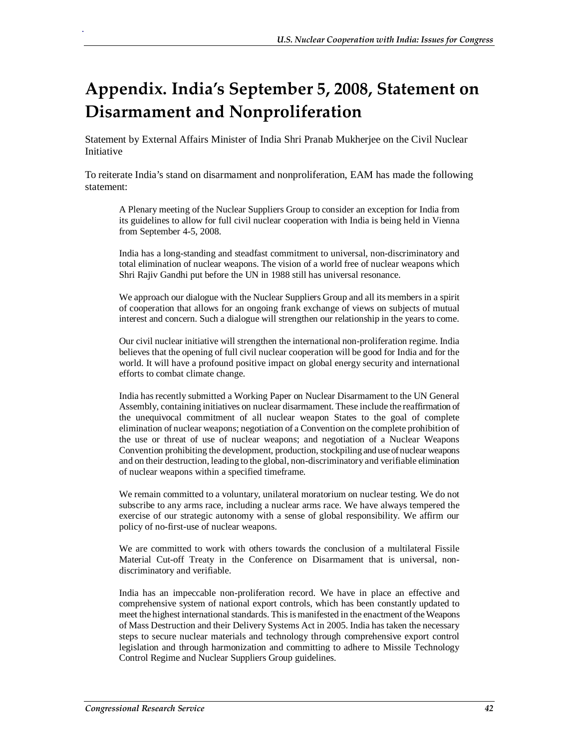# Appendix. India's September 5, 2008, Statement on Disarmament and Nonproliferation

Statement by External Affairs Minister of India Shri Pranab Mukherjee on the Civil Nuclear Initiative

To reiterate India's stand on disarmament and nonproliferation, EAM has made the following statement:

> A Plenary meeting of the Nuclear Suppliers Group to consider an exception for India from its guidelines to allow for full civil nuclear cooperation with India is being held in Vienna from September 4-5, 2008.
>
> India has a long-standing and steadfast commitment to universal, non-discriminatory and total elimination of nuclear weapons. The vision of a world free of nuclear weapons which Shri Rajiv Gandhi put before the UN in 1988 still has universal resonance.
>
> We approach our dialogue with the Nuclear Suppliers Group and all its members in a spirit of cooperation that allows for an ongoing frank exchange of views on subjects of mutual interest and concern. Such a dialogue will strengthen our relationship in the years to come.
>
> Our civil nuclear initiative will strengthen the international non-proliferation regime. India believes that the opening of full civil nuclear cooperation will be good for India and for the world. It will have a profound positive impact on global energy security and international efforts to combat climate change.
>
> India has recently submitted a Working Paper on Nuclear Disarmament to the UN General Assembly, containing initiatives on nuclear disarmament. These include the reaffirmation of the unequivocal commitment of all nuclear weapon States to the goal of complete elimination of nuclear weapons; negotiation of a Convention on the complete prohibition of the use or threat of use of nuclear weapons; and negotiation of a Nuclear Weapons Convention prohibiting the development, production, stockpiling and use of nuclear weapons and on their destruction, leading to the global, non-discriminatory and verifiable elimination of nuclear weapons within a specified timeframe.
>
> We remain committed to a voluntary, unilateral moratorium on nuclear testing. We do not subscribe to any arms race, including a nuclear arms race. We have always tempered the exercise of our strategic autonomy with a sense of global responsibility. We affirm our policy of no-first-use of nuclear weapons.
>
> We are committed to work with others towards the conclusion of a multilateral Fissile Material Cut-off Treaty in the Conference on Disarmament that is universal, non-discriminatory and verifiable.
>
> India has an impeccable non-proliferation record. We have in place an effective and comprehensive system of national export controls, which has been constantly updated to meet the highest international standards. This is manifested in the enactment of the Weapons of Mass Destruction and their Delivery Systems Act in 2005. India has taken the necessary steps to secure nuclear materials and technology through comprehensive export control legislation and through harmonization and committing to adhere to Missile Technology Control Regime and Nuclear Suppliers Group guidelines.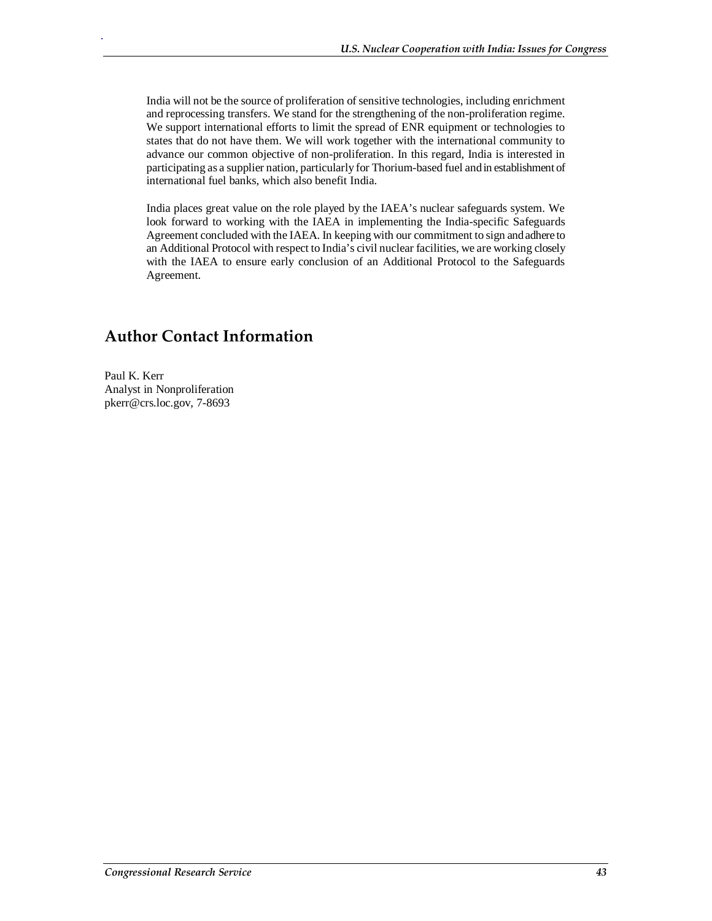> India will not be the source of proliferation of sensitive technologies, including enrichment and reprocessing transfers. We stand for the strengthening of the non-proliferation regime. We support international efforts to limit the spread of ENR equipment or technologies to states that do not have them. We will work together with the international community to advance our common objective of non-proliferation. In this regard, India is interested in participating as a supplier nation, particularly for Thorium-based fuel and in establishment of international fuel banks, which also benefit India.
>
> India places great value on the role played by the IAEA's nuclear safeguards system. We look forward to working with the IAEA in implementing the India-specific Safeguards Agreement concluded with the IAEA. In keeping with our commitment to sign and adhere to an Additional Protocol with respect to India's civil nuclear facilities, we are working closely with the IAEA to ensure early conclusion of an Additional Protocol to the Safeguards Agreement.

## Author Contact Information

Paul K. Kerr
Analyst in Nonproliferation
pkerr@crs.loc.gov, 7-8693